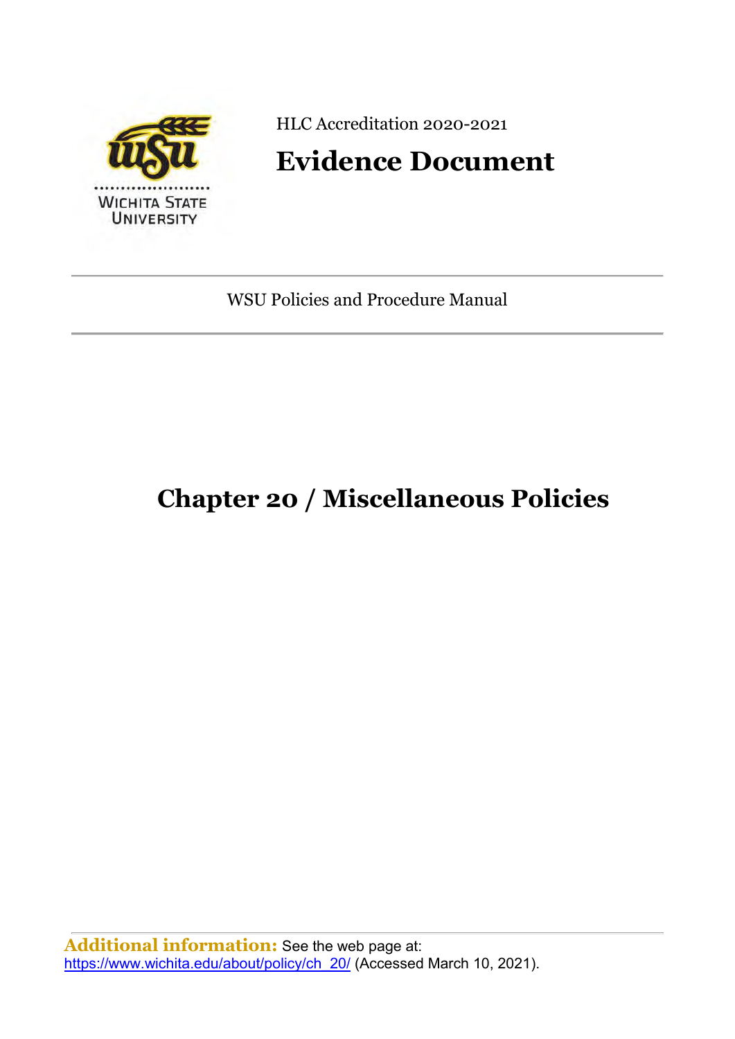HLC Accreditation 2020-2021

# Evidence Document

WSU Policies and Procedure Manual

# Chapter 20 / Miscellaneous Policies

**Additional information:** See the web page at: https://www.wichita.edu/about/policy/ch_20/ (Accessed March 10, 2021).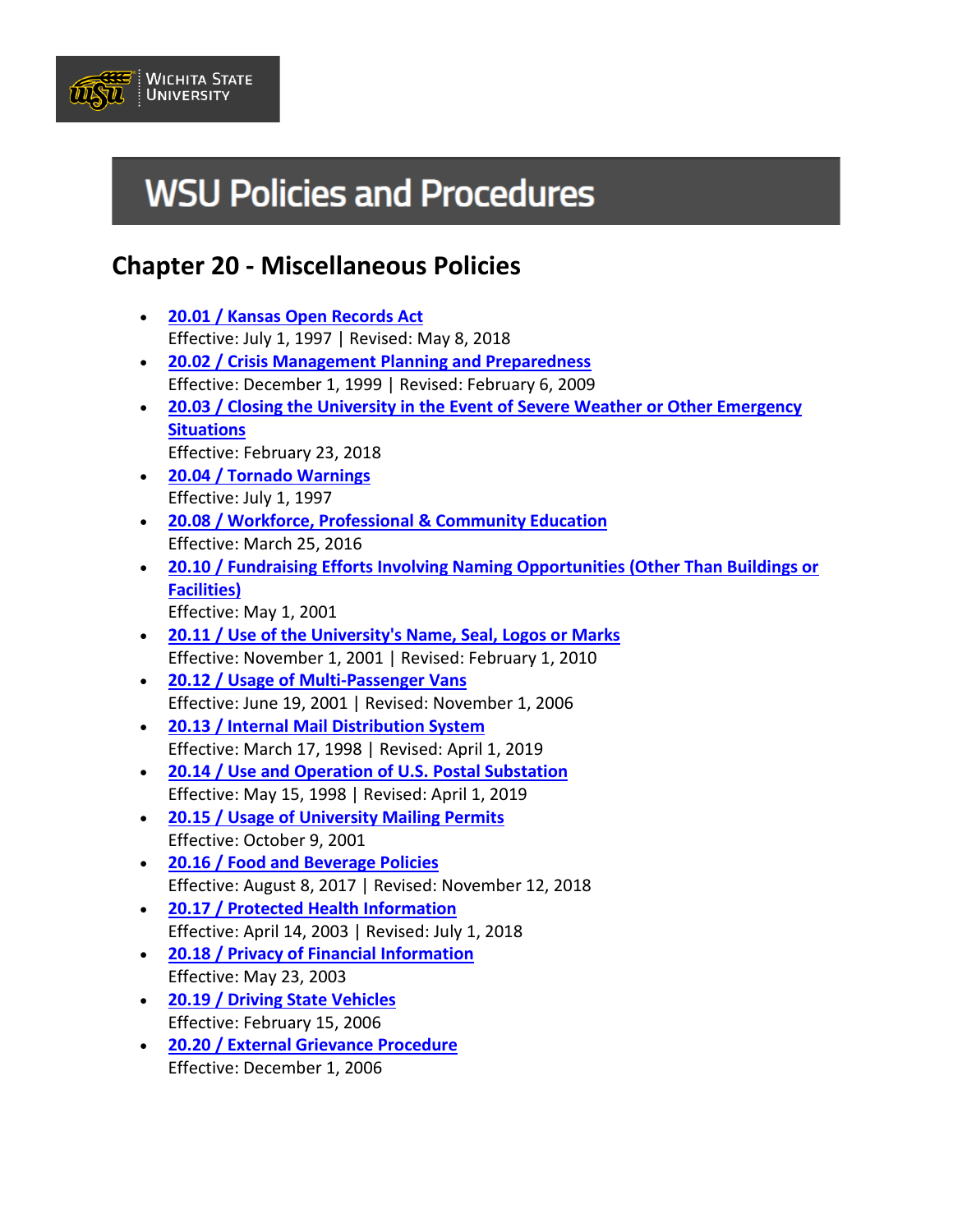# WSU Policies and Procedures

## Chapter 20 - Miscellaneous Policies

- **20.01 / Kansas Open Records Act**
  Effective: July 1, 1997 | Revised: May 8, 2018
- **20.02 / Crisis Management Planning and Preparedness**
  Effective: December 1, 1999 | Revised: February 6, 2009
- **20.03 / Closing the University in the Event of Severe Weather or Other Emergency Situations**
  Effective: February 23, 2018
- **20.04 / Tornado Warnings**
  Effective: July 1, 1997
- **20.08 / Workforce, Professional & Community Education**
  Effective: March 25, 2016
- **20.10 / Fundraising Efforts Involving Naming Opportunities (Other Than Buildings or Facilities)**
  Effective: May 1, 2001
- **20.11 / Use of the University's Name, Seal, Logos or Marks**
  Effective: November 1, 2001 | Revised: February 1, 2010
- **20.12 / Usage of Multi-Passenger Vans**
  Effective: June 19, 2001 | Revised: November 1, 2006
- **20.13 / Internal Mail Distribution System**
  Effective: March 17, 1998 | Revised: April 1, 2019
- **20.14 / Use and Operation of U.S. Postal Substation**
  Effective: May 15, 1998 | Revised: April 1, 2019
- **20.15 / Usage of University Mailing Permits**
  Effective: October 9, 2001
- **20.16 / Food and Beverage Policies**
  Effective: August 8, 2017 | Revised: November 12, 2018
- **20.17 / Protected Health Information**
  Effective: April 14, 2003 | Revised: July 1, 2018
- **20.18 / Privacy of Financial Information**
  Effective: May 23, 2003
- **20.19 / Driving State Vehicles**
  Effective: February 15, 2006
- **20.20 / External Grievance Procedure**
  Effective: December 1, 2006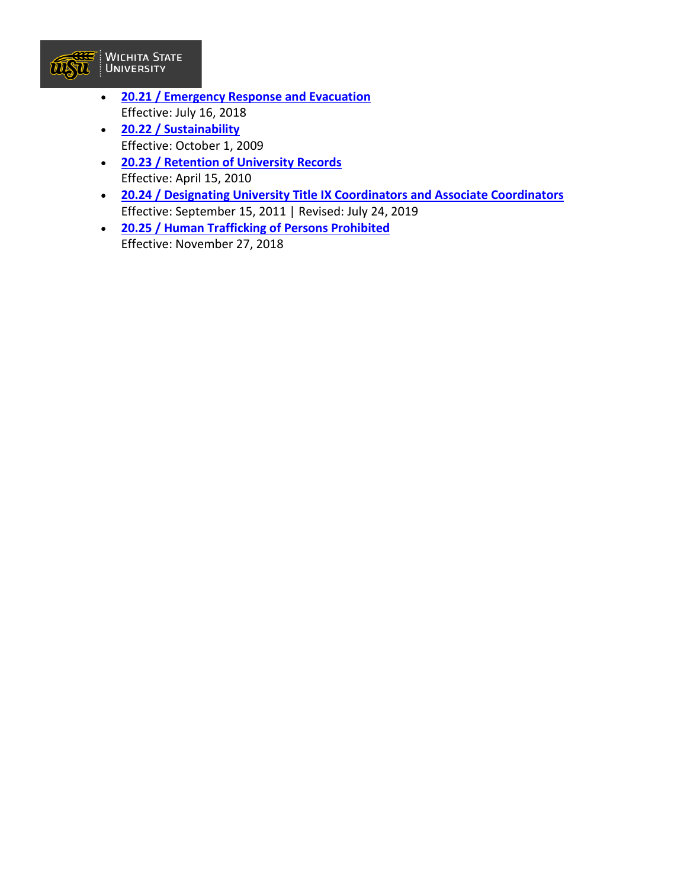- **20.21 / Emergency Response and Evacuation**
  Effective: July 16, 2018
- **20.22 / Sustainability**
  Effective: October 1, 2009
- **20.23 / Retention of University Records**
  Effective: April 15, 2010
- **20.24 / Designating University Title IX Coordinators and Associate Coordinators**
  Effective: September 15, 2011 | Revised: July 24, 2019
- **20.25 / Human Trafficking of Persons Prohibited**
  Effective: November 27, 2018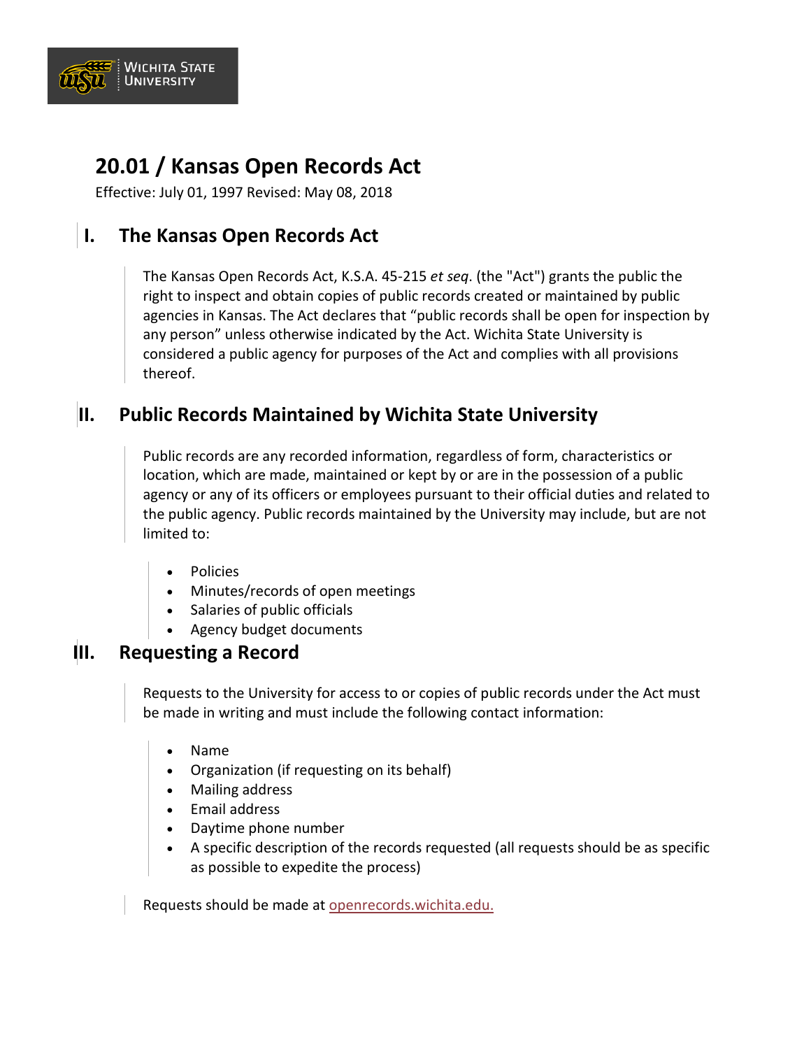# 20.01 / Kansas Open Records Act

Effective: July 01, 1997 Revised: May 08, 2018

## I. The Kansas Open Records Act

The Kansas Open Records Act, K.S.A. 45-215 *et seq*. (the "Act") grants the public the right to inspect and obtain copies of public records created or maintained by public agencies in Kansas. The Act declares that "public records shall be open for inspection by any person" unless otherwise indicated by the Act. Wichita State University is considered a public agency for purposes of the Act and complies with all provisions thereof.

## II. Public Records Maintained by Wichita State University

Public records are any recorded information, regardless of form, characteristics or location, which are made, maintained or kept by or are in the possession of a public agency or any of its officers or employees pursuant to their official duties and related to the public agency. Public records maintained by the University may include, but are not limited to:

- Policies
- Minutes/records of open meetings
- Salaries of public officials
- Agency budget documents

## III. Requesting a Record

Requests to the University for access to or copies of public records under the Act must be made in writing and must include the following contact information:

- Name
- Organization (if requesting on its behalf)
- Mailing address
- Email address
- Daytime phone number
- A specific description of the records requested (all requests should be as specific as possible to expedite the process)

Requests should be made at openrecords.wichita.edu.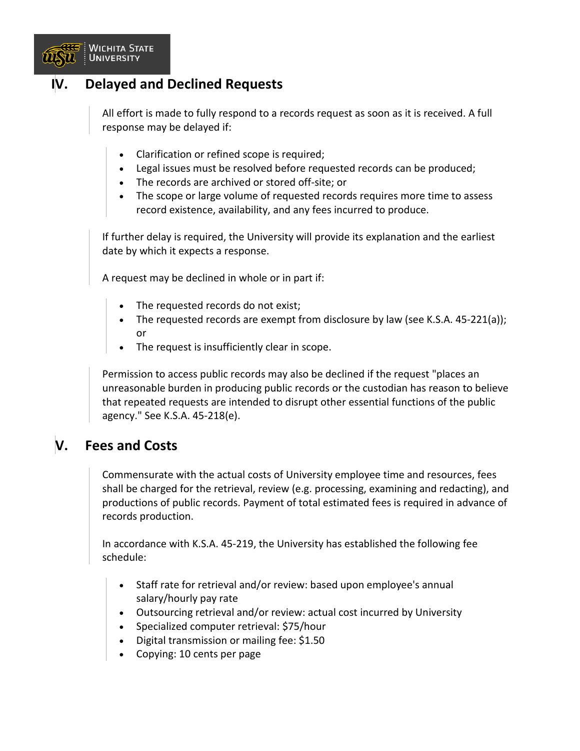## IV. Delayed and Declined Requests

All effort is made to fully respond to a records request as soon as it is received. A full response may be delayed if:

- Clarification or refined scope is required;
- Legal issues must be resolved before requested records can be produced;
- The records are archived or stored off-site; or
- The scope or large volume of requested records requires more time to assess record existence, availability, and any fees incurred to produce.

If further delay is required, the University will provide its explanation and the earliest date by which it expects a response.

A request may be declined in whole or in part if:

- The requested records do not exist;
- The requested records are exempt from disclosure by law (see K.S.A. 45-221(a)); or
- The request is insufficiently clear in scope.

Permission to access public records may also be declined if the request "places an unreasonable burden in producing public records or the custodian has reason to believe that repeated requests are intended to disrupt other essential functions of the public agency." See K.S.A. 45-218(e).

## V. Fees and Costs

Commensurate with the actual costs of University employee time and resources, fees shall be charged for the retrieval, review (e.g. processing, examining and redacting), and productions of public records. Payment of total estimated fees is required in advance of records production.

In accordance with K.S.A. 45-219, the University has established the following fee schedule:

- Staff rate for retrieval and/or review: based upon employee's annual salary/hourly pay rate
- Outsourcing retrieval and/or review: actual cost incurred by University
- Specialized computer retrieval: $75/hour
- Digital transmission or mailing fee: $1.50
- Copying: 10 cents per page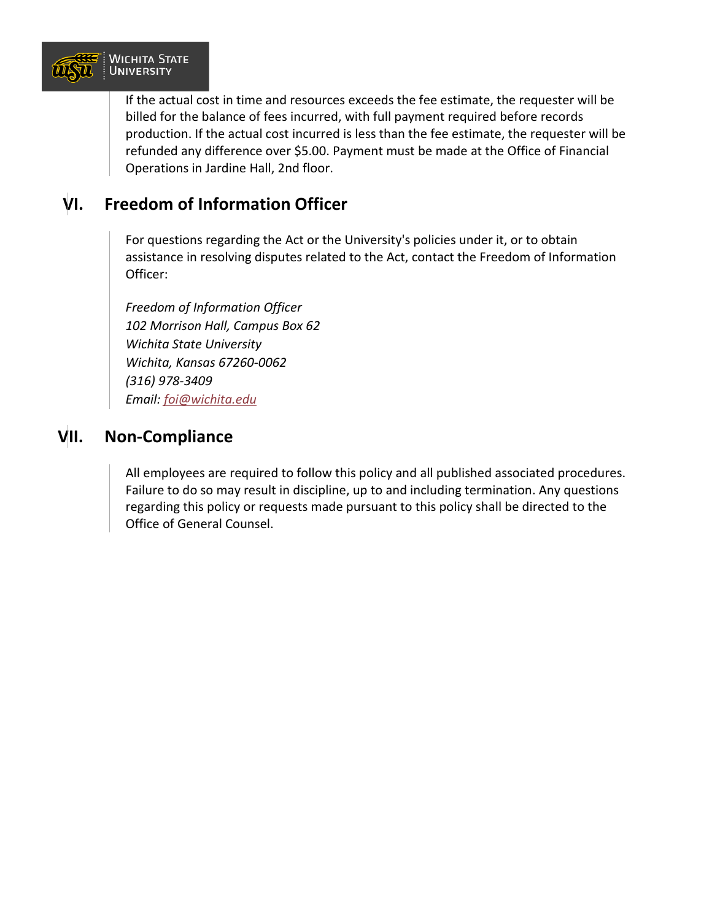If the actual cost in time and resources exceeds the fee estimate, the requester will be billed for the balance of fees incurred, with full payment required before records production. If the actual cost incurred is less than the fee estimate, the requester will be refunded any difference over $5.00. Payment must be made at the Office of Financial Operations in Jardine Hall, 2nd floor.

## VI. Freedom of Information Officer

For questions regarding the Act or the University's policies under it, or to obtain assistance in resolving disputes related to the Act, contact the Freedom of Information Officer:

*Freedom of Information Officer*
*102 Morrison Hall, Campus Box 62*
*Wichita State University*
*Wichita, Kansas 67260-0062*
*(316) 978-3409*
*Email: foi@wichita.edu*

## VII. Non-Compliance

All employees are required to follow this policy and all published associated procedures. Failure to do so may result in discipline, up to and including termination. Any questions regarding this policy or requests made pursuant to this policy shall be directed to the Office of General Counsel.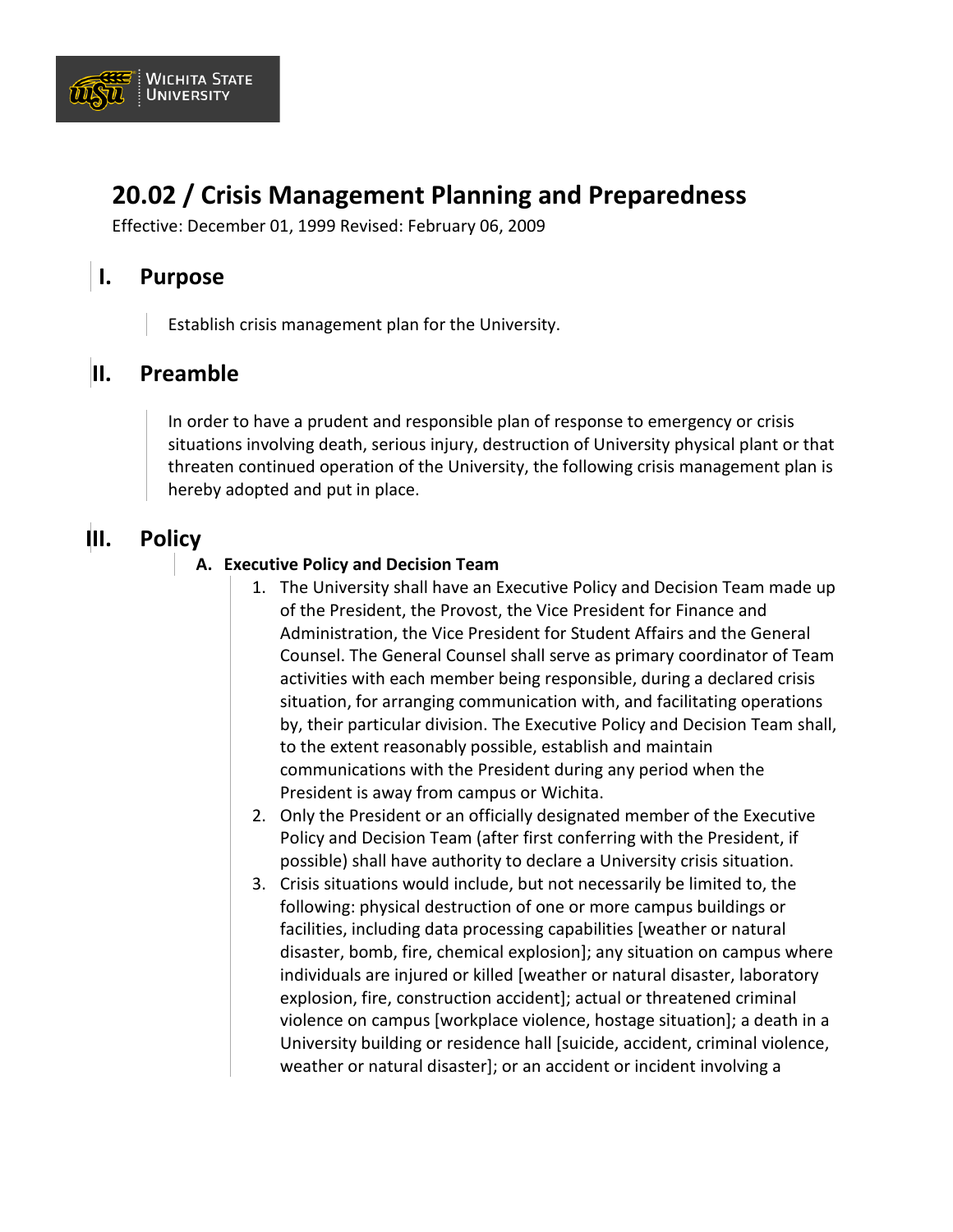# 20.02 / Crisis Management Planning and Preparedness

Effective: December 01, 1999 Revised: February 06, 2009

## I. Purpose

Establish crisis management plan for the University.

## II. Preamble

In order to have a prudent and responsible plan of response to emergency or crisis situations involving death, serious injury, destruction of University physical plant or that threaten continued operation of the University, the following crisis management plan is hereby adopted and put in place.

## III. Policy

### A. Executive Policy and Decision Team

1. The University shall have an Executive Policy and Decision Team made up of the President, the Provost, the Vice President for Finance and Administration, the Vice President for Student Affairs and the General Counsel. The General Counsel shall serve as primary coordinator of Team activities with each member being responsible, during a declared crisis situation, for arranging communication with, and facilitating operations by, their particular division. The Executive Policy and Decision Team shall, to the extent reasonably possible, establish and maintain communications with the President during any period when the President is away from campus or Wichita.
2. Only the President or an officially designated member of the Executive Policy and Decision Team (after first conferring with the President, if possible) shall have authority to declare a University crisis situation.
3. Crisis situations would include, but not necessarily be limited to, the following: physical destruction of one or more campus buildings or facilities, including data processing capabilities [weather or natural disaster, bomb, fire, chemical explosion]; any situation on campus where individuals are injured or killed [weather or natural disaster, laboratory explosion, fire, construction accident]; actual or threatened criminal violence on campus [workplace violence, hostage situation]; a death in a University building or residence hall [suicide, accident, criminal violence, weather or natural disaster]; or an accident or incident involving a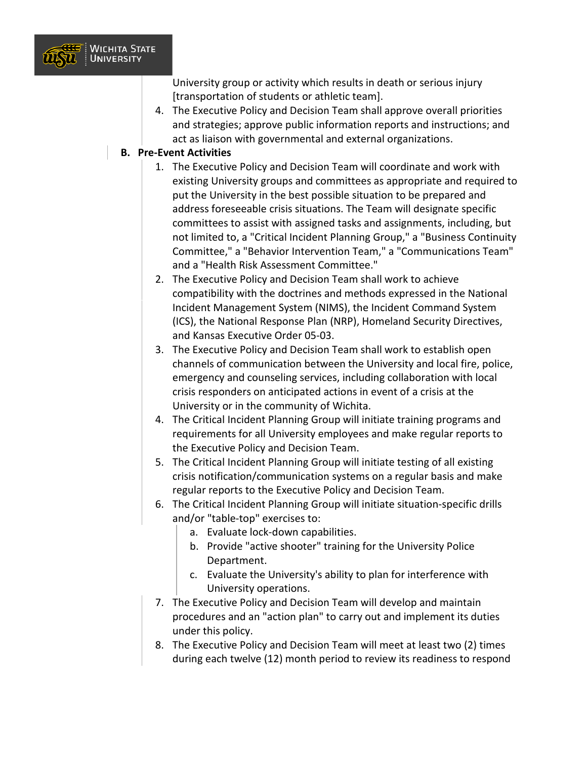University group or activity which results in death or serious injury [transportation of students or athletic team].

4. The Executive Policy and Decision Team shall approve overall priorities and strategies; approve public information reports and instructions; and act as liaison with governmental and external organizations.

**B. Pre-Event Activities**

1. The Executive Policy and Decision Team will coordinate and work with existing University groups and committees as appropriate and required to put the University in the best possible situation to be prepared and address foreseeable crisis situations. The Team will designate specific committees to assist with assigned tasks and assignments, including, but not limited to, a "Critical Incident Planning Group," a "Business Continuity Committee," a "Behavior Intervention Team," a "Communications Team" and a "Health Risk Assessment Committee."
2. The Executive Policy and Decision Team shall work to achieve compatibility with the doctrines and methods expressed in the National Incident Management System (NIMS), the Incident Command System (ICS), the National Response Plan (NRP), Homeland Security Directives, and Kansas Executive Order 05-03.
3. The Executive Policy and Decision Team shall work to establish open channels of communication between the University and local fire, police, emergency and counseling services, including collaboration with local crisis responders on anticipated actions in event of a crisis at the University or in the community of Wichita.
4. The Critical Incident Planning Group will initiate training programs and requirements for all University employees and make regular reports to the Executive Policy and Decision Team.
5. The Critical Incident Planning Group will initiate testing of all existing crisis notification/communication systems on a regular basis and make regular reports to the Executive Policy and Decision Team.
6. The Critical Incident Planning Group will initiate situation-specific drills and/or "table-top" exercises to:
   a. Evaluate lock-down capabilities.
   b. Provide "active shooter" training for the University Police Department.
   c. Evaluate the University's ability to plan for interference with University operations.
7. The Executive Policy and Decision Team will develop and maintain procedures and an "action plan" to carry out and implement its duties under this policy.
8. The Executive Policy and Decision Team will meet at least two (2) times during each twelve (12) month period to review its readiness to respond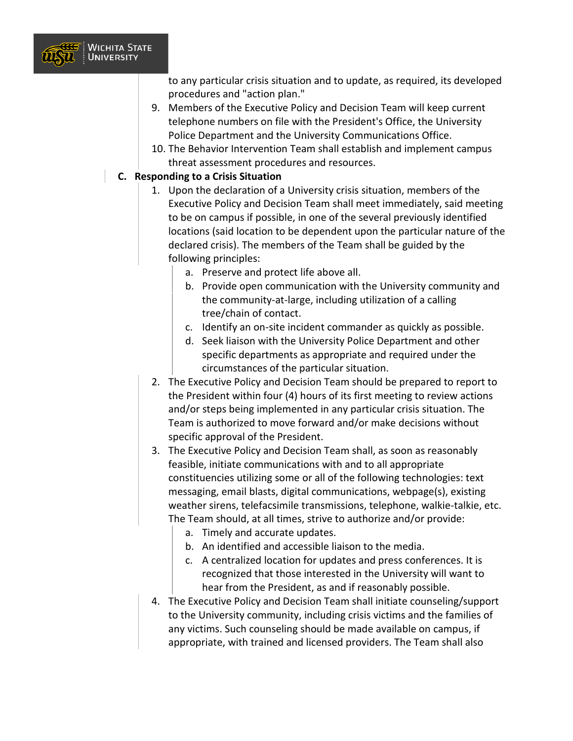to any particular crisis situation and to update, as required, its developed procedures and "action plan."

9. Members of the Executive Policy and Decision Team will keep current telephone numbers on file with the President's Office, the University Police Department and the University Communications Office.
10. The Behavior Intervention Team shall establish and implement campus threat assessment procedures and resources.

**C. Responding to a Crisis Situation**

1. Upon the declaration of a University crisis situation, members of the Executive Policy and Decision Team shall meet immediately, said meeting to be on campus if possible, in one of the several previously identified locations (said location to be dependent upon the particular nature of the declared crisis). The members of the Team shall be guided by the following principles:
    a. Preserve and protect life above all.
    b. Provide open communication with the University community and the community-at-large, including utilization of a calling tree/chain of contact.
    c. Identify an on-site incident commander as quickly as possible.
    d. Seek liaison with the University Police Department and other specific departments as appropriate and required under the circumstances of the particular situation.
2. The Executive Policy and Decision Team should be prepared to report to the President within four (4) hours of its first meeting to review actions and/or steps being implemented in any particular crisis situation. The Team is authorized to move forward and/or make decisions without specific approval of the President.
3. The Executive Policy and Decision Team shall, as soon as reasonably feasible, initiate communications with and to all appropriate constituencies utilizing some or all of the following technologies: text messaging, email blasts, digital communications, webpage(s), existing weather sirens, telefacsimile transmissions, telephone, walkie-talkie, etc. The Team should, at all times, strive to authorize and/or provide:
    a. Timely and accurate updates.
    b. An identified and accessible liaison to the media.
    c. A centralized location for updates and press conferences. It is recognized that those interested in the University will want to hear from the President, as and if reasonably possible.
4. The Executive Policy and Decision Team shall initiate counseling/support to the University community, including crisis victims and the families of any victims. Such counseling should be made available on campus, if appropriate, with trained and licensed providers. The Team shall also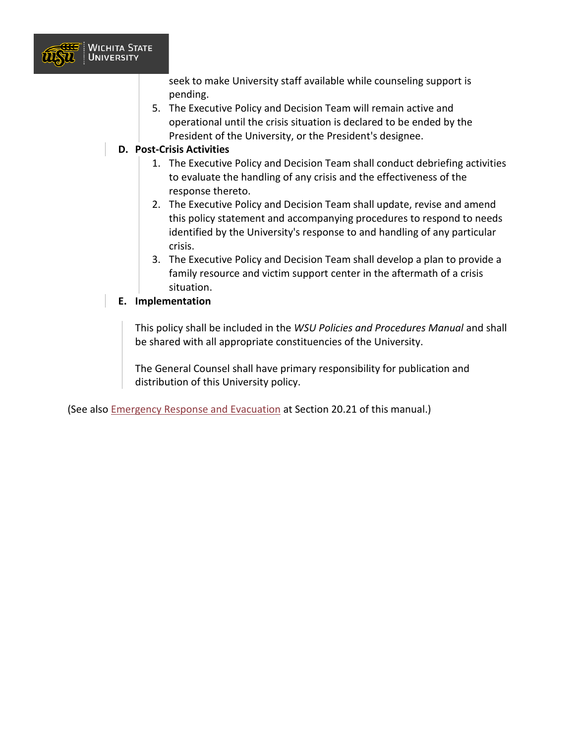seek to make University staff available while counseling support is pending.

5. The Executive Policy and Decision Team will remain active and operational until the crisis situation is declared to be ended by the President of the University, or the President's designee.

**D. Post-Crisis Activities**

1. The Executive Policy and Decision Team shall conduct debriefing activities to evaluate the handling of any crisis and the effectiveness of the response thereto.
2. The Executive Policy and Decision Team shall update, revise and amend this policy statement and accompanying procedures to respond to needs identified by the University's response to and handling of any particular crisis.
3. The Executive Policy and Decision Team shall develop a plan to provide a family resource and victim support center in the aftermath of a crisis situation.

**E. Implementation**

This policy shall be included in the *WSU Policies and Procedures Manual* and shall be shared with all appropriate constituencies of the University.

The General Counsel shall have primary responsibility for publication and distribution of this University policy.

(See also Emergency Response and Evacuation at Section 20.21 of this manual.)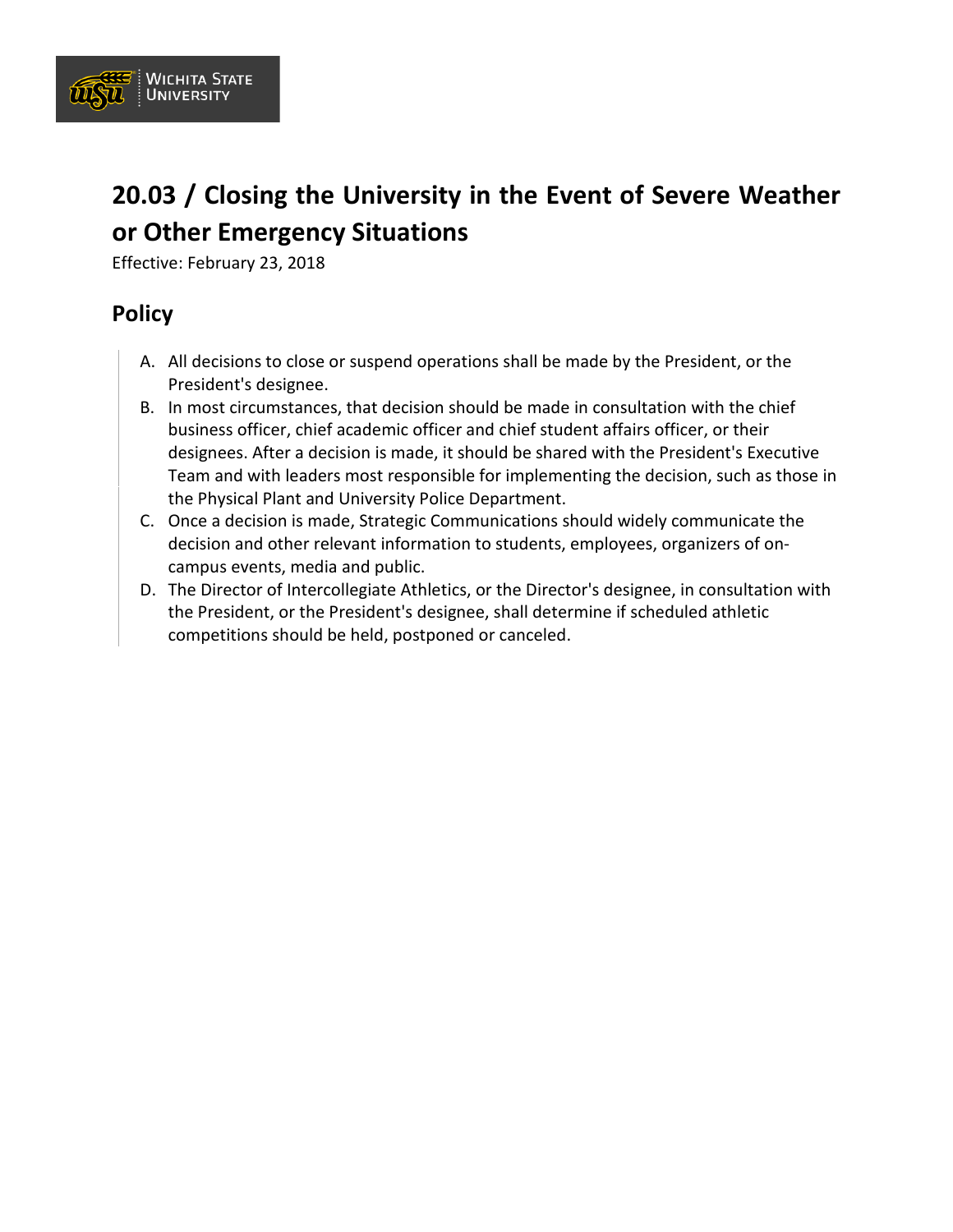# 20.03 / Closing the University in the Event of Severe Weather or Other Emergency Situations

Effective: February 23, 2018

## Policy

A. All decisions to close or suspend operations shall be made by the President, or the President's designee.

B. In most circumstances, that decision should be made in consultation with the chief business officer, chief academic officer and chief student affairs officer, or their designees. After a decision is made, it should be shared with the President's Executive Team and with leaders most responsible for implementing the decision, such as those in the Physical Plant and University Police Department.

C. Once a decision is made, Strategic Communications should widely communicate the decision and other relevant information to students, employees, organizers of on-campus events, media and public.

D. The Director of Intercollegiate Athletics, or the Director's designee, in consultation with the President, or the President's designee, shall determine if scheduled athletic competitions should be held, postponed or canceled.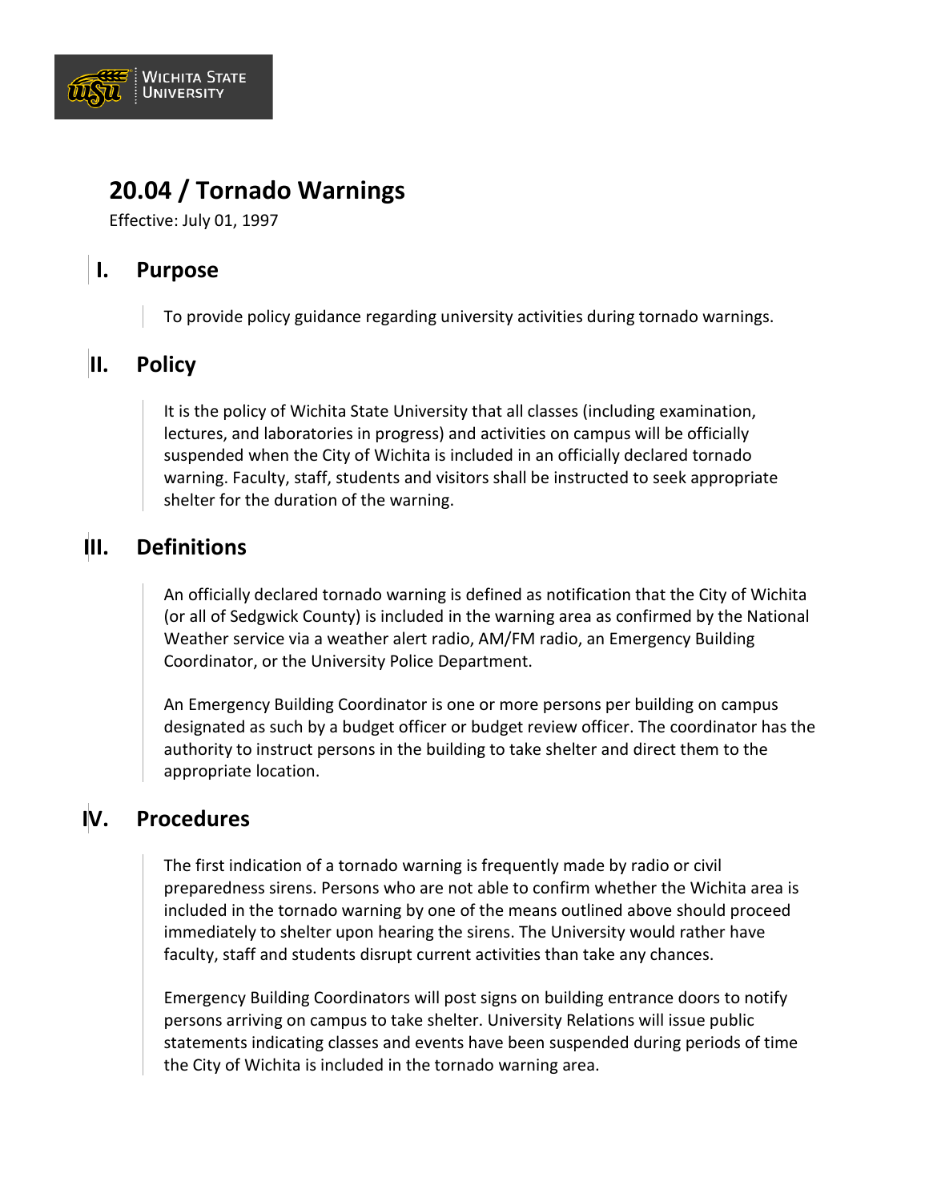# 20.04 / Tornado Warnings

Effective: July 01, 1997

## I. Purpose

To provide policy guidance regarding university activities during tornado warnings.

## II. Policy

It is the policy of Wichita State University that all classes (including examination, lectures, and laboratories in progress) and activities on campus will be officially suspended when the City of Wichita is included in an officially declared tornado warning. Faculty, staff, students and visitors shall be instructed to seek appropriate shelter for the duration of the warning.

## III. Definitions

An officially declared tornado warning is defined as notification that the City of Wichita (or all of Sedgwick County) is included in the warning area as confirmed by the National Weather service via a weather alert radio, AM/FM radio, an Emergency Building Coordinator, or the University Police Department.

An Emergency Building Coordinator is one or more persons per building on campus designated as such by a budget officer or budget review officer. The coordinator has the authority to instruct persons in the building to take shelter and direct them to the appropriate location.

## IV. Procedures

The first indication of a tornado warning is frequently made by radio or civil preparedness sirens. Persons who are not able to confirm whether the Wichita area is included in the tornado warning by one of the means outlined above should proceed immediately to shelter upon hearing the sirens. The University would rather have faculty, staff and students disrupt current activities than take any chances.

Emergency Building Coordinators will post signs on building entrance doors to notify persons arriving on campus to take shelter. University Relations will issue public statements indicating classes and events have been suspended during periods of time the City of Wichita is included in the tornado warning area.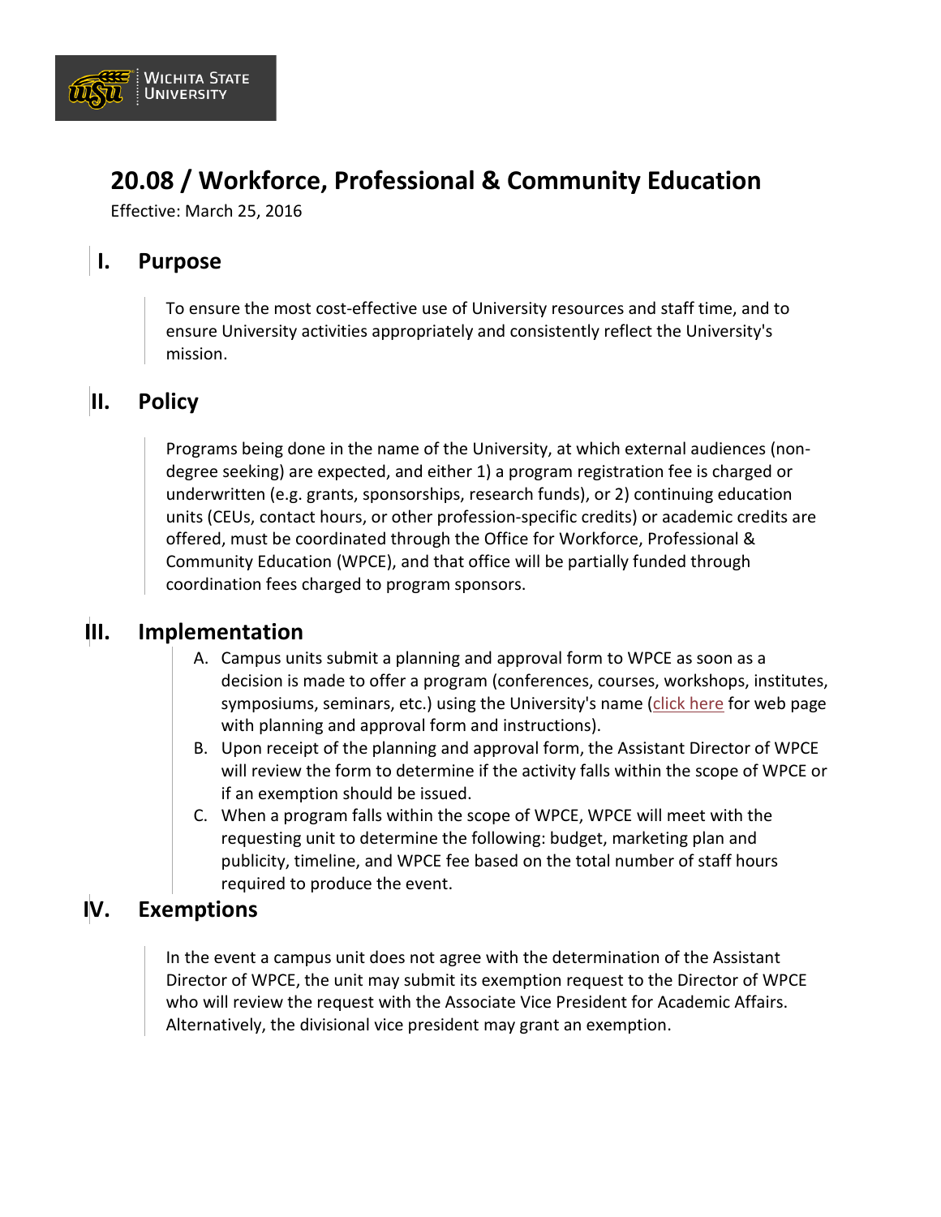# 20.08 / Workforce, Professional & Community Education

Effective: March 25, 2016

## I. Purpose

To ensure the most cost-effective use of University resources and staff time, and to ensure University activities appropriately and consistently reflect the University's mission.

## II. Policy

Programs being done in the name of the University, at which external audiences (non-degree seeking) are expected, and either 1) a program registration fee is charged or underwritten (e.g. grants, sponsorships, research funds), or 2) continuing education units (CEUs, contact hours, or other profession-specific credits) or academic credits are offered, must be coordinated through the Office for Workforce, Professional & Community Education (WPCE), and that office will be partially funded through coordination fees charged to program sponsors.

## III. Implementation

A. Campus units submit a planning and approval form to WPCE as soon as a decision is made to offer a program (conferences, courses, workshops, institutes, symposiums, seminars, etc.) using the University's name (click here for web page with planning and approval form and instructions).

B. Upon receipt of the planning and approval form, the Assistant Director of WPCE will review the form to determine if the activity falls within the scope of WPCE or if an exemption should be issued.

C. When a program falls within the scope of WPCE, WPCE will meet with the requesting unit to determine the following: budget, marketing plan and publicity, timeline, and WPCE fee based on the total number of staff hours required to produce the event.

## IV. Exemptions

In the event a campus unit does not agree with the determination of the Assistant Director of WPCE, the unit may submit its exemption request to the Director of WPCE who will review the request with the Associate Vice President for Academic Affairs. Alternatively, the divisional vice president may grant an exemption.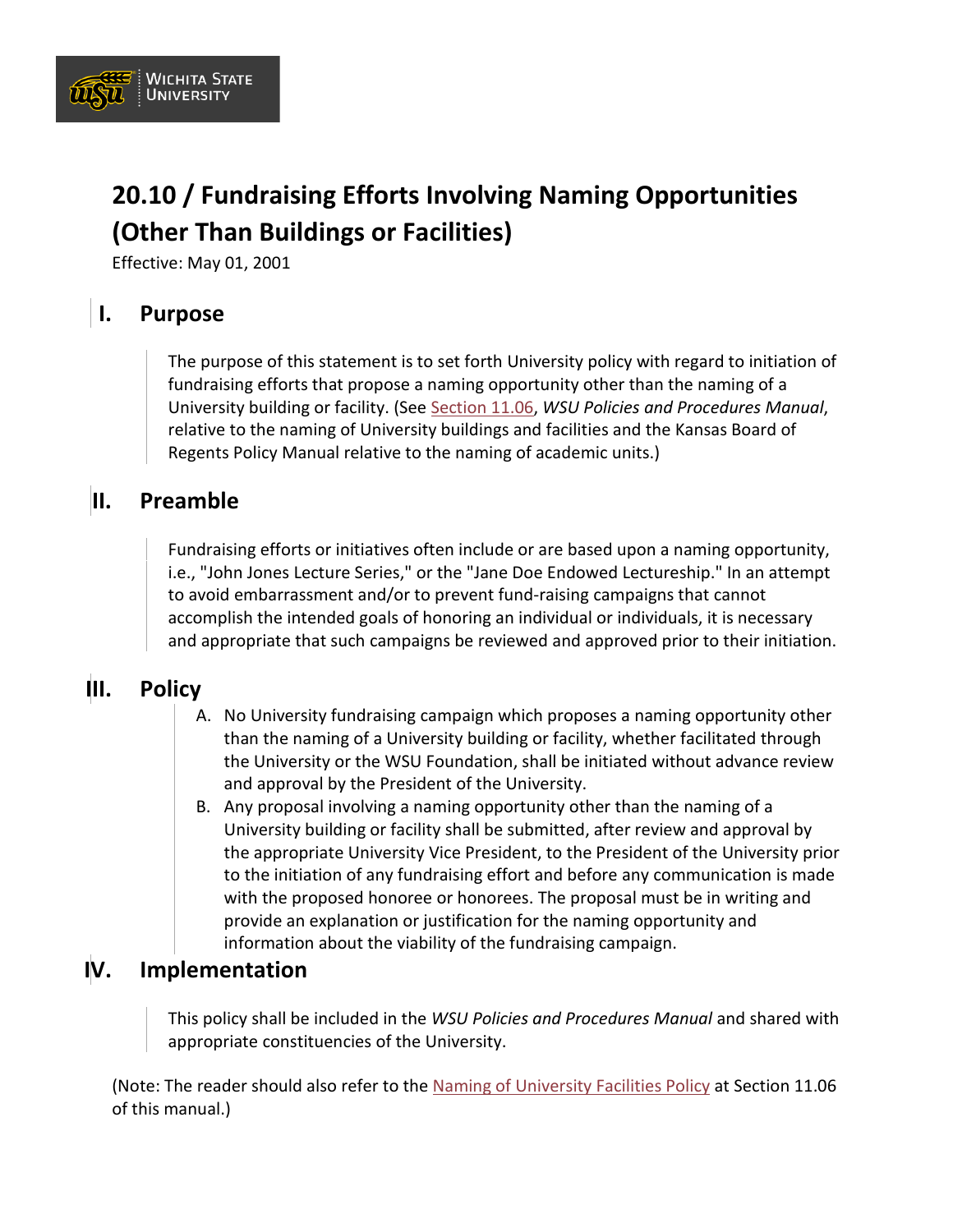# 20.10 / Fundraising Efforts Involving Naming Opportunities (Other Than Buildings or Facilities)

Effective: May 01, 2001

## I. Purpose

The purpose of this statement is to set forth University policy with regard to initiation of fundraising efforts that propose a naming opportunity other than the naming of a University building or facility. (See Section 11.06, *WSU Policies and Procedures Manual*, relative to the naming of University buildings and facilities and the Kansas Board of Regents Policy Manual relative to the naming of academic units.)

## II. Preamble

Fundraising efforts or initiatives often include or are based upon a naming opportunity, i.e., "John Jones Lecture Series," or the "Jane Doe Endowed Lectureship." In an attempt to avoid embarrassment and/or to prevent fund-raising campaigns that cannot accomplish the intended goals of honoring an individual or individuals, it is necessary and appropriate that such campaigns be reviewed and approved prior to their initiation.

## III. Policy

A. No University fundraising campaign which proposes a naming opportunity other than the naming of a University building or facility, whether facilitated through the University or the WSU Foundation, shall be initiated without advance review and approval by the President of the University.

B. Any proposal involving a naming opportunity other than the naming of a University building or facility shall be submitted, after review and approval by the appropriate University Vice President, to the President of the University prior to the initiation of any fundraising effort and before any communication is made with the proposed honoree or honorees. The proposal must be in writing and provide an explanation or justification for the naming opportunity and information about the viability of the fundraising campaign.

## IV. Implementation

This policy shall be included in the *WSU Policies and Procedures Manual* and shared with appropriate constituencies of the University.

(Note: The reader should also refer to the Naming of University Facilities Policy at Section 11.06 of this manual.)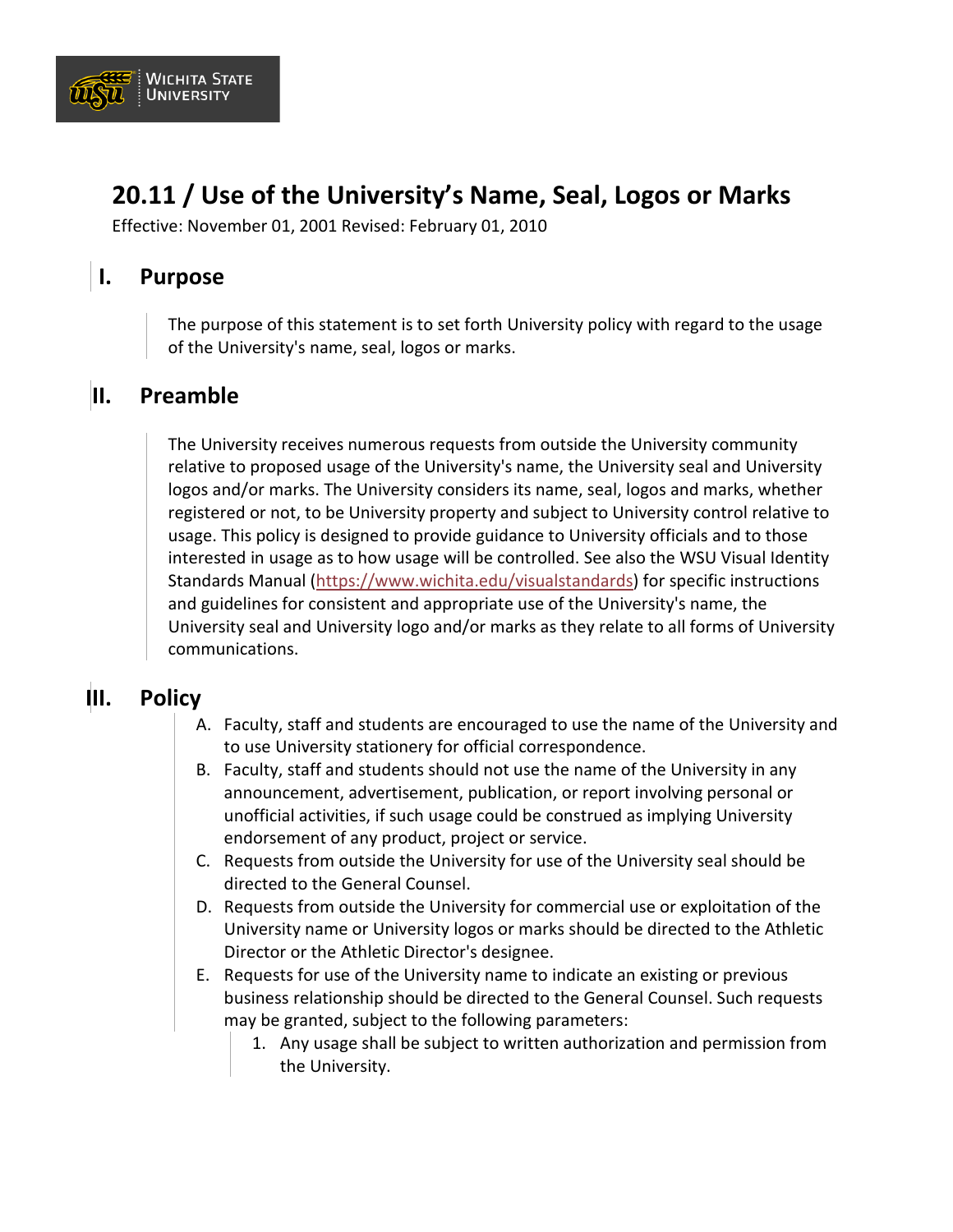# 20.11 / Use of the University's Name, Seal, Logos or Marks

Effective: November 01, 2001 Revised: February 01, 2010

## I. Purpose

The purpose of this statement is to set forth University policy with regard to the usage of the University's name, seal, logos or marks.

## II. Preamble

The University receives numerous requests from outside the University community relative to proposed usage of the University's name, the University seal and University logos and/or marks. The University considers its name, seal, logos and marks, whether registered or not, to be University property and subject to University control relative to usage. This policy is designed to provide guidance to University officials and to those interested in usage as to how usage will be controlled. See also the WSU Visual Identity Standards Manual (https://www.wichita.edu/visualstandards) for specific instructions and guidelines for consistent and appropriate use of the University's name, the University seal and University logo and/or marks as they relate to all forms of University communications.

## III. Policy

A. Faculty, staff and students are encouraged to use the name of the University and to use University stationery for official correspondence.

B. Faculty, staff and students should not use the name of the University in any announcement, advertisement, publication, or report involving personal or unofficial activities, if such usage could be construed as implying University endorsement of any product, project or service.

C. Requests from outside the University for use of the University seal should be directed to the General Counsel.

D. Requests from outside the University for commercial use or exploitation of the University name or University logos or marks should be directed to the Athletic Director or the Athletic Director's designee.

E. Requests for use of the University name to indicate an existing or previous business relationship should be directed to the General Counsel. Such requests may be granted, subject to the following parameters:

   1. Any usage shall be subject to written authorization and permission from the University.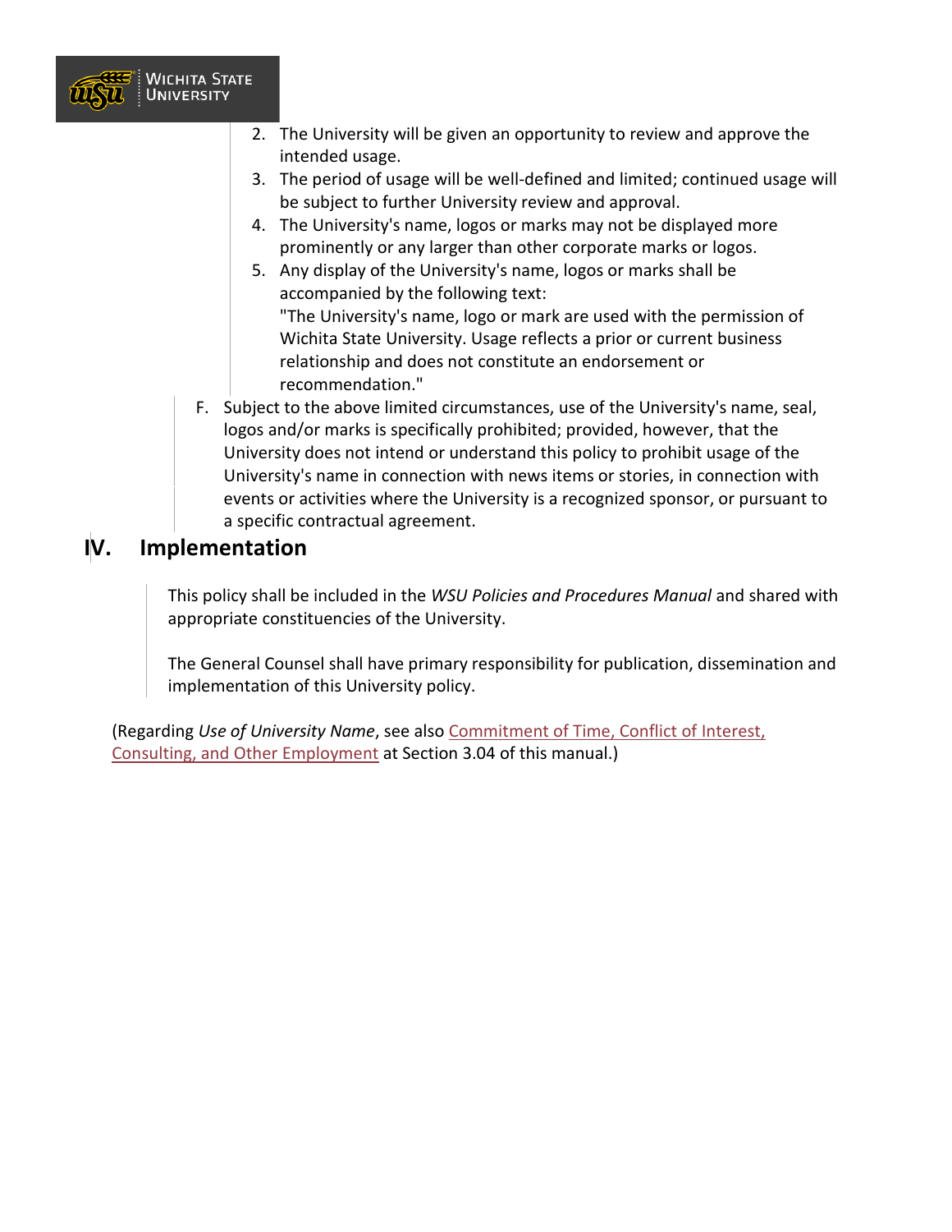2. The University will be given an opportunity to review and approve the intended usage.
3. The period of usage will be well-defined and limited; continued usage will be subject to further University review and approval.
4. The University's name, logos or marks may not be displayed more prominently or any larger than other corporate marks or logos.
5. Any display of the University's name, logos or marks shall be accompanied by the following text:
   "The University's name, logo or mark are used with the permission of Wichita State University. Usage reflects a prior or current business relationship and does not constitute an endorsement or recommendation."

F. Subject to the above limited circumstances, use of the University's name, seal, logos and/or marks is specifically prohibited; provided, however, that the University does not intend or understand this policy to prohibit usage of the University's name in connection with news items or stories, in connection with events or activities where the University is a recognized sponsor, or pursuant to a specific contractual agreement.

## IV. Implementation

This policy shall be included in the *WSU Policies and Procedures Manual* and shared with appropriate constituencies of the University.

The General Counsel shall have primary responsibility for publication, dissemination and implementation of this University policy.

(Regarding *Use of University Name*, see also Commitment of Time, Conflict of Interest, Consulting, and Other Employment at Section 3.04 of this manual.)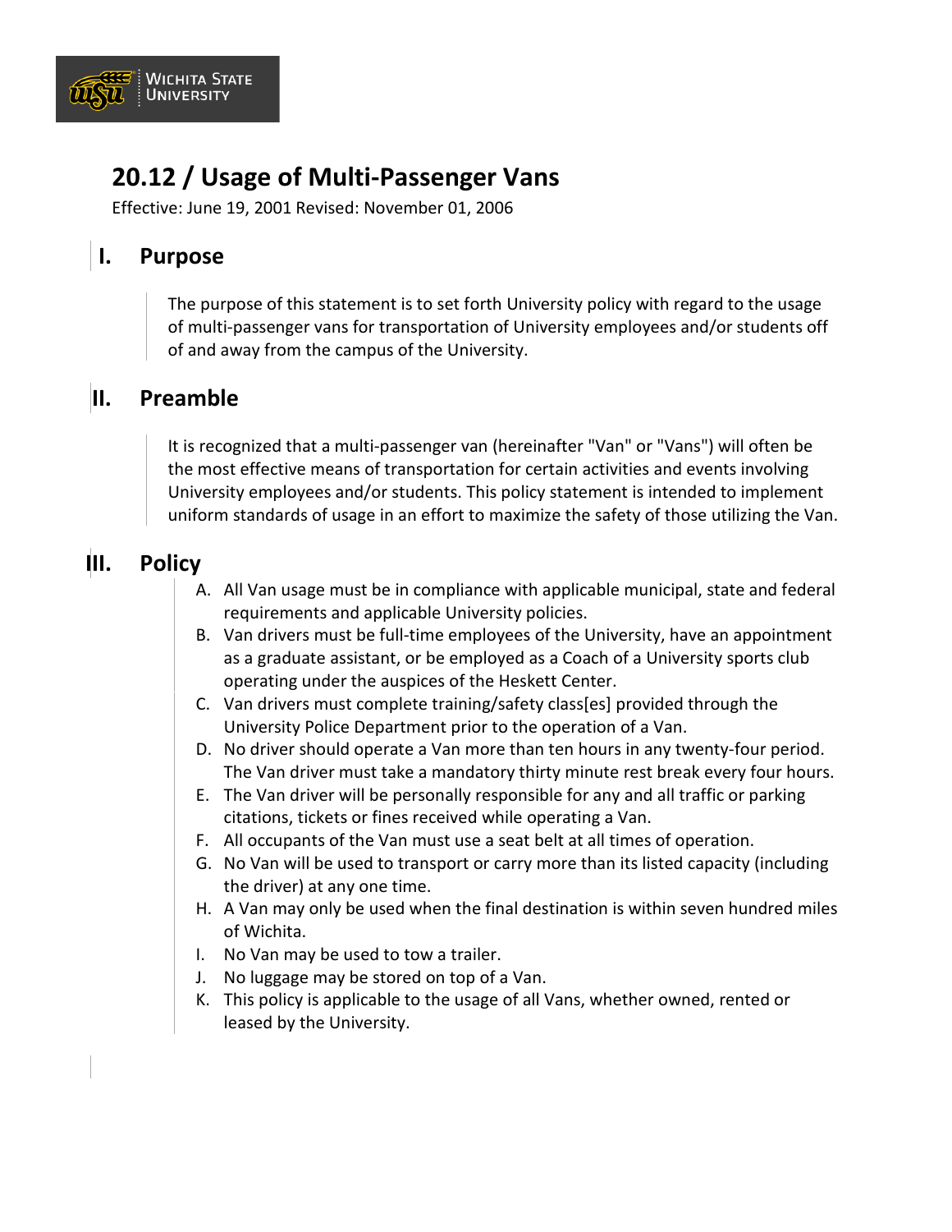# 20.12 / Usage of Multi-Passenger Vans

Effective: June 19, 2001 Revised: November 01, 2006

## I. Purpose

The purpose of this statement is to set forth University policy with regard to the usage of multi-passenger vans for transportation of University employees and/or students off of and away from the campus of the University.

## II. Preamble

It is recognized that a multi-passenger van (hereinafter "Van" or "Vans") will often be the most effective means of transportation for certain activities and events involving University employees and/or students. This policy statement is intended to implement uniform standards of usage in an effort to maximize the safety of those utilizing the Van.

## III. Policy

A. All Van usage must be in compliance with applicable municipal, state and federal requirements and applicable University policies.

B. Van drivers must be full-time employees of the University, have an appointment as a graduate assistant, or be employed as a Coach of a University sports club operating under the auspices of the Heskett Center.

C. Van drivers must complete training/safety class[es] provided through the University Police Department prior to the operation of a Van.

D. No driver should operate a Van more than ten hours in any twenty-four period. The Van driver must take a mandatory thirty minute rest break every four hours.

E. The Van driver will be personally responsible for any and all traffic or parking citations, tickets or fines received while operating a Van.

F. All occupants of the Van must use a seat belt at all times of operation.

G. No Van will be used to transport or carry more than its listed capacity (including the driver) at any one time.

H. A Van may only be used when the final destination is within seven hundred miles of Wichita.

I. No Van may be used to tow a trailer.

J. No luggage may be stored on top of a Van.

K. This policy is applicable to the usage of all Vans, whether owned, rented or leased by the University.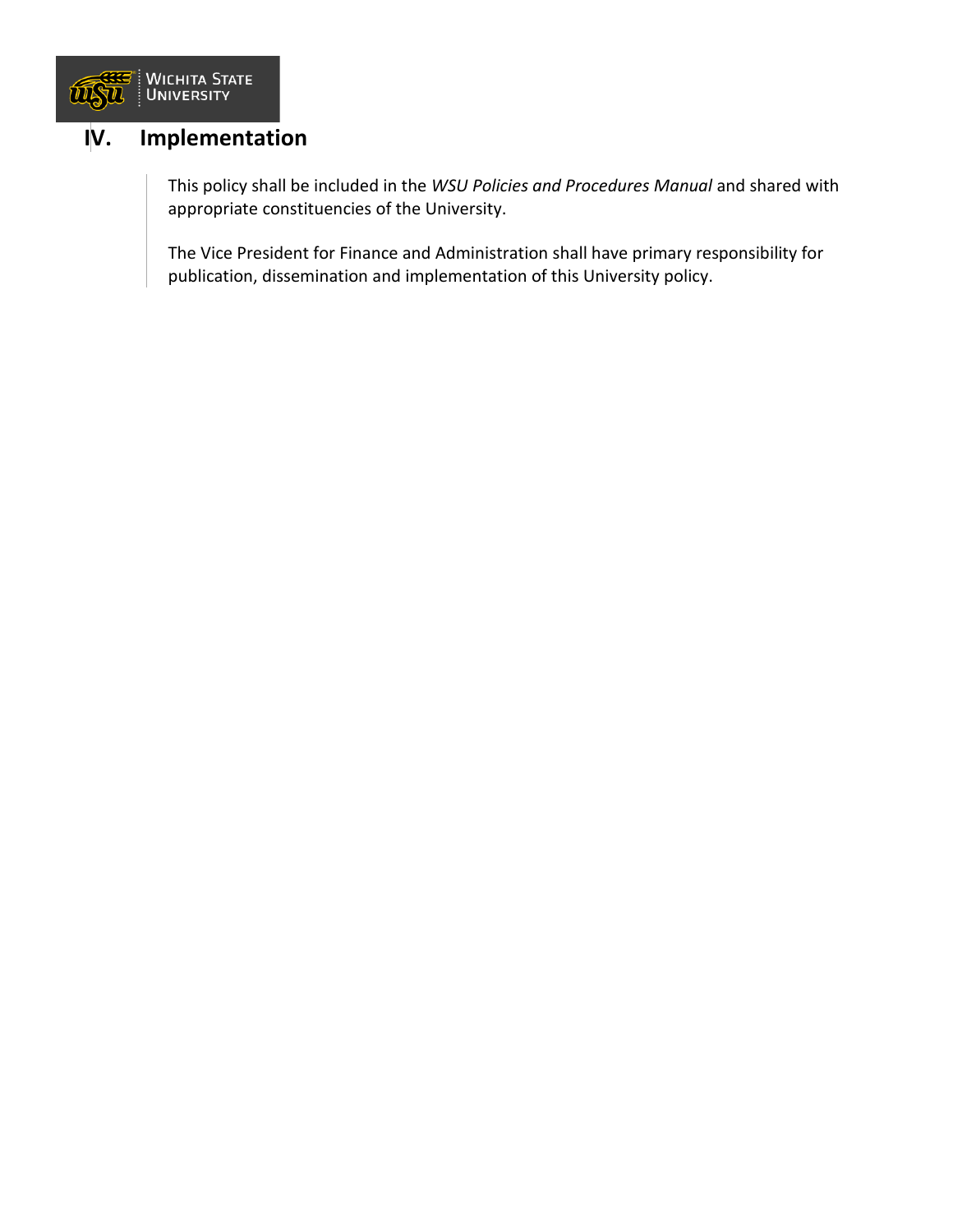## IV. Implementation

This policy shall be included in the *WSU Policies and Procedures Manual* and shared with appropriate constituencies of the University.

The Vice President for Finance and Administration shall have primary responsibility for publication, dissemination and implementation of this University policy.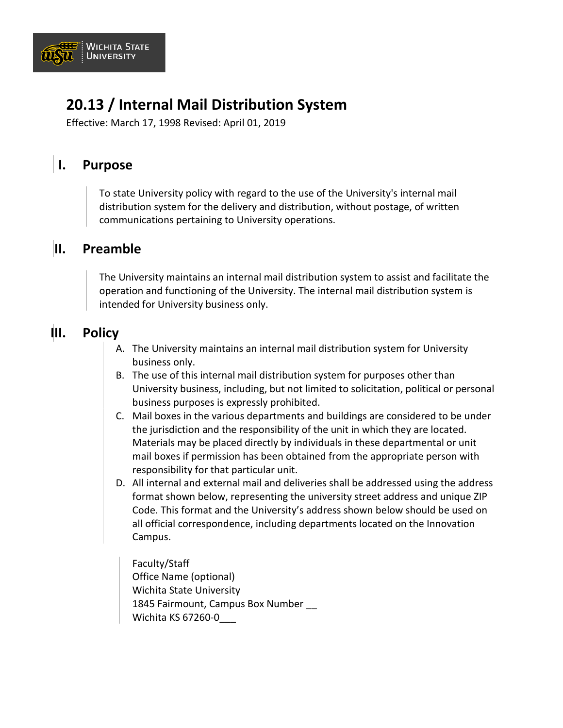# 20.13 / Internal Mail Distribution System

Effective: March 17, 1998 Revised: April 01, 2019

## I. Purpose

To state University policy with regard to the use of the University's internal mail distribution system for the delivery and distribution, without postage, of written communications pertaining to University operations.

## II. Preamble

The University maintains an internal mail distribution system to assist and facilitate the operation and functioning of the University. The internal mail distribution system is intended for University business only.

## III. Policy

A. The University maintains an internal mail distribution system for University business only.

B. The use of this internal mail distribution system for purposes other than University business, including, but not limited to solicitation, political or personal business purposes is expressly prohibited.

C. Mail boxes in the various departments and buildings are considered to be under the jurisdiction and the responsibility of the unit in which they are located. Materials may be placed directly by individuals in these departmental or unit mail boxes if permission has been obtained from the appropriate person with responsibility for that particular unit.

D. All internal and external mail and deliveries shall be addressed using the address format shown below, representing the university street address and unique ZIP Code. This format and the University's address shown below should be used on all official correspondence, including departments located on the Innovation Campus.

Faculty/Staff
Office Name (optional)
Wichita State University
1845 Fairmount, Campus Box Number __
Wichita KS 67260-0___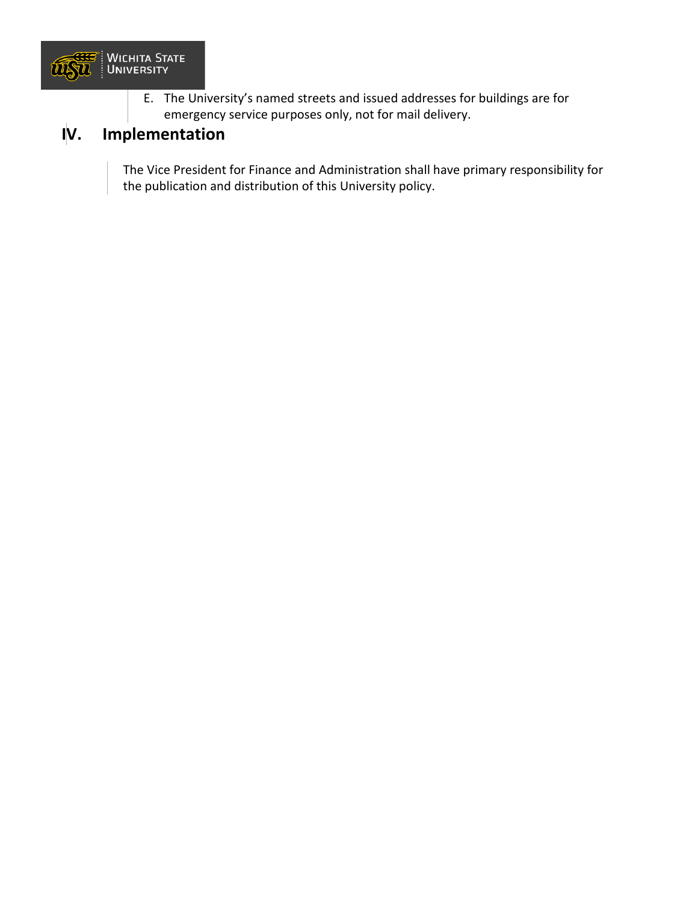E. The University's named streets and issued addresses for buildings are for emergency service purposes only, not for mail delivery.

## IV. Implementation

The Vice President for Finance and Administration shall have primary responsibility for the publication and distribution of this University policy.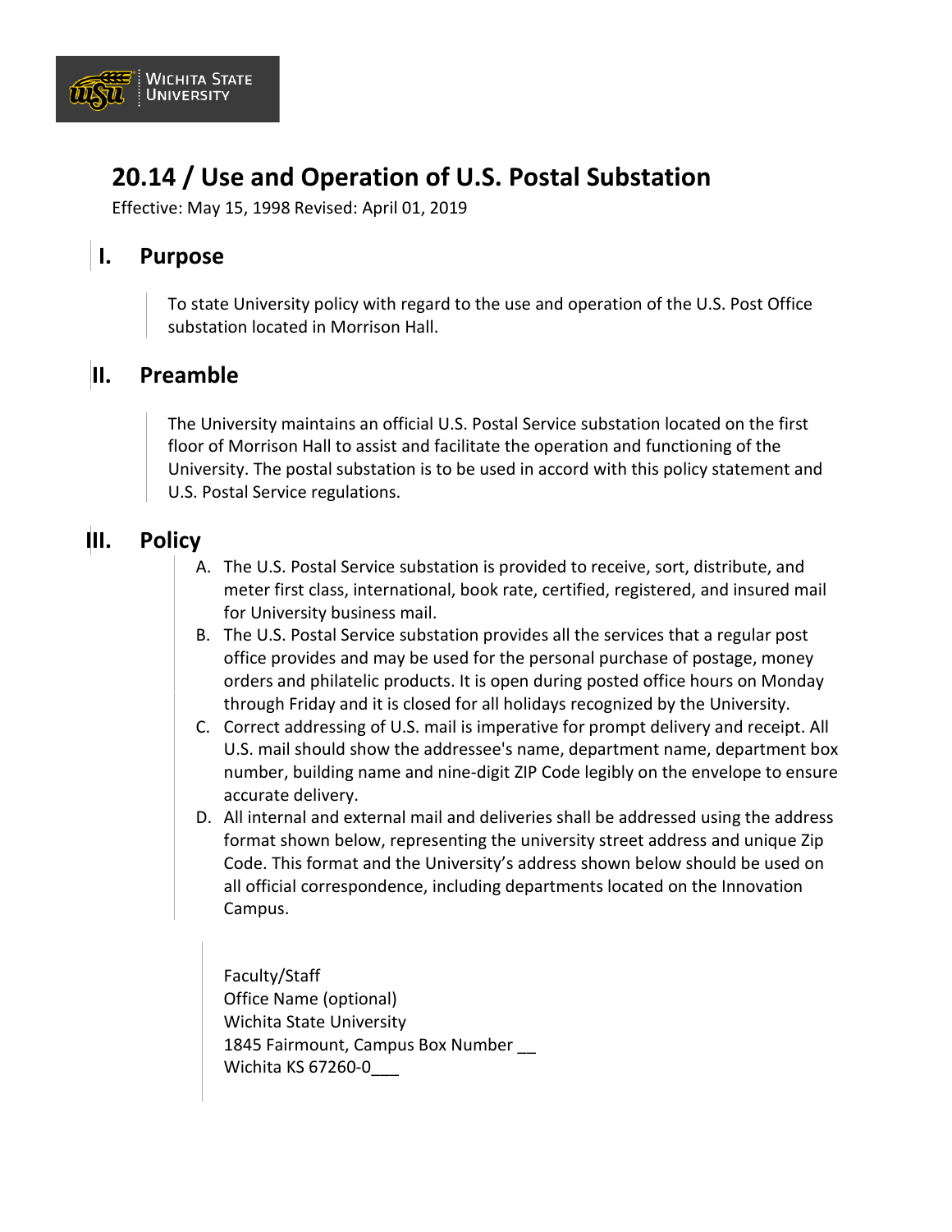# 20.14 / Use and Operation of U.S. Postal Substation

Effective: May 15, 1998 Revised: April 01, 2019

## I. Purpose

To state University policy with regard to the use and operation of the U.S. Post Office substation located in Morrison Hall.

## II. Preamble

The University maintains an official U.S. Postal Service substation located on the first floor of Morrison Hall to assist and facilitate the operation and functioning of the University. The postal substation is to be used in accord with this policy statement and U.S. Postal Service regulations.

## III. Policy

A. The U.S. Postal Service substation is provided to receive, sort, distribute, and meter first class, international, book rate, certified, registered, and insured mail for University business mail.

B. The U.S. Postal Service substation provides all the services that a regular post office provides and may be used for the personal purchase of postage, money orders and philatelic products. It is open during posted office hours on Monday through Friday and it is closed for all holidays recognized by the University.

C. Correct addressing of U.S. mail is imperative for prompt delivery and receipt. All U.S. mail should show the addressee's name, department name, department box number, building name and nine-digit ZIP Code legibly on the envelope to ensure accurate delivery.

D. All internal and external mail and deliveries shall be addressed using the address format shown below, representing the university street address and unique Zip Code. This format and the University's address shown below should be used on all official correspondence, including departments located on the Innovation Campus.

> Faculty/Staff
> Office Name (optional)
> Wichita State University
> 1845 Fairmount, Campus Box Number __
> Wichita KS 67260-0___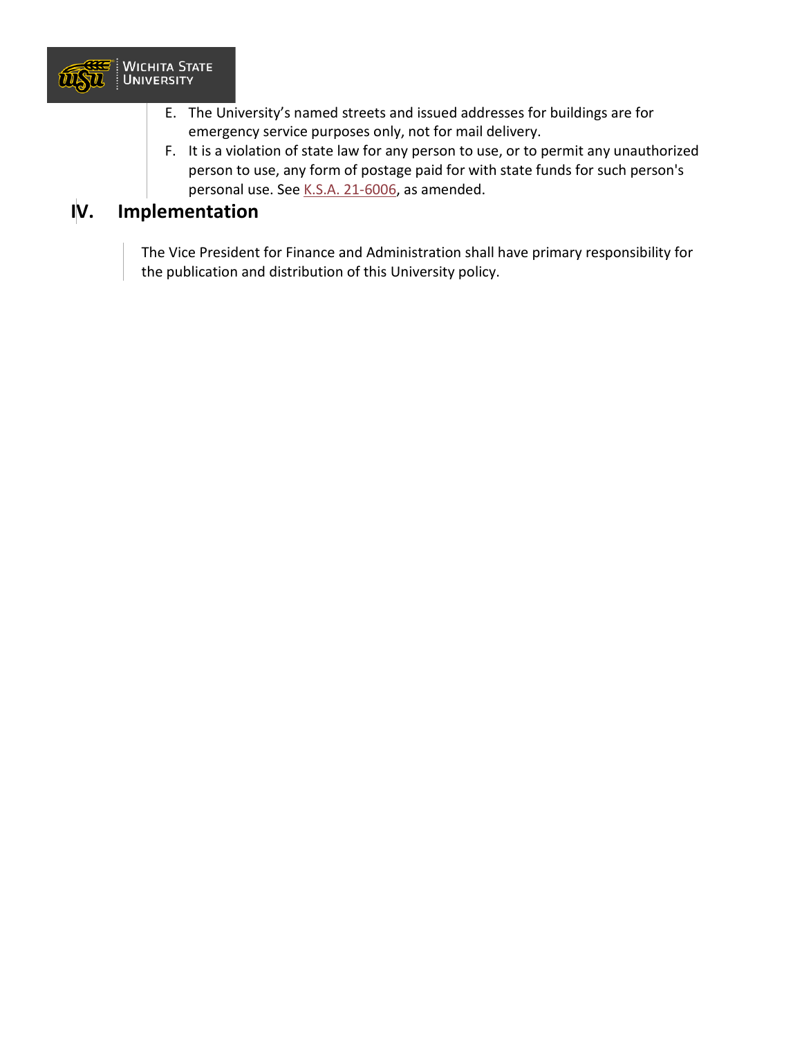E. The University's named streets and issued addresses for buildings are for emergency service purposes only, not for mail delivery.
F. It is a violation of state law for any person to use, or to permit any unauthorized person to use, any form of postage paid for with state funds for such person's personal use. See K.S.A. 21-6006, as amended.

## IV. Implementation

The Vice President for Finance and Administration shall have primary responsibility for the publication and distribution of this University policy.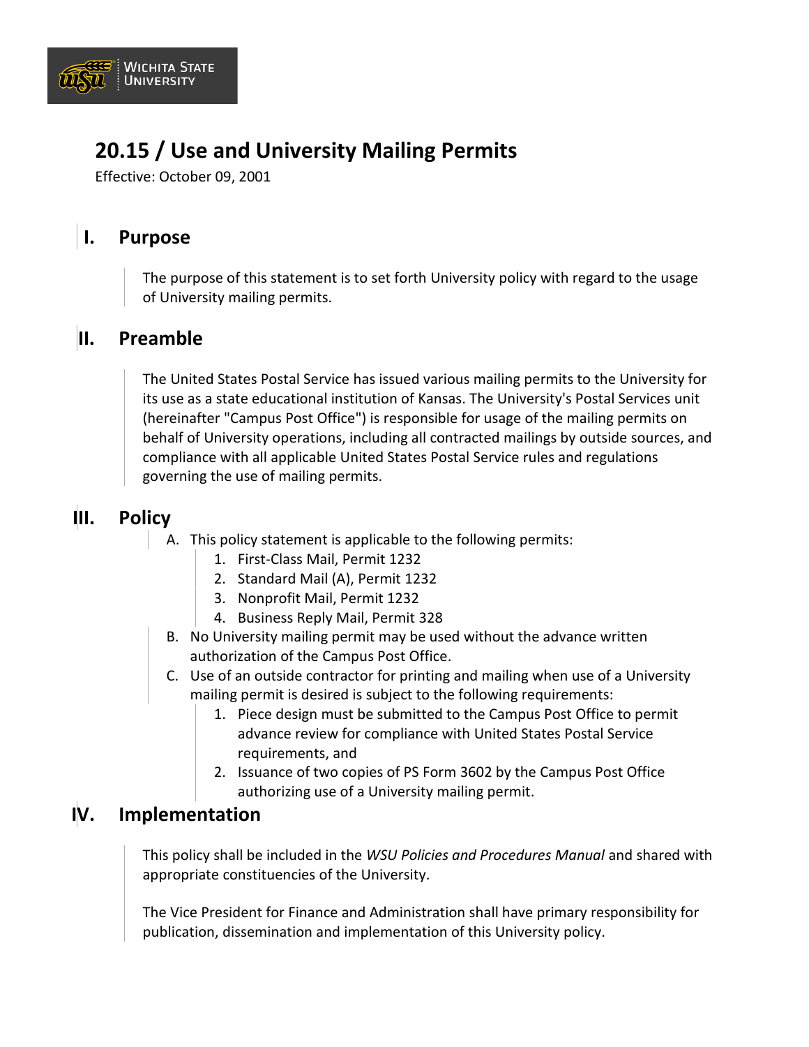# 20.15 / Use and University Mailing Permits

Effective: October 09, 2001

## I. Purpose

The purpose of this statement is to set forth University policy with regard to the usage of University mailing permits.

## II. Preamble

The United States Postal Service has issued various mailing permits to the University for its use as a state educational institution of Kansas. The University's Postal Services unit (hereinafter "Campus Post Office") is responsible for usage of the mailing permits on behalf of University operations, including all contracted mailings by outside sources, and compliance with all applicable United States Postal Service rules and regulations governing the use of mailing permits.

## III. Policy

A. This policy statement is applicable to the following permits:
   1. First-Class Mail, Permit 1232
   2. Standard Mail (A), Permit 1232
   3. Nonprofit Mail, Permit 1232
   4. Business Reply Mail, Permit 328

B. No University mailing permit may be used without the advance written authorization of the Campus Post Office.

C. Use of an outside contractor for printing and mailing when use of a University mailing permit is desired is subject to the following requirements:
   1. Piece design must be submitted to the Campus Post Office to permit advance review for compliance with United States Postal Service requirements, and
   2. Issuance of two copies of PS Form 3602 by the Campus Post Office authorizing use of a University mailing permit.

## IV. Implementation

This policy shall be included in the *WSU Policies and Procedures Manual* and shared with appropriate constituencies of the University.

The Vice President for Finance and Administration shall have primary responsibility for publication, dissemination and implementation of this University policy.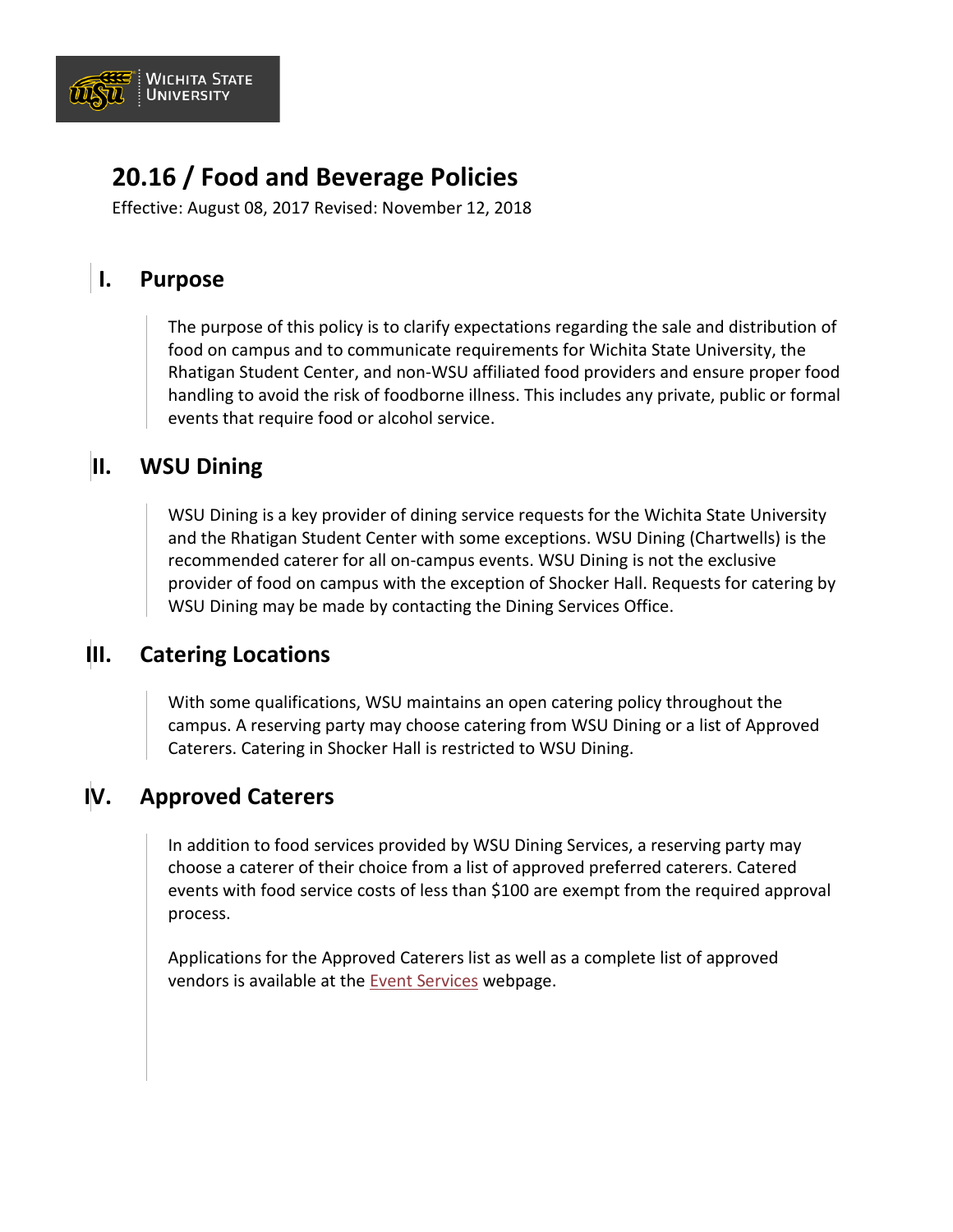# 20.16 / Food and Beverage Policies

Effective: August 08, 2017 Revised: November 12, 2018

## I. Purpose

The purpose of this policy is to clarify expectations regarding the sale and distribution of food on campus and to communicate requirements for Wichita State University, the Rhatigan Student Center, and non-WSU affiliated food providers and ensure proper food handling to avoid the risk of foodborne illness. This includes any private, public or formal events that require food or alcohol service.

## II. WSU Dining

WSU Dining is a key provider of dining service requests for the Wichita State University and the Rhatigan Student Center with some exceptions. WSU Dining (Chartwells) is the recommended caterer for all on-campus events. WSU Dining is not the exclusive provider of food on campus with the exception of Shocker Hall. Requests for catering by WSU Dining may be made by contacting the Dining Services Office.

## III. Catering Locations

With some qualifications, WSU maintains an open catering policy throughout the campus. A reserving party may choose catering from WSU Dining or a list of Approved Caterers. Catering in Shocker Hall is restricted to WSU Dining.

## IV. Approved Caterers

In addition to food services provided by WSU Dining Services, a reserving party may choose a caterer of their choice from a list of approved preferred caterers. Catered events with food service costs of less than $100 are exempt from the required approval process.

Applications for the Approved Caterers list as well as a complete list of approved vendors is available at the Event Services webpage.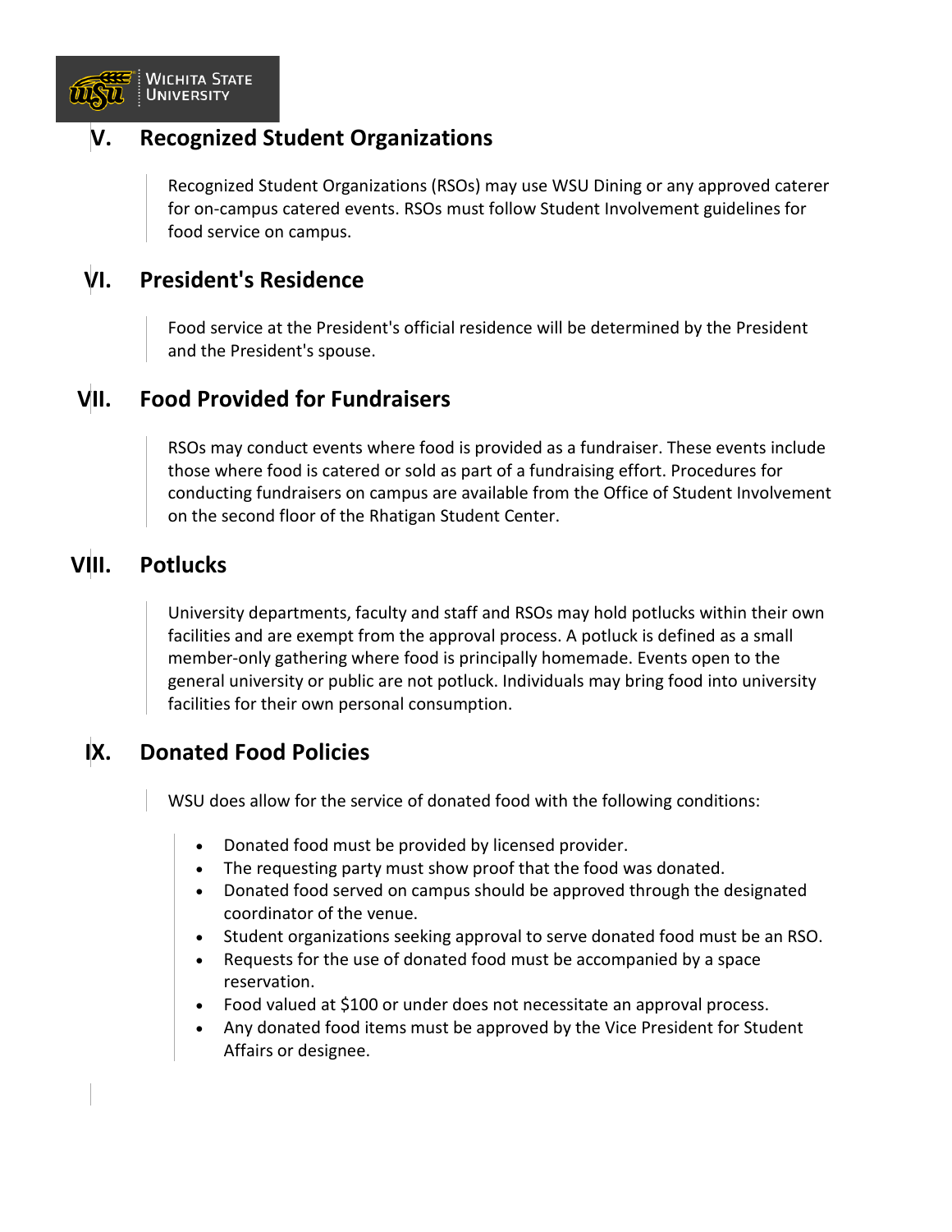## V. Recognized Student Organizations

Recognized Student Organizations (RSOs) may use WSU Dining or any approved caterer for on-campus catered events. RSOs must follow Student Involvement guidelines for food service on campus.

## VI. President's Residence

Food service at the President's official residence will be determined by the President and the President's spouse.

## VII. Food Provided for Fundraisers

RSOs may conduct events where food is provided as a fundraiser. These events include those where food is catered or sold as part of a fundraising effort. Procedures for conducting fundraisers on campus are available from the Office of Student Involvement on the second floor of the Rhatigan Student Center.

## VIII. Potlucks

University departments, faculty and staff and RSOs may hold potlucks within their own facilities and are exempt from the approval process. A potluck is defined as a small member-only gathering where food is principally homemade. Events open to the general university or public are not potluck. Individuals may bring food into university facilities for their own personal consumption.

## IX. Donated Food Policies

WSU does allow for the service of donated food with the following conditions:

- Donated food must be provided by licensed provider.
- The requesting party must show proof that the food was donated.
- Donated food served on campus should be approved through the designated coordinator of the venue.
- Student organizations seeking approval to serve donated food must be an RSO.
- Requests for the use of donated food must be accompanied by a space reservation.
- Food valued at $100 or under does not necessitate an approval process.
- Any donated food items must be approved by the Vice President for Student Affairs or designee.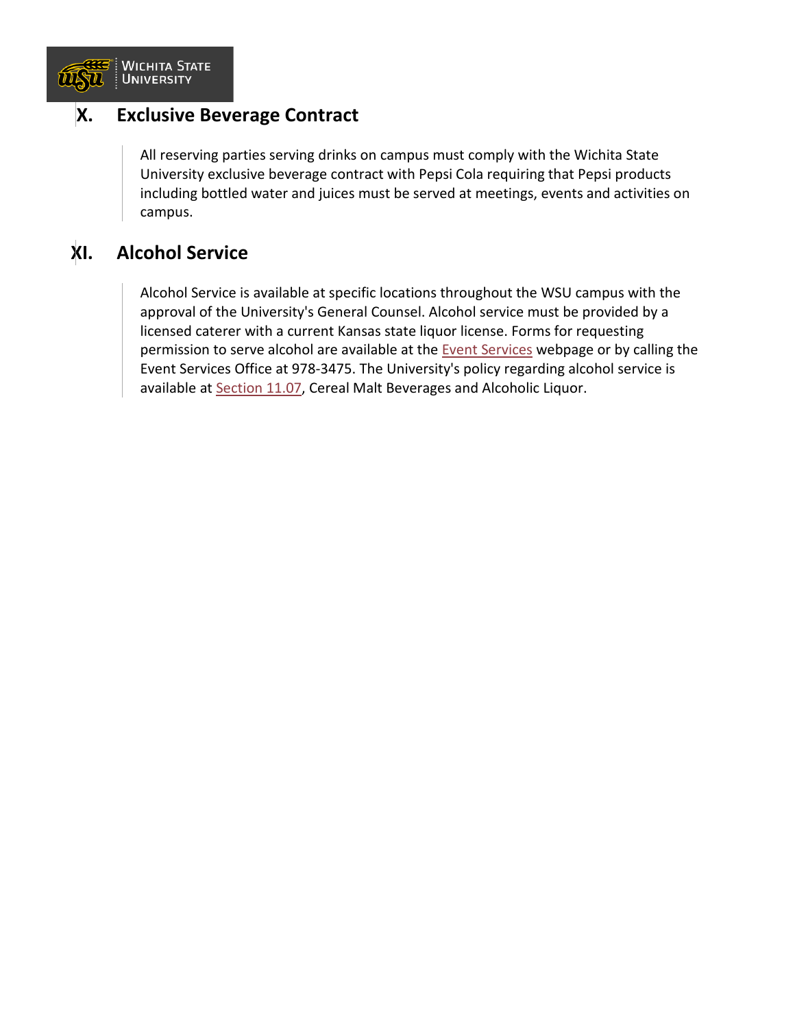## X. Exclusive Beverage Contract

All reserving parties serving drinks on campus must comply with the Wichita State University exclusive beverage contract with Pepsi Cola requiring that Pepsi products including bottled water and juices must be served at meetings, events and activities on campus.

## XI. Alcohol Service

Alcohol Service is available at specific locations throughout the WSU campus with the approval of the University's General Counsel. Alcohol service must be provided by a licensed caterer with a current Kansas state liquor license. Forms for requesting permission to serve alcohol are available at the Event Services webpage or by calling the Event Services Office at 978-3475. The University's policy regarding alcohol service is available at Section 11.07, Cereal Malt Beverages and Alcoholic Liquor.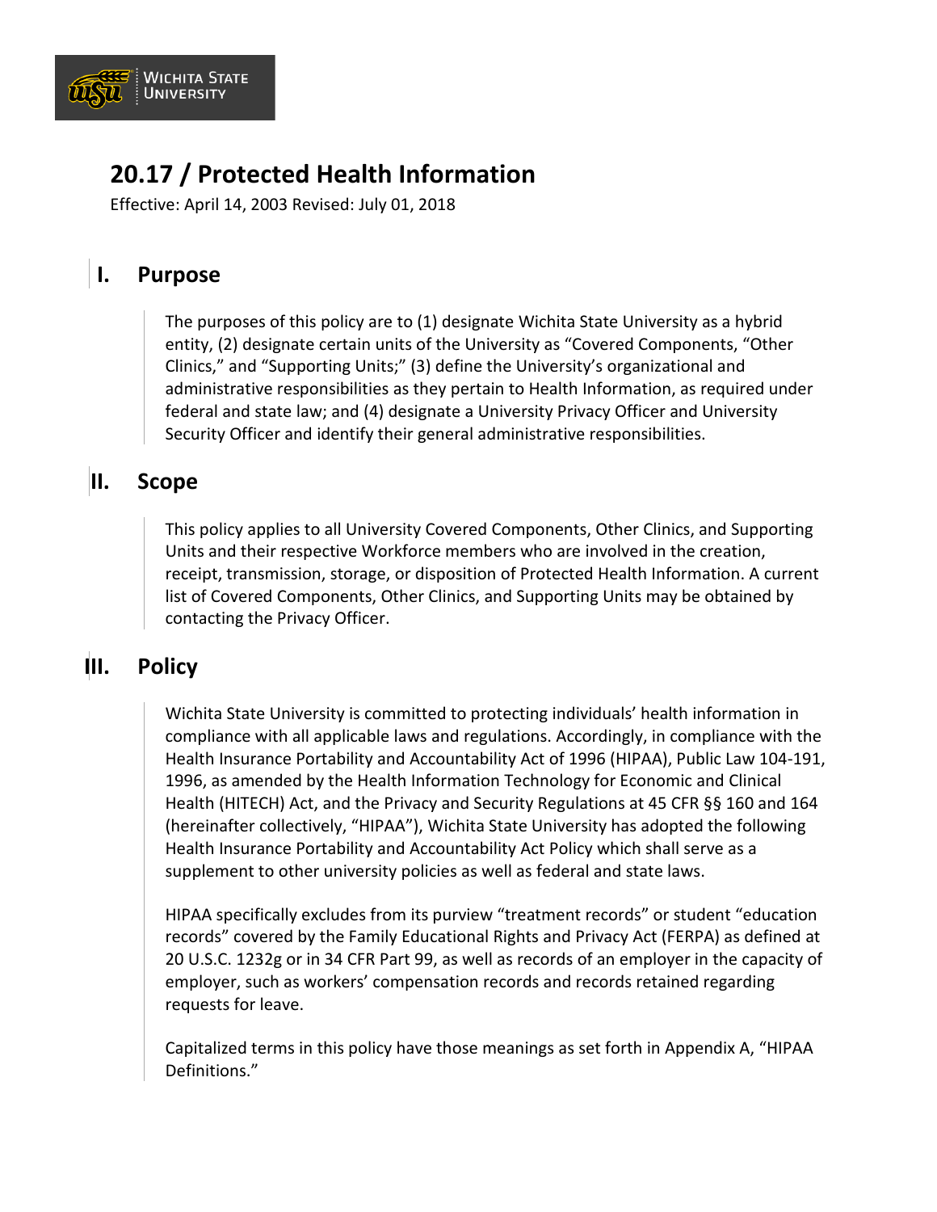# 20.17 / Protected Health Information

Effective: April 14, 2003 Revised: July 01, 2018

## I. Purpose

The purposes of this policy are to (1) designate Wichita State University as a hybrid entity, (2) designate certain units of the University as "Covered Components, "Other Clinics," and "Supporting Units;" (3) define the University's organizational and administrative responsibilities as they pertain to Health Information, as required under federal and state law; and (4) designate a University Privacy Officer and University Security Officer and identify their general administrative responsibilities.

## II. Scope

This policy applies to all University Covered Components, Other Clinics, and Supporting Units and their respective Workforce members who are involved in the creation, receipt, transmission, storage, or disposition of Protected Health Information. A current list of Covered Components, Other Clinics, and Supporting Units may be obtained by contacting the Privacy Officer.

## III. Policy

Wichita State University is committed to protecting individuals' health information in compliance with all applicable laws and regulations. Accordingly, in compliance with the Health Insurance Portability and Accountability Act of 1996 (HIPAA), Public Law 104-191, 1996, as amended by the Health Information Technology for Economic and Clinical Health (HITECH) Act, and the Privacy and Security Regulations at 45 CFR §§ 160 and 164 (hereinafter collectively, "HIPAA"), Wichita State University has adopted the following Health Insurance Portability and Accountability Act Policy which shall serve as a supplement to other university policies as well as federal and state laws.

HIPAA specifically excludes from its purview "treatment records" or student "education records" covered by the Family Educational Rights and Privacy Act (FERPA) as defined at 20 U.S.C. 1232g or in 34 CFR Part 99, as well as records of an employer in the capacity of employer, such as workers' compensation records and records retained regarding requests for leave.

Capitalized terms in this policy have those meanings as set forth in Appendix A, "HIPAA Definitions."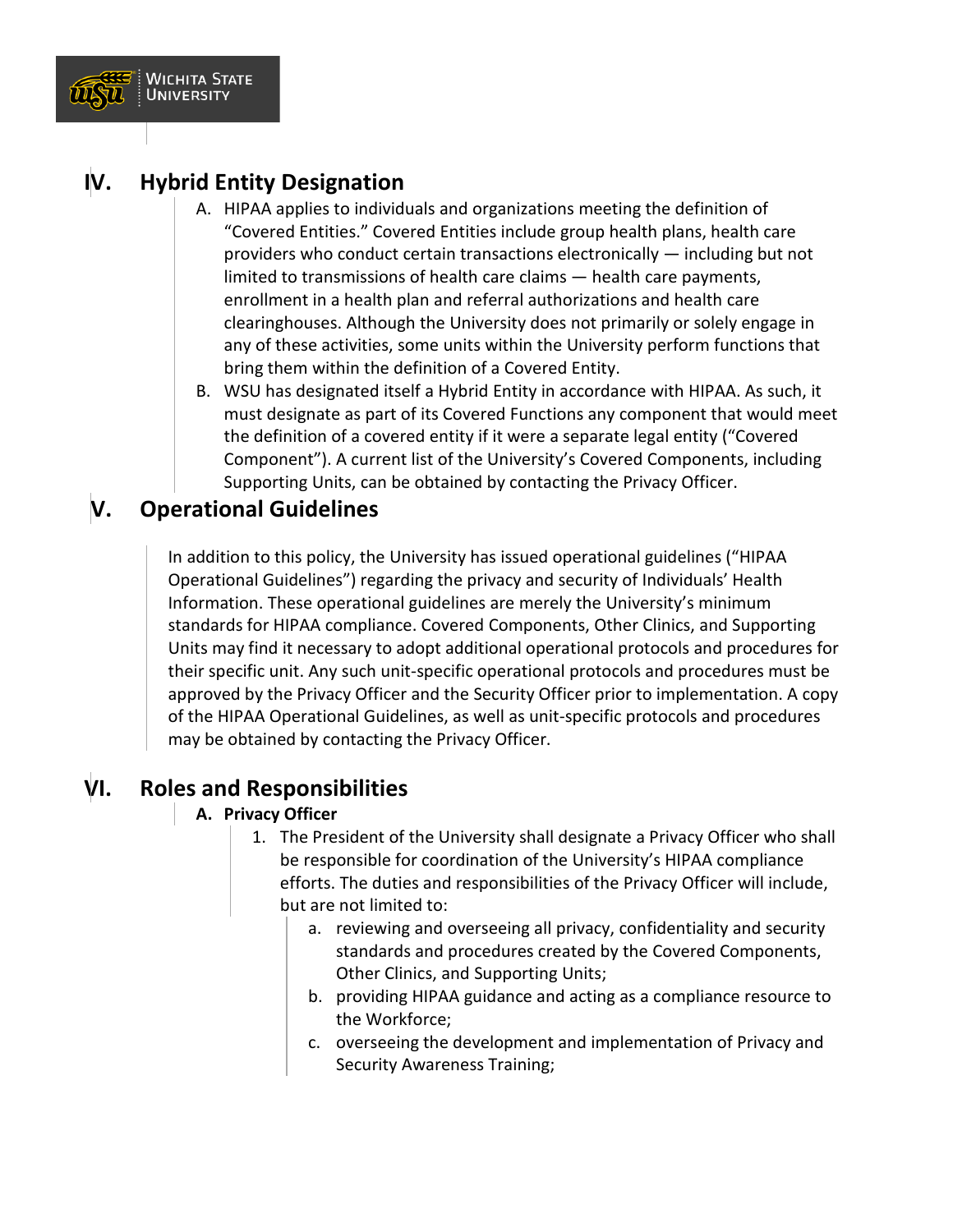## IV. Hybrid Entity Designation

A. HIPAA applies to individuals and organizations meeting the definition of "Covered Entities." Covered Entities include group health plans, health care providers who conduct certain transactions electronically — including but not limited to transmissions of health care claims — health care payments, enrollment in a health plan and referral authorizations and health care clearinghouses. Although the University does not primarily or solely engage in any of these activities, some units within the University perform functions that bring them within the definition of a Covered Entity.

B. WSU has designated itself a Hybrid Entity in accordance with HIPAA. As such, it must designate as part of its Covered Functions any component that would meet the definition of a covered entity if it were a separate legal entity ("Covered Component"). A current list of the University's Covered Components, including Supporting Units, can be obtained by contacting the Privacy Officer.

## V. Operational Guidelines

In addition to this policy, the University has issued operational guidelines ("HIPAA Operational Guidelines") regarding the privacy and security of Individuals' Health Information. These operational guidelines are merely the University's minimum standards for HIPAA compliance. Covered Components, Other Clinics, and Supporting Units may find it necessary to adopt additional operational protocols and procedures for their specific unit. Any such unit-specific operational protocols and procedures must be approved by the Privacy Officer and the Security Officer prior to implementation. A copy of the HIPAA Operational Guidelines, as well as unit-specific protocols and procedures may be obtained by contacting the Privacy Officer.

## VI. Roles and Responsibilities

**A. Privacy Officer**

1. The President of the University shall designate a Privacy Officer who shall be responsible for coordination of the University's HIPAA compliance efforts. The duties and responsibilities of the Privacy Officer will include, but are not limited to:
   a. reviewing and overseeing all privacy, confidentiality and security standards and procedures created by the Covered Components, Other Clinics, and Supporting Units;
   b. providing HIPAA guidance and acting as a compliance resource to the Workforce;
   c. overseeing the development and implementation of Privacy and Security Awareness Training;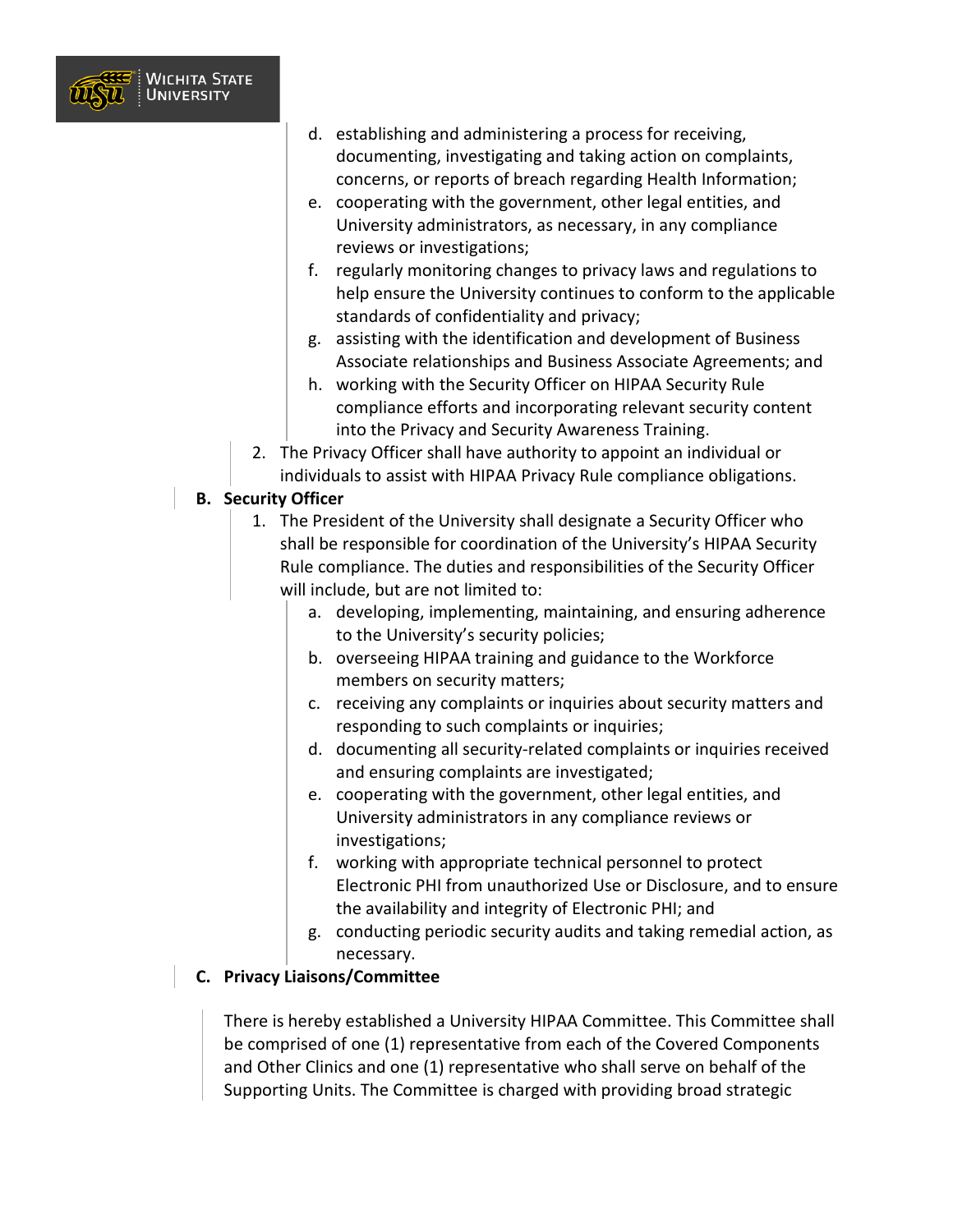d. establishing and administering a process for receiving, documenting, investigating and taking action on complaints, concerns, or reports of breach regarding Health Information;
   e. cooperating with the government, other legal entities, and University administrators, as necessary, in any compliance reviews or investigations;
   f. regularly monitoring changes to privacy laws and regulations to help ensure the University continues to conform to the applicable standards of confidentiality and privacy;
   g. assisting with the identification and development of Business Associate relationships and Business Associate Agreements; and
   h. working with the Security Officer on HIPAA Security Rule compliance efforts and incorporating relevant security content into the Privacy and Security Awareness Training.
2. The Privacy Officer shall have authority to appoint an individual or individuals to assist with HIPAA Privacy Rule compliance obligations.

**B. Security Officer**

1. The President of the University shall designate a Security Officer who shall be responsible for coordination of the University's HIPAA Security Rule compliance. The duties and responsibilities of the Security Officer will include, but are not limited to:
   a. developing, implementing, maintaining, and ensuring adherence to the University's security policies;
   b. overseeing HIPAA training and guidance to the Workforce members on security matters;
   c. receiving any complaints or inquiries about security matters and responding to such complaints or inquiries;
   d. documenting all security-related complaints or inquiries received and ensuring complaints are investigated;
   e. cooperating with the government, other legal entities, and University administrators in any compliance reviews or investigations;
   f. working with appropriate technical personnel to protect Electronic PHI from unauthorized Use or Disclosure, and to ensure the availability and integrity of Electronic PHI; and
   g. conducting periodic security audits and taking remedial action, as necessary.

**C. Privacy Liaisons/Committee**

There is hereby established a University HIPAA Committee. This Committee shall be comprised of one (1) representative from each of the Covered Components and Other Clinics and one (1) representative who shall serve on behalf of the Supporting Units. The Committee is charged with providing broad strategic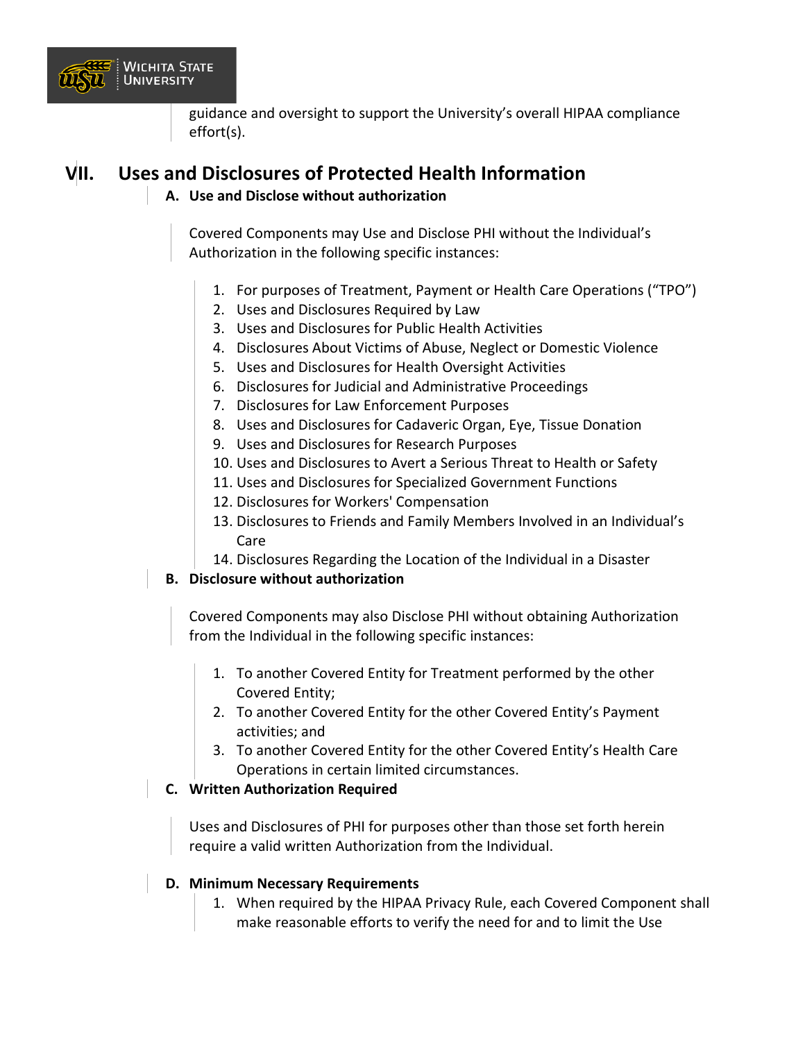guidance and oversight to support the University's overall HIPAA compliance effort(s).

## VII. Uses and Disclosures of Protected Health Information

### A. Use and Disclose without authorization

Covered Components may Use and Disclose PHI without the Individual's Authorization in the following specific instances:

1. For purposes of Treatment, Payment or Health Care Operations ("TPO")
2. Uses and Disclosures Required by Law
3. Uses and Disclosures for Public Health Activities
4. Disclosures About Victims of Abuse, Neglect or Domestic Violence
5. Uses and Disclosures for Health Oversight Activities
6. Disclosures for Judicial and Administrative Proceedings
7. Disclosures for Law Enforcement Purposes
8. Uses and Disclosures for Cadaveric Organ, Eye, Tissue Donation
9. Uses and Disclosures for Research Purposes
10. Uses and Disclosures to Avert a Serious Threat to Health or Safety
11. Uses and Disclosures for Specialized Government Functions
12. Disclosures for Workers' Compensation
13. Disclosures to Friends and Family Members Involved in an Individual's Care
14. Disclosures Regarding the Location of the Individual in a Disaster

### B. Disclosure without authorization

Covered Components may also Disclose PHI without obtaining Authorization from the Individual in the following specific instances:

1. To another Covered Entity for Treatment performed by the other Covered Entity;
2. To another Covered Entity for the other Covered Entity's Payment activities; and
3. To another Covered Entity for the other Covered Entity's Health Care Operations in certain limited circumstances.

### C. Written Authorization Required

Uses and Disclosures of PHI for purposes other than those set forth herein require a valid written Authorization from the Individual.

### D. Minimum Necessary Requirements

1. When required by the HIPAA Privacy Rule, each Covered Component shall make reasonable efforts to verify the need for and to limit the Use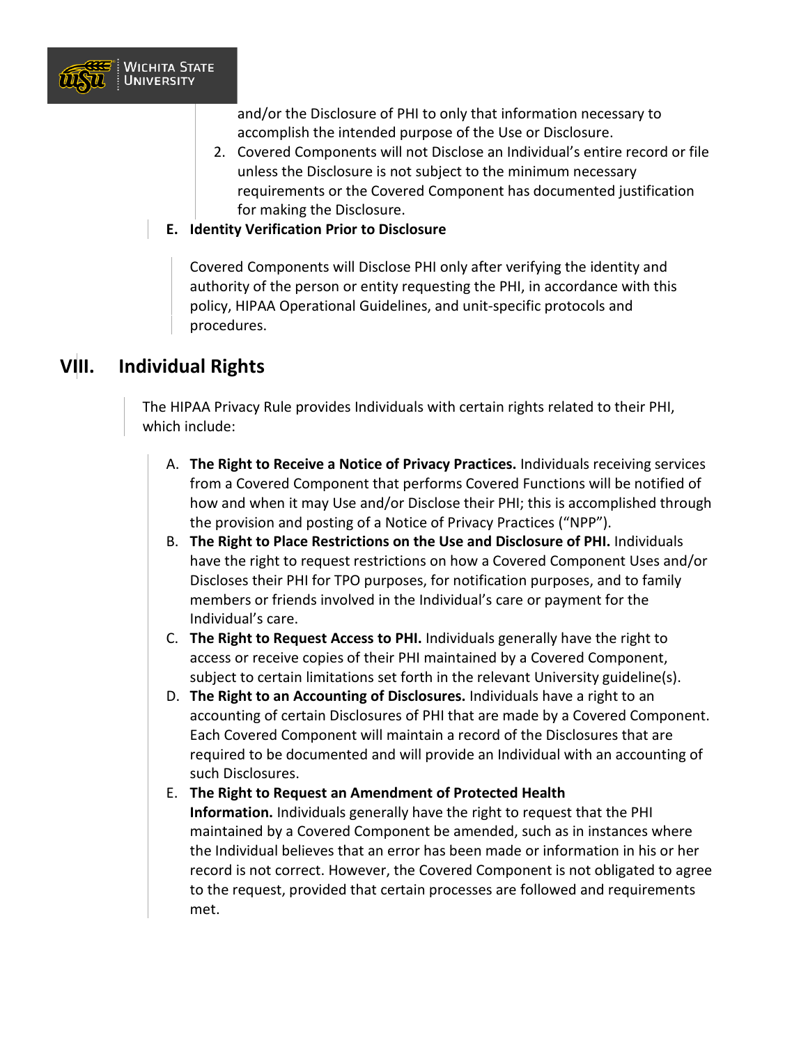and/or the Disclosure of PHI to only that information necessary to accomplish the intended purpose of the Use or Disclosure.

2. Covered Components will not Disclose an Individual's entire record or file unless the Disclosure is not subject to the minimum necessary requirements or the Covered Component has documented justification for making the Disclosure.

**E. Identity Verification Prior to Disclosure**

Covered Components will Disclose PHI only after verifying the identity and authority of the person or entity requesting the PHI, in accordance with this policy, HIPAA Operational Guidelines, and unit-specific protocols and procedures.

## VIII. Individual Rights

The HIPAA Privacy Rule provides Individuals with certain rights related to their PHI, which include:

A. **The Right to Receive a Notice of Privacy Practices.** Individuals receiving services from a Covered Component that performs Covered Functions will be notified of how and when it may Use and/or Disclose their PHI; this is accomplished through the provision and posting of a Notice of Privacy Practices ("NPP").

B. **The Right to Place Restrictions on the Use and Disclosure of PHI.** Individuals have the right to request restrictions on how a Covered Component Uses and/or Discloses their PHI for TPO purposes, for notification purposes, and to family members or friends involved in the Individual's care or payment for the Individual's care.

C. **The Right to Request Access to PHI.** Individuals generally have the right to access or receive copies of their PHI maintained by a Covered Component, subject to certain limitations set forth in the relevant University guideline(s).

D. **The Right to an Accounting of Disclosures.** Individuals have a right to an accounting of certain Disclosures of PHI that are made by a Covered Component. Each Covered Component will maintain a record of the Disclosures that are required to be documented and will provide an Individual with an accounting of such Disclosures.

E. **The Right to Request an Amendment of Protected Health Information.** Individuals generally have the right to request that the PHI maintained by a Covered Component be amended, such as in instances where the Individual believes that an error has been made or information in his or her record is not correct. However, the Covered Component is not obligated to agree to the request, provided that certain processes are followed and requirements met.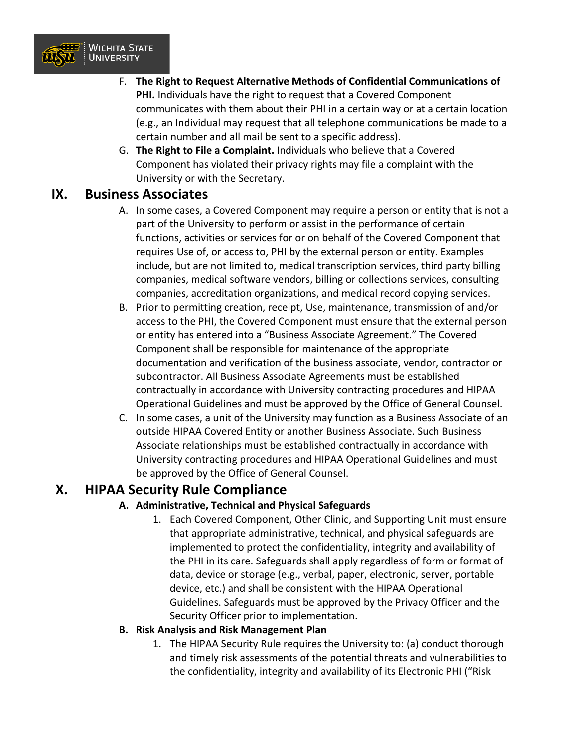F. **The Right to Request Alternative Methods of Confidential Communications of PHI.** Individuals have the right to request that a Covered Component communicates with them about their PHI in a certain way or at a certain location (e.g., an Individual may request that all telephone communications be made to a certain number and all mail be sent to a specific address).

G. **The Right to File a Complaint.** Individuals who believe that a Covered Component has violated their privacy rights may file a complaint with the University or with the Secretary.

## IX. Business Associates

A. In some cases, a Covered Component may require a person or entity that is not a part of the University to perform or assist in the performance of certain functions, activities or services for or on behalf of the Covered Component that requires Use of, or access to, PHI by the external person or entity. Examples include, but are not limited to, medical transcription services, third party billing companies, medical software vendors, billing or collections services, consulting companies, accreditation organizations, and medical record copying services.

B. Prior to permitting creation, receipt, Use, maintenance, transmission of and/or access to the PHI, the Covered Component must ensure that the external person or entity has entered into a "Business Associate Agreement." The Covered Component shall be responsible for maintenance of the appropriate documentation and verification of the business associate, vendor, contractor or subcontractor. All Business Associate Agreements must be established contractually in accordance with University contracting procedures and HIPAA Operational Guidelines and must be approved by the Office of General Counsel.

C. In some cases, a unit of the University may function as a Business Associate of an outside HIPAA Covered Entity or another Business Associate. Such Business Associate relationships must be established contractually in accordance with University contracting procedures and HIPAA Operational Guidelines and must be approved by the Office of General Counsel.

## X. HIPAA Security Rule Compliance

**A. Administrative, Technical and Physical Safeguards**

1. Each Covered Component, Other Clinic, and Supporting Unit must ensure that appropriate administrative, technical, and physical safeguards are implemented to protect the confidentiality, integrity and availability of the PHI in its care. Safeguards shall apply regardless of form or format of data, device or storage (e.g., verbal, paper, electronic, server, portable device, etc.) and shall be consistent with the HIPAA Operational Guidelines. Safeguards must be approved by the Privacy Officer and the Security Officer prior to implementation.

**B. Risk Analysis and Risk Management Plan**

1. The HIPAA Security Rule requires the University to: (a) conduct thorough and timely risk assessments of the potential threats and vulnerabilities to the confidentiality, integrity and availability of its Electronic PHI ("Risk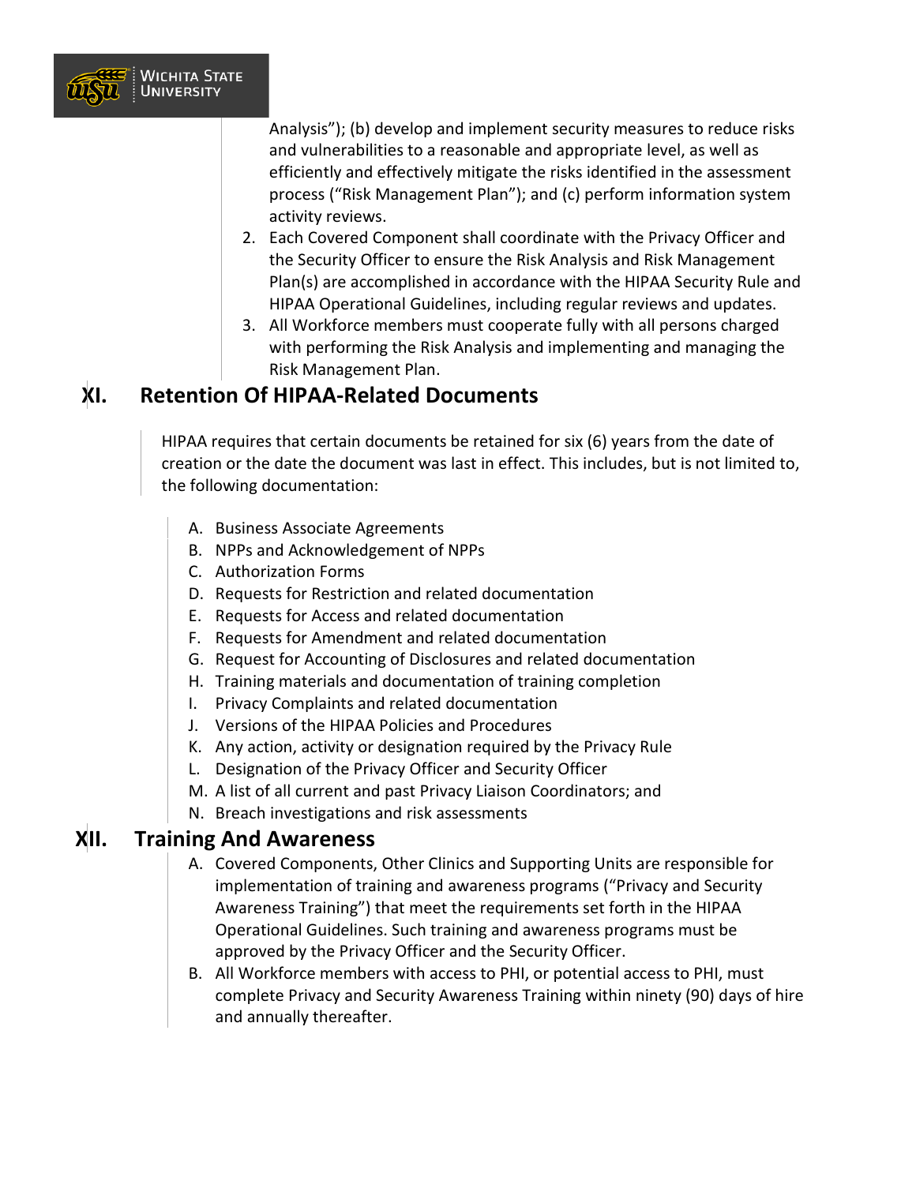Analysis"); (b) develop and implement security measures to reduce risks and vulnerabilities to a reasonable and appropriate level, as well as efficiently and effectively mitigate the risks identified in the assessment process ("Risk Management Plan"); and (c) perform information system activity reviews.

2. Each Covered Component shall coordinate with the Privacy Officer and the Security Officer to ensure the Risk Analysis and Risk Management Plan(s) are accomplished in accordance with the HIPAA Security Rule and HIPAA Operational Guidelines, including regular reviews and updates.
3. All Workforce members must cooperate fully with all persons charged with performing the Risk Analysis and implementing and managing the Risk Management Plan.

## XI. Retention Of HIPAA-Related Documents

HIPAA requires that certain documents be retained for six (6) years from the date of creation or the date the document was last in effect. This includes, but is not limited to, the following documentation:

A. Business Associate Agreements
B. NPPs and Acknowledgement of NPPs
C. Authorization Forms
D. Requests for Restriction and related documentation
E. Requests for Access and related documentation
F. Requests for Amendment and related documentation
G. Request for Accounting of Disclosures and related documentation
H. Training materials and documentation of training completion
I. Privacy Complaints and related documentation
J. Versions of the HIPAA Policies and Procedures
K. Any action, activity or designation required by the Privacy Rule
L. Designation of the Privacy Officer and Security Officer
M. A list of all current and past Privacy Liaison Coordinators; and
N. Breach investigations and risk assessments

## XII. Training And Awareness

A. Covered Components, Other Clinics and Supporting Units are responsible for implementation of training and awareness programs ("Privacy and Security Awareness Training") that meet the requirements set forth in the HIPAA Operational Guidelines. Such training and awareness programs must be approved by the Privacy Officer and the Security Officer.
B. All Workforce members with access to PHI, or potential access to PHI, must complete Privacy and Security Awareness Training within ninety (90) days of hire and annually thereafter.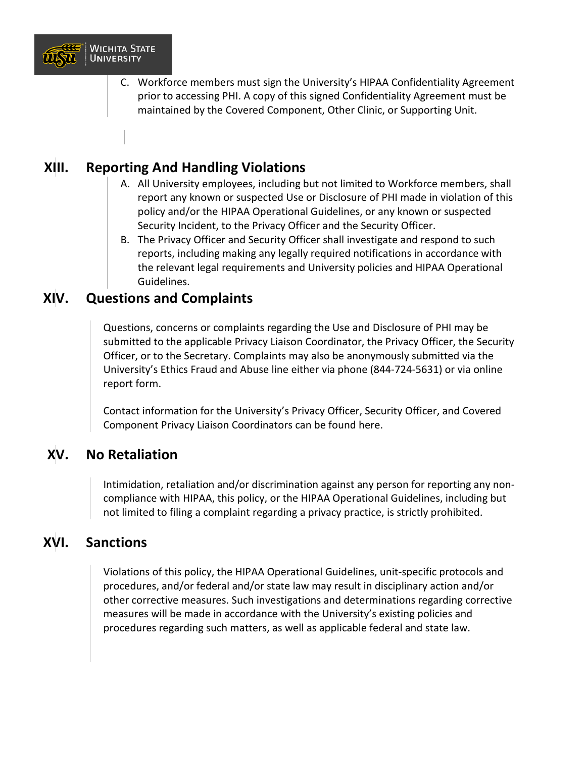C. Workforce members must sign the University's HIPAA Confidentiality Agreement prior to accessing PHI. A copy of this signed Confidentiality Agreement must be maintained by the Covered Component, Other Clinic, or Supporting Unit.

## XIII. Reporting And Handling Violations

A. All University employees, including but not limited to Workforce members, shall report any known or suspected Use or Disclosure of PHI made in violation of this policy and/or the HIPAA Operational Guidelines, or any known or suspected Security Incident, to the Privacy Officer and the Security Officer.

B. The Privacy Officer and Security Officer shall investigate and respond to such reports, including making any legally required notifications in accordance with the relevant legal requirements and University policies and HIPAA Operational Guidelines.

## XIV. Questions and Complaints

Questions, concerns or complaints regarding the Use and Disclosure of PHI may be submitted to the applicable Privacy Liaison Coordinator, the Privacy Officer, the Security Officer, or to the Secretary. Complaints may also be anonymously submitted via the University's Ethics Fraud and Abuse line either via phone (844-724-5631) or via online report form.

Contact information for the University's Privacy Officer, Security Officer, and Covered Component Privacy Liaison Coordinators can be found here.

## XV. No Retaliation

Intimidation, retaliation and/or discrimination against any person for reporting any non-compliance with HIPAA, this policy, or the HIPAA Operational Guidelines, including but not limited to filing a complaint regarding a privacy practice, is strictly prohibited.

## XVI. Sanctions

Violations of this policy, the HIPAA Operational Guidelines, unit-specific protocols and procedures, and/or federal and/or state law may result in disciplinary action and/or other corrective measures. Such investigations and determinations regarding corrective measures will be made in accordance with the University's existing policies and procedures regarding such matters, as well as applicable federal and state law.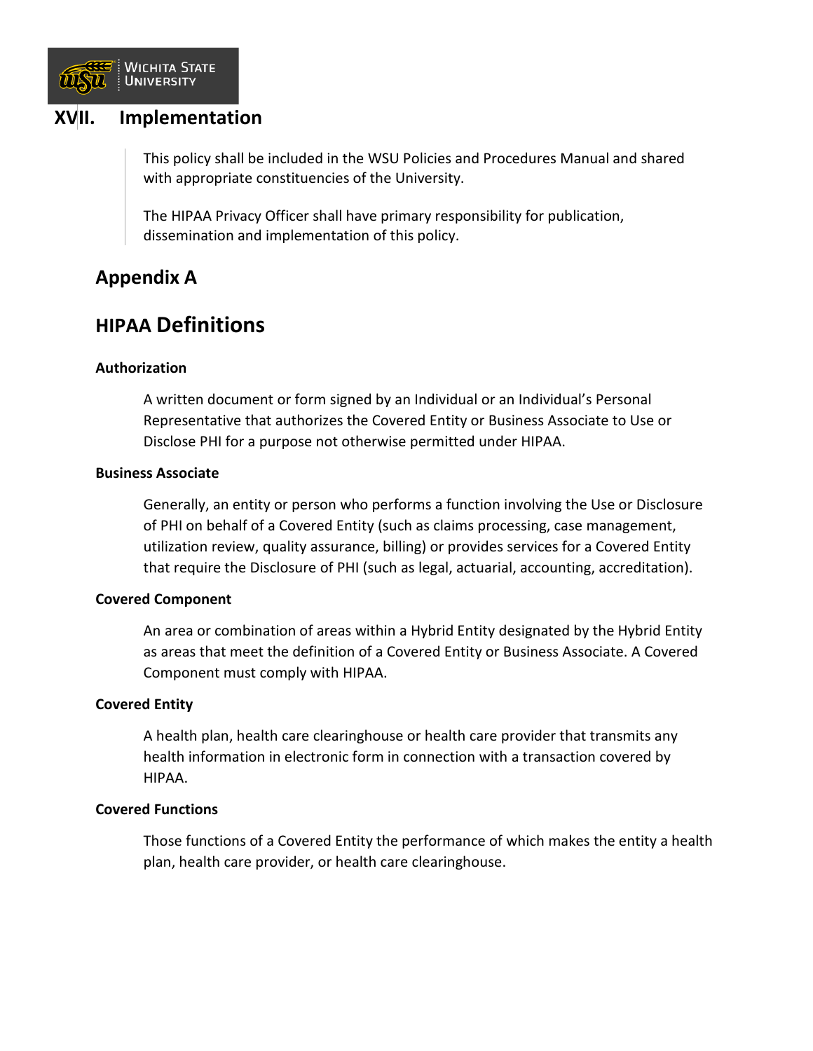## XVII. Implementation

This policy shall be included in the WSU Policies and Procedures Manual and shared with appropriate constituencies of the University.

The HIPAA Privacy Officer shall have primary responsibility for publication, dissemination and implementation of this policy.

## Appendix A

## HIPAA Definitions

**Authorization**

A written document or form signed by an Individual or an Individual's Personal Representative that authorizes the Covered Entity or Business Associate to Use or Disclose PHI for a purpose not otherwise permitted under HIPAA.

**Business Associate**

Generally, an entity or person who performs a function involving the Use or Disclosure of PHI on behalf of a Covered Entity (such as claims processing, case management, utilization review, quality assurance, billing) or provides services for a Covered Entity that require the Disclosure of PHI (such as legal, actuarial, accounting, accreditation).

**Covered Component**

An area or combination of areas within a Hybrid Entity designated by the Hybrid Entity as areas that meet the definition of a Covered Entity or Business Associate. A Covered Component must comply with HIPAA.

**Covered Entity**

A health plan, health care clearinghouse or health care provider that transmits any health information in electronic form in connection with a transaction covered by HIPAA.

**Covered Functions**

Those functions of a Covered Entity the performance of which makes the entity a health plan, health care provider, or health care clearinghouse.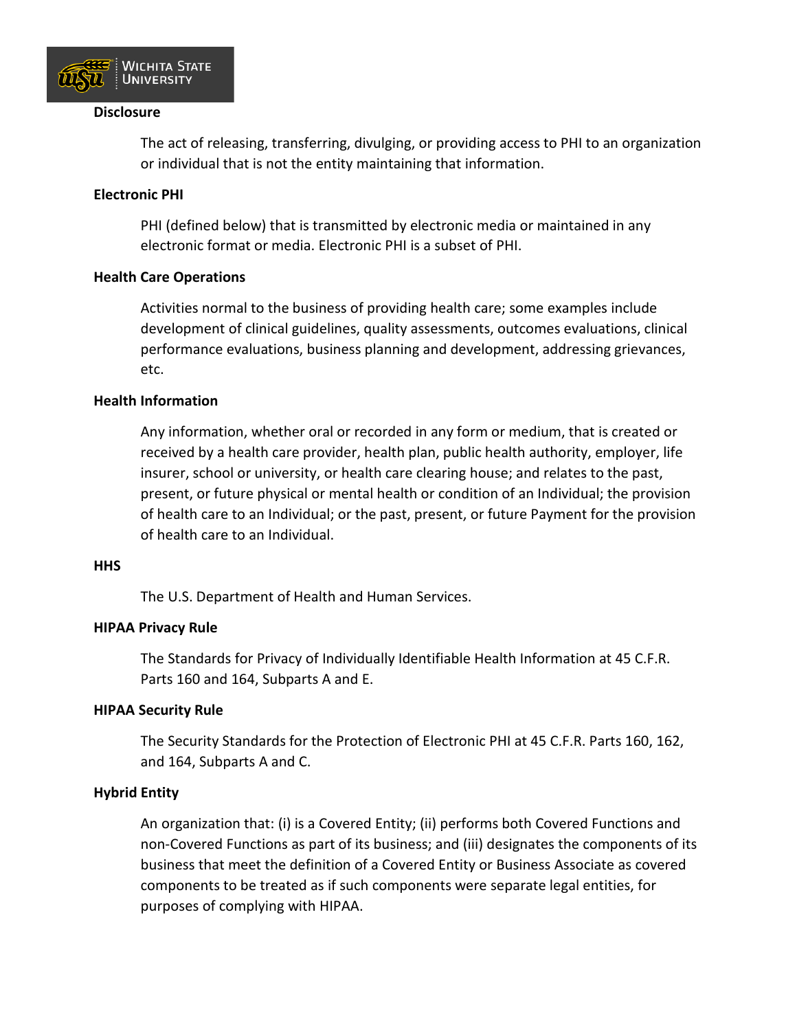**Disclosure**

The act of releasing, transferring, divulging, or providing access to PHI to an organization or individual that is not the entity maintaining that information.

**Electronic PHI**

PHI (defined below) that is transmitted by electronic media or maintained in any electronic format or media. Electronic PHI is a subset of PHI.

**Health Care Operations**

Activities normal to the business of providing health care; some examples include development of clinical guidelines, quality assessments, outcomes evaluations, clinical performance evaluations, business planning and development, addressing grievances, etc.

**Health Information**

Any information, whether oral or recorded in any form or medium, that is created or received by a health care provider, health plan, public health authority, employer, life insurer, school or university, or health care clearing house; and relates to the past, present, or future physical or mental health or condition of an Individual; the provision of health care to an Individual; or the past, present, or future Payment for the provision of health care to an Individual.

**HHS**

The U.S. Department of Health and Human Services.

**HIPAA Privacy Rule**

The Standards for Privacy of Individually Identifiable Health Information at 45 C.F.R. Parts 160 and 164, Subparts A and E.

**HIPAA Security Rule**

The Security Standards for the Protection of Electronic PHI at 45 C.F.R. Parts 160, 162, and 164, Subparts A and C.

**Hybrid Entity**

An organization that: (i) is a Covered Entity; (ii) performs both Covered Functions and non-Covered Functions as part of its business; and (iii) designates the components of its business that meet the definition of a Covered Entity or Business Associate as covered components to be treated as if such components were separate legal entities, for purposes of complying with HIPAA.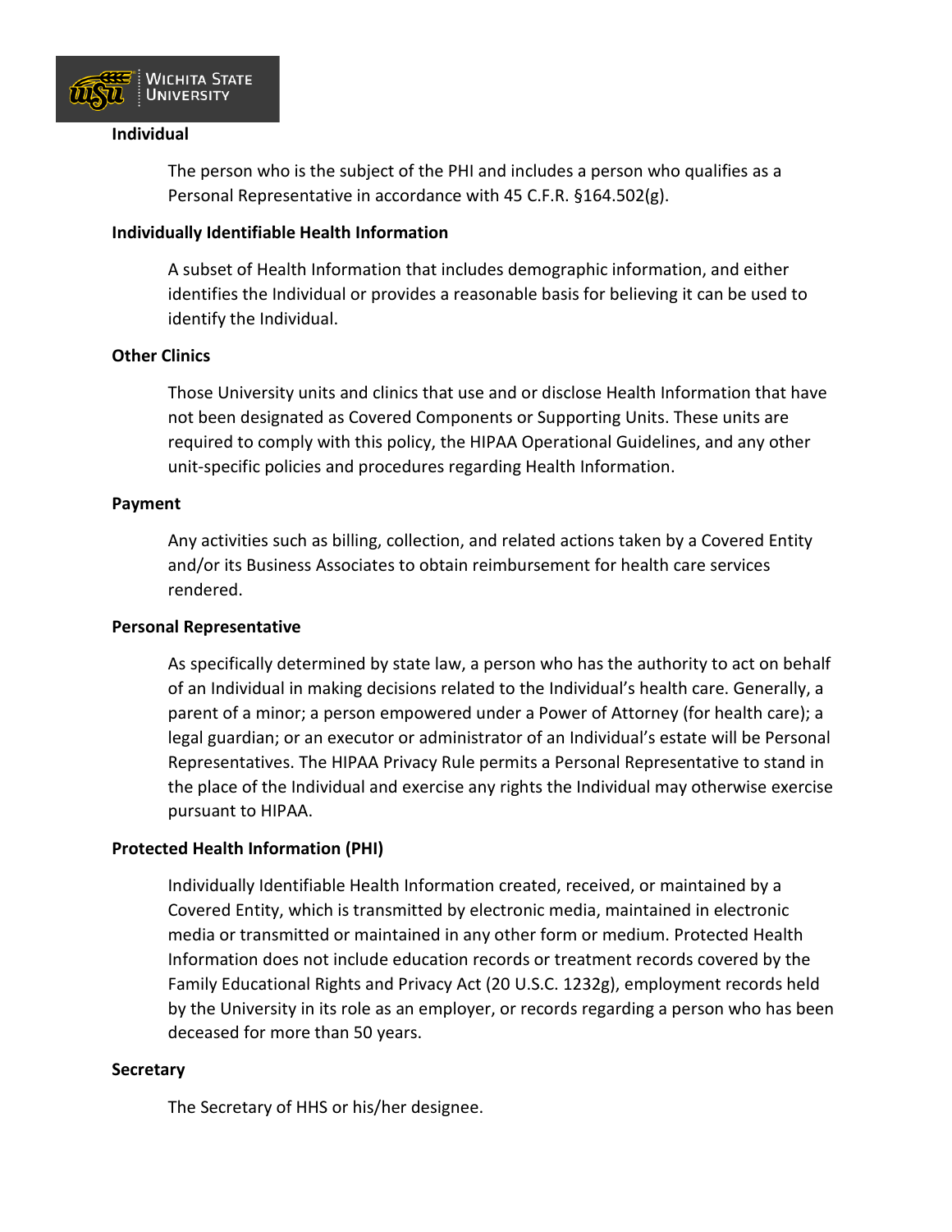**Individual**

The person who is the subject of the PHI and includes a person who qualifies as a Personal Representative in accordance with 45 C.F.R. §164.502(g).

**Individually Identifiable Health Information**

A subset of Health Information that includes demographic information, and either identifies the Individual or provides a reasonable basis for believing it can be used to identify the Individual.

**Other Clinics**

Those University units and clinics that use and or disclose Health Information that have not been designated as Covered Components or Supporting Units. These units are required to comply with this policy, the HIPAA Operational Guidelines, and any other unit-specific policies and procedures regarding Health Information.

**Payment**

Any activities such as billing, collection, and related actions taken by a Covered Entity and/or its Business Associates to obtain reimbursement for health care services rendered.

**Personal Representative**

As specifically determined by state law, a person who has the authority to act on behalf of an Individual in making decisions related to the Individual's health care. Generally, a parent of a minor; a person empowered under a Power of Attorney (for health care); a legal guardian; or an executor or administrator of an Individual's estate will be Personal Representatives. The HIPAA Privacy Rule permits a Personal Representative to stand in the place of the Individual and exercise any rights the Individual may otherwise exercise pursuant to HIPAA.

**Protected Health Information (PHI)**

Individually Identifiable Health Information created, received, or maintained by a Covered Entity, which is transmitted by electronic media, maintained in electronic media or transmitted or maintained in any other form or medium. Protected Health Information does not include education records or treatment records covered by the Family Educational Rights and Privacy Act (20 U.S.C. 1232g), employment records held by the University in its role as an employer, or records regarding a person who has been deceased for more than 50 years.

**Secretary**

The Secretary of HHS or his/her designee.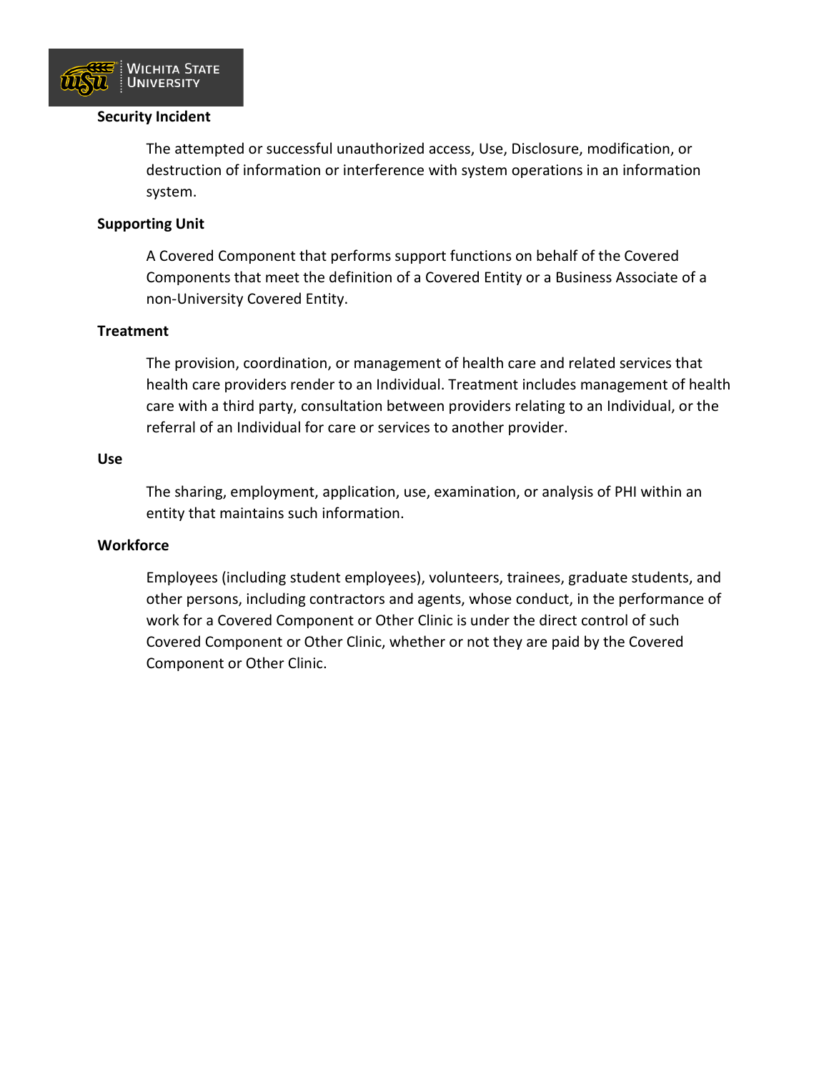**Security Incident**

The attempted or successful unauthorized access, Use, Disclosure, modification, or destruction of information or interference with system operations in an information system.

**Supporting Unit**

A Covered Component that performs support functions on behalf of the Covered Components that meet the definition of a Covered Entity or a Business Associate of a non-University Covered Entity.

**Treatment**

The provision, coordination, or management of health care and related services that health care providers render to an Individual. Treatment includes management of health care with a third party, consultation between providers relating to an Individual, or the referral of an Individual for care or services to another provider.

**Use**

The sharing, employment, application, use, examination, or analysis of PHI within an entity that maintains such information.

**Workforce**

Employees (including student employees), volunteers, trainees, graduate students, and other persons, including contractors and agents, whose conduct, in the performance of work for a Covered Component or Other Clinic is under the direct control of such Covered Component or Other Clinic, whether or not they are paid by the Covered Component or Other Clinic.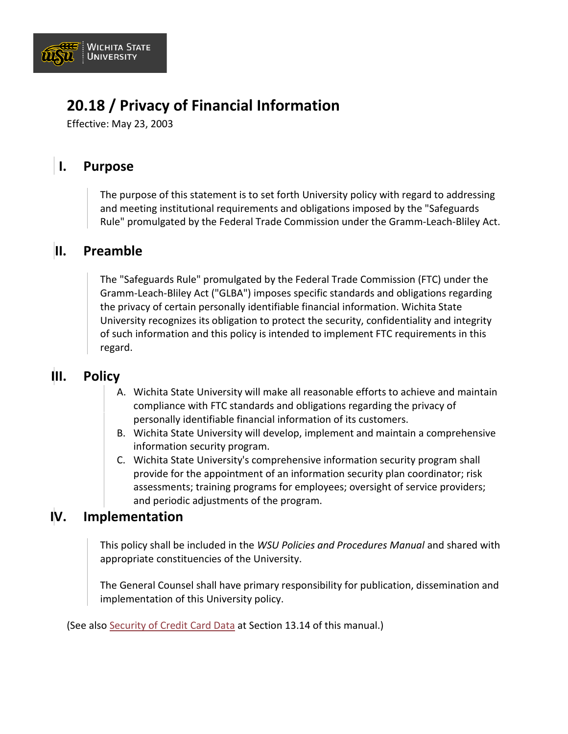# 20.18 / Privacy of Financial Information

Effective: May 23, 2003

## I. Purpose

The purpose of this statement is to set forth University policy with regard to addressing and meeting institutional requirements and obligations imposed by the "Safeguards Rule" promulgated by the Federal Trade Commission under the Gramm-Leach-Bliley Act.

## II. Preamble

The "Safeguards Rule" promulgated by the Federal Trade Commission (FTC) under the Gramm-Leach-Bliley Act ("GLBA") imposes specific standards and obligations regarding the privacy of certain personally identifiable financial information. Wichita State University recognizes its obligation to protect the security, confidentiality and integrity of such information and this policy is intended to implement FTC requirements in this regard.

## III. Policy

A. Wichita State University will make all reasonable efforts to achieve and maintain compliance with FTC standards and obligations regarding the privacy of personally identifiable financial information of its customers.
B. Wichita State University will develop, implement and maintain a comprehensive information security program.
C. Wichita State University's comprehensive information security program shall provide for the appointment of an information security plan coordinator; risk assessments; training programs for employees; oversight of service providers; and periodic adjustments of the program.

## IV. Implementation

This policy shall be included in the *WSU Policies and Procedures Manual* and shared with appropriate constituencies of the University.

The General Counsel shall have primary responsibility for publication, dissemination and implementation of this University policy.

(See also Security of Credit Card Data at Section 13.14 of this manual.)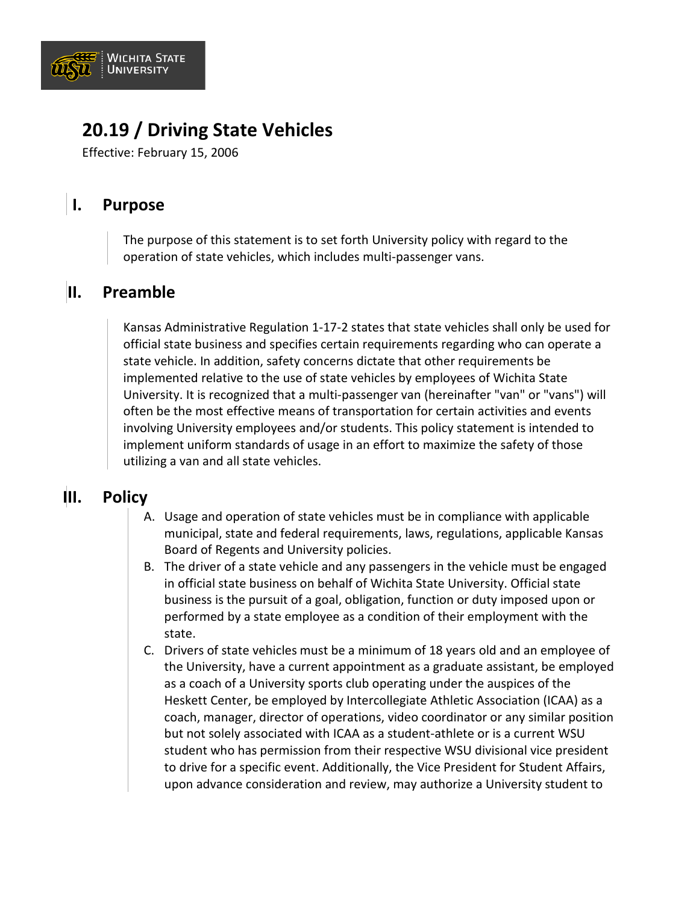# 20.19 / Driving State Vehicles

Effective: February 15, 2006

## I. Purpose

The purpose of this statement is to set forth University policy with regard to the operation of state vehicles, which includes multi-passenger vans.

## II. Preamble

Kansas Administrative Regulation 1-17-2 states that state vehicles shall only be used for official state business and specifies certain requirements regarding who can operate a state vehicle. In addition, safety concerns dictate that other requirements be implemented relative to the use of state vehicles by employees of Wichita State University. It is recognized that a multi-passenger van (hereinafter "van" or "vans") will often be the most effective means of transportation for certain activities and events involving University employees and/or students. This policy statement is intended to implement uniform standards of usage in an effort to maximize the safety of those utilizing a van and all state vehicles.

## III. Policy

A. Usage and operation of state vehicles must be in compliance with applicable municipal, state and federal requirements, laws, regulations, applicable Kansas Board of Regents and University policies.

B. The driver of a state vehicle and any passengers in the vehicle must be engaged in official state business on behalf of Wichita State University. Official state business is the pursuit of a goal, obligation, function or duty imposed upon or performed by a state employee as a condition of their employment with the state.

C. Drivers of state vehicles must be a minimum of 18 years old and an employee of the University, have a current appointment as a graduate assistant, be employed as a coach of a University sports club operating under the auspices of the Heskett Center, be employed by Intercollegiate Athletic Association (ICAA) as a coach, manager, director of operations, video coordinator or any similar position but not solely associated with ICAA as a student-athlete or is a current WSU student who has permission from their respective WSU divisional vice president to drive for a specific event. Additionally, the Vice President for Student Affairs, upon advance consideration and review, may authorize a University student to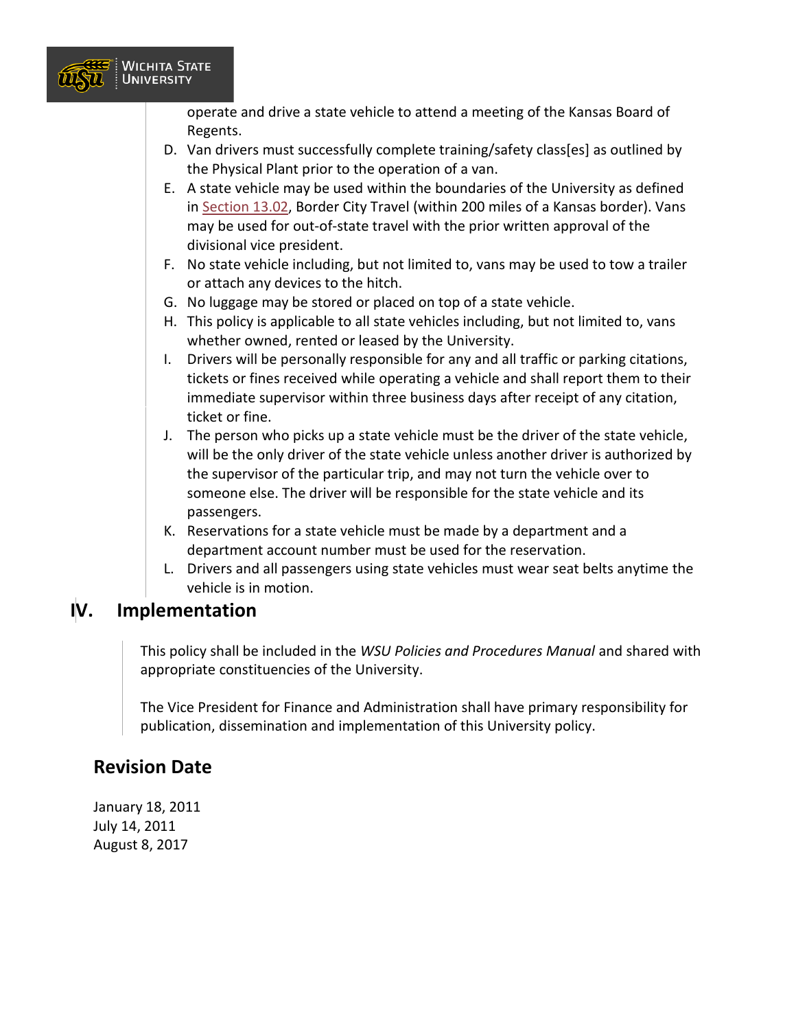operate and drive a state vehicle to attend a meeting of the Kansas Board of Regents.

D. Van drivers must successfully complete training/safety class[es] as outlined by the Physical Plant prior to the operation of a van.
E. A state vehicle may be used within the boundaries of the University as defined in Section 13.02, Border City Travel (within 200 miles of a Kansas border). Vans may be used for out-of-state travel with the prior written approval of the divisional vice president.
F. No state vehicle including, but not limited to, vans may be used to tow a trailer or attach any devices to the hitch.
G. No luggage may be stored or placed on top of a state vehicle.
H. This policy is applicable to all state vehicles including, but not limited to, vans whether owned, rented or leased by the University.
I. Drivers will be personally responsible for any and all traffic or parking citations, tickets or fines received while operating a vehicle and shall report them to their immediate supervisor within three business days after receipt of any citation, ticket or fine.
J. The person who picks up a state vehicle must be the driver of the state vehicle, will be the only driver of the state vehicle unless another driver is authorized by the supervisor of the particular trip, and may not turn the vehicle over to someone else. The driver will be responsible for the state vehicle and its passengers.
K. Reservations for a state vehicle must be made by a department and a department account number must be used for the reservation.
L. Drivers and all passengers using state vehicles must wear seat belts anytime the vehicle is in motion.

## IV. Implementation

This policy shall be included in the *WSU Policies and Procedures Manual* and shared with appropriate constituencies of the University.

The Vice President for Finance and Administration shall have primary responsibility for publication, dissemination and implementation of this University policy.

## Revision Date

January 18, 2011
July 14, 2011
August 8, 2017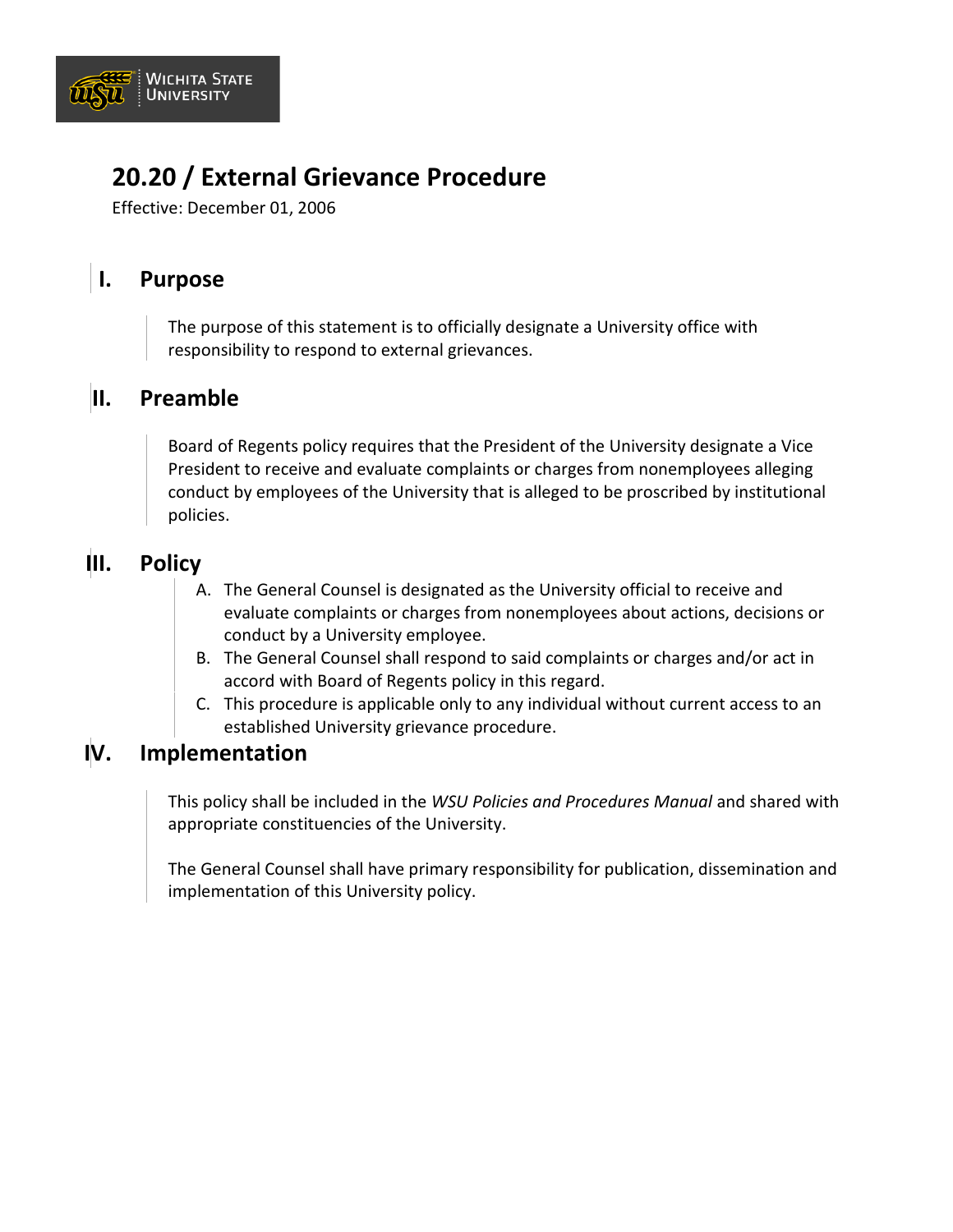# 20.20 / External Grievance Procedure

Effective: December 01, 2006

## I. Purpose

The purpose of this statement is to officially designate a University office with responsibility to respond to external grievances.

## II. Preamble

Board of Regents policy requires that the President of the University designate a Vice President to receive and evaluate complaints or charges from nonemployees alleging conduct by employees of the University that is alleged to be proscribed by institutional policies.

## III. Policy

A. The General Counsel is designated as the University official to receive and evaluate complaints or charges from nonemployees about actions, decisions or conduct by a University employee.

B. The General Counsel shall respond to said complaints or charges and/or act in accord with Board of Regents policy in this regard.

C. This procedure is applicable only to any individual without current access to an established University grievance procedure.

## IV. Implementation

This policy shall be included in the *WSU Policies and Procedures Manual* and shared with appropriate constituencies of the University.

The General Counsel shall have primary responsibility for publication, dissemination and implementation of this University policy.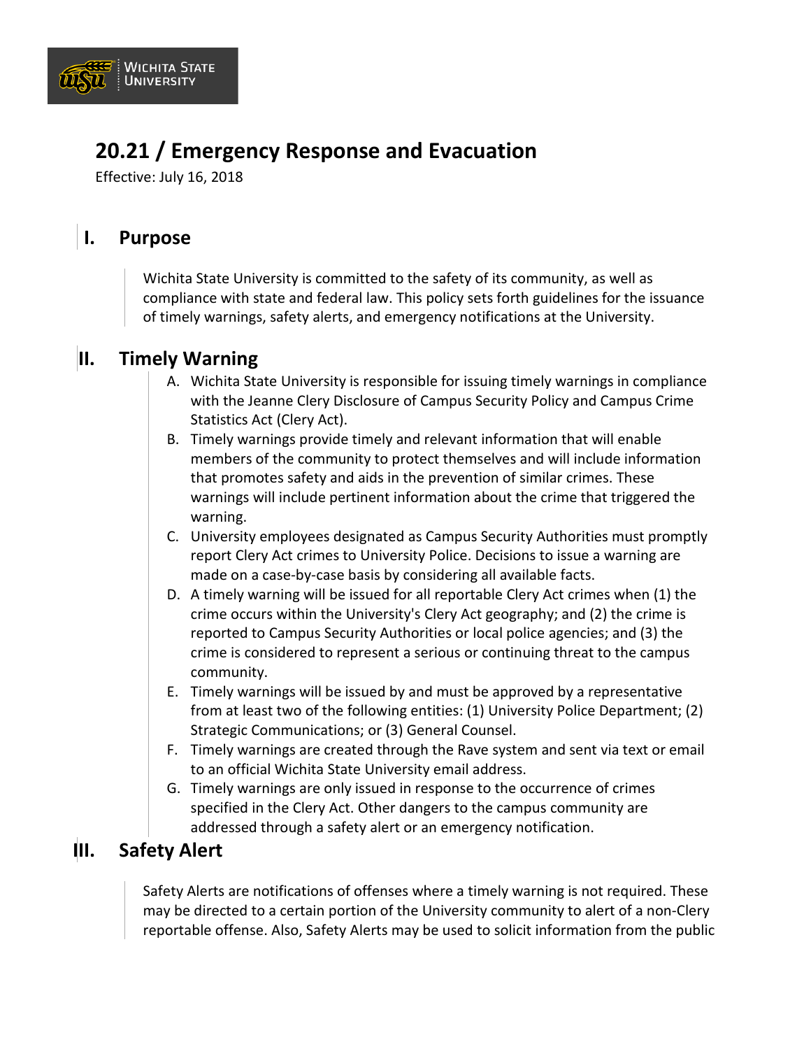# 20.21 / Emergency Response and Evacuation

Effective: July 16, 2018

## I. Purpose

Wichita State University is committed to the safety of its community, as well as compliance with state and federal law. This policy sets forth guidelines for the issuance of timely warnings, safety alerts, and emergency notifications at the University.

## II. Timely Warning

A. Wichita State University is responsible for issuing timely warnings in compliance with the Jeanne Clery Disclosure of Campus Security Policy and Campus Crime Statistics Act (Clery Act).

B. Timely warnings provide timely and relevant information that will enable members of the community to protect themselves and will include information that promotes safety and aids in the prevention of similar crimes. These warnings will include pertinent information about the crime that triggered the warning.

C. University employees designated as Campus Security Authorities must promptly report Clery Act crimes to University Police. Decisions to issue a warning are made on a case-by-case basis by considering all available facts.

D. A timely warning will be issued for all reportable Clery Act crimes when (1) the crime occurs within the University's Clery Act geography; and (2) the crime is reported to Campus Security Authorities or local police agencies; and (3) the crime is considered to represent a serious or continuing threat to the campus community.

E. Timely warnings will be issued by and must be approved by a representative from at least two of the following entities: (1) University Police Department; (2) Strategic Communications; or (3) General Counsel.

F. Timely warnings are created through the Rave system and sent via text or email to an official Wichita State University email address.

G. Timely warnings are only issued in response to the occurrence of crimes specified in the Clery Act. Other dangers to the campus community are addressed through a safety alert or an emergency notification.

## III. Safety Alert

Safety Alerts are notifications of offenses where a timely warning is not required. These may be directed to a certain portion of the University community to alert of a non-Clery reportable offense. Also, Safety Alerts may be used to solicit information from the public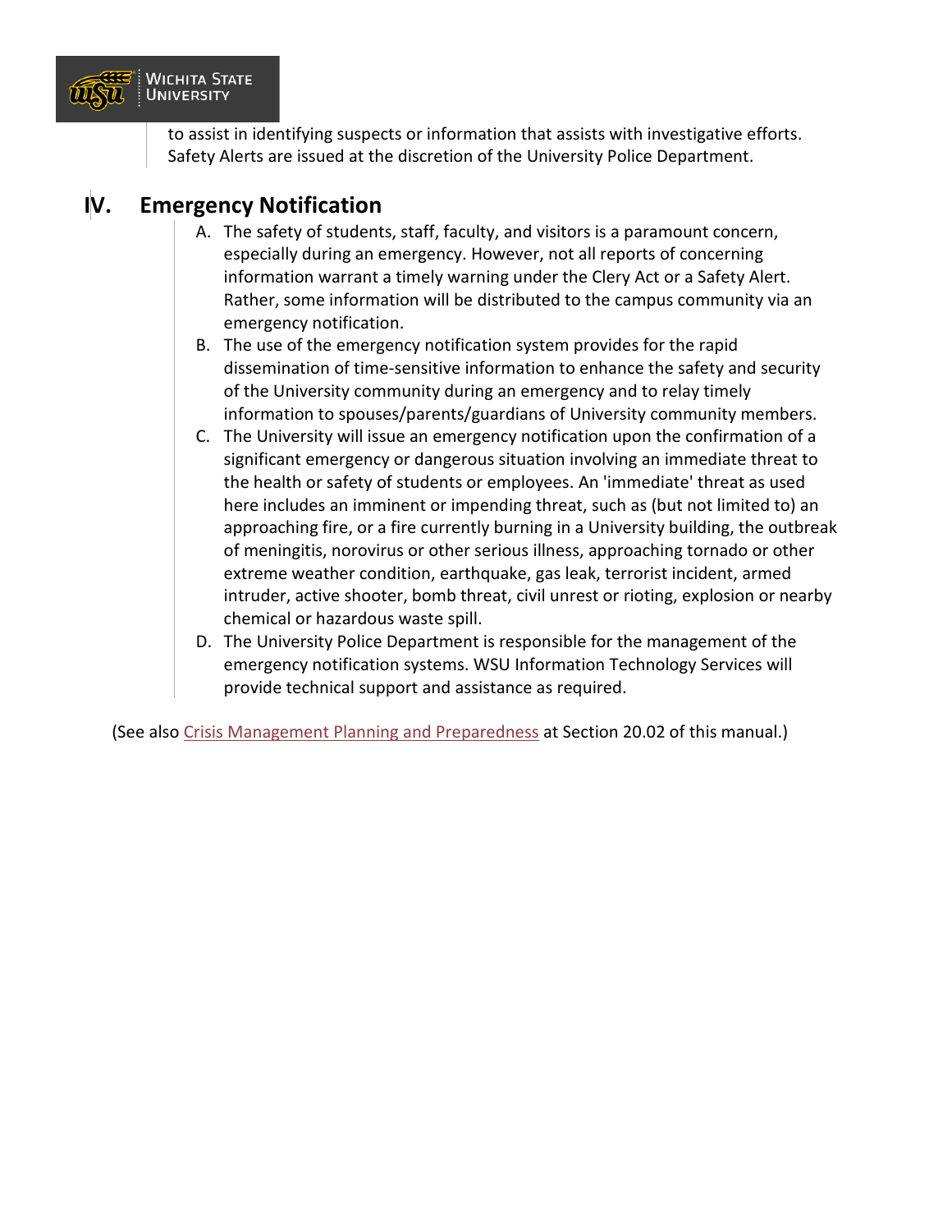to assist in identifying suspects or information that assists with investigative efforts. Safety Alerts are issued at the discretion of the University Police Department.

## IV. Emergency Notification

A. The safety of students, staff, faculty, and visitors is a paramount concern, especially during an emergency. However, not all reports of concerning information warrant a timely warning under the Clery Act or a Safety Alert. Rather, some information will be distributed to the campus community via an emergency notification.

B. The use of the emergency notification system provides for the rapid dissemination of time-sensitive information to enhance the safety and security of the University community during an emergency and to relay timely information to spouses/parents/guardians of University community members.

C. The University will issue an emergency notification upon the confirmation of a significant emergency or dangerous situation involving an immediate threat to the health or safety of students or employees. An 'immediate' threat as used here includes an imminent or impending threat, such as (but not limited to) an approaching fire, or a fire currently burning in a University building, the outbreak of meningitis, norovirus or other serious illness, approaching tornado or other extreme weather condition, earthquake, gas leak, terrorist incident, armed intruder, active shooter, bomb threat, civil unrest or rioting, explosion or nearby chemical or hazardous waste spill.

D. The University Police Department is responsible for the management of the emergency notification systems. WSU Information Technology Services will provide technical support and assistance as required.

(See also Crisis Management Planning and Preparedness at Section 20.02 of this manual.)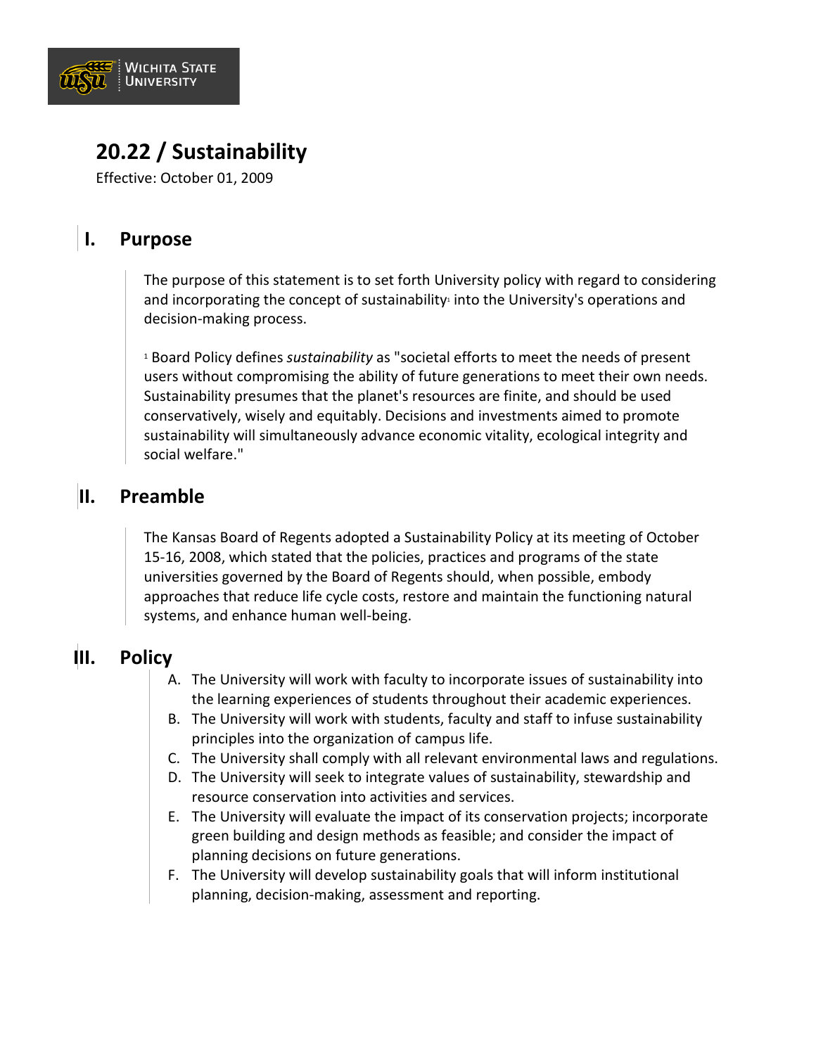# 20.22 / Sustainability

Effective: October 01, 2009

## I. Purpose

The purpose of this statement is to set forth University policy with regard to considering and incorporating the concept of sustainability[1] into the University's operations and decision-making process.

[1] Board Policy defines *sustainability* as "societal efforts to meet the needs of present users without compromising the ability of future generations to meet their own needs. Sustainability presumes that the planet's resources are finite, and should be used conservatively, wisely and equitably. Decisions and investments aimed to promote sustainability will simultaneously advance economic vitality, ecological integrity and social welfare."

## II. Preamble

The Kansas Board of Regents adopted a Sustainability Policy at its meeting of October 15-16, 2008, which stated that the policies, practices and programs of the state universities governed by the Board of Regents should, when possible, embody approaches that reduce life cycle costs, restore and maintain the functioning natural systems, and enhance human well-being.

## III. Policy

A. The University will work with faculty to incorporate issues of sustainability into the learning experiences of students throughout their academic experiences.
B. The University will work with students, faculty and staff to infuse sustainability principles into the organization of campus life.
C. The University shall comply with all relevant environmental laws and regulations.
D. The University will seek to integrate values of sustainability, stewardship and resource conservation into activities and services.
E. The University will evaluate the impact of its conservation projects; incorporate green building and design methods as feasible; and consider the impact of planning decisions on future generations.
F. The University will develop sustainability goals that will inform institutional planning, decision-making, assessment and reporting.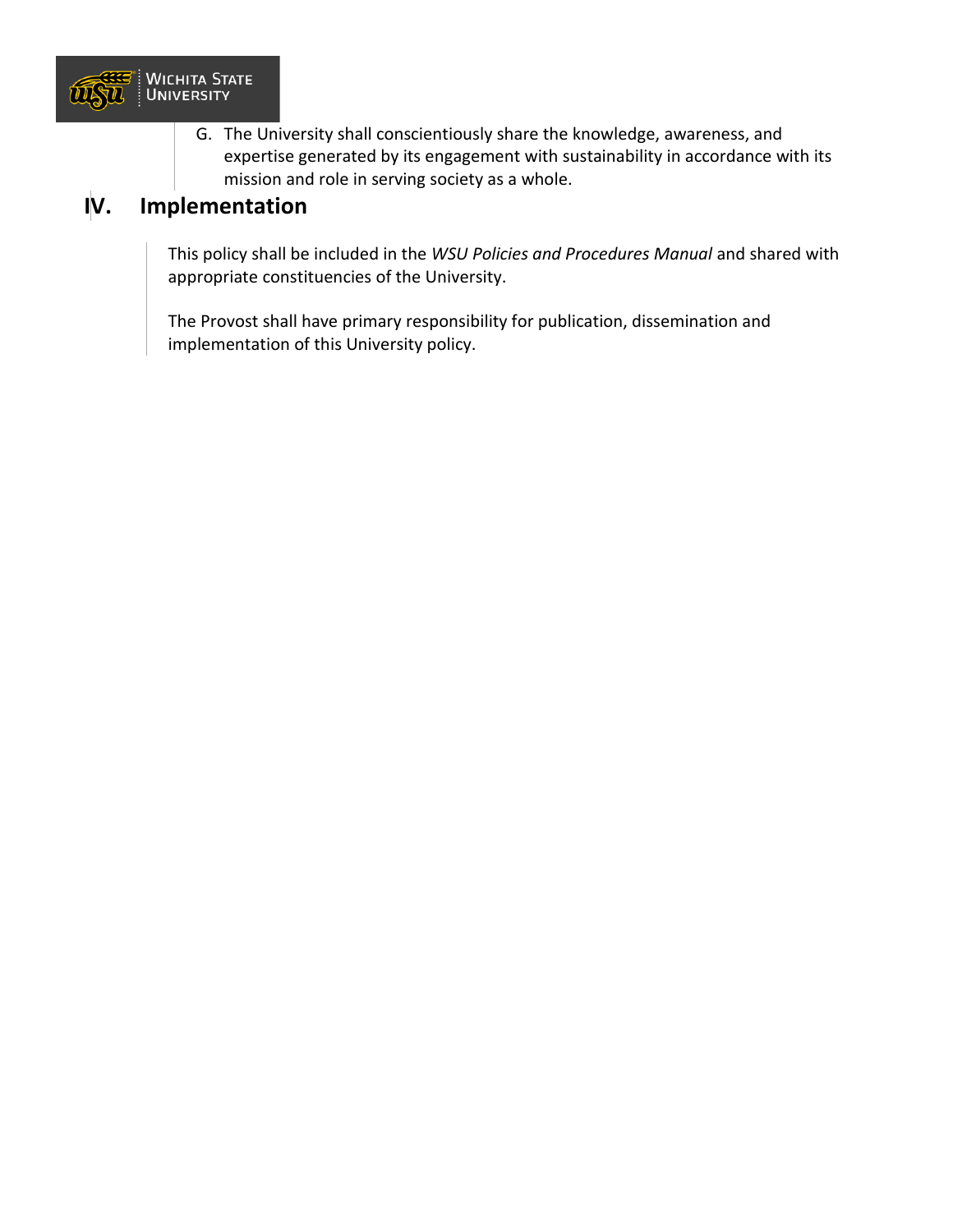G. The University shall conscientiously share the knowledge, awareness, and expertise generated by its engagement with sustainability in accordance with its mission and role in serving society as a whole.

## IV. Implementation

This policy shall be included in the *WSU Policies and Procedures Manual* and shared with appropriate constituencies of the University.

The Provost shall have primary responsibility for publication, dissemination and implementation of this University policy.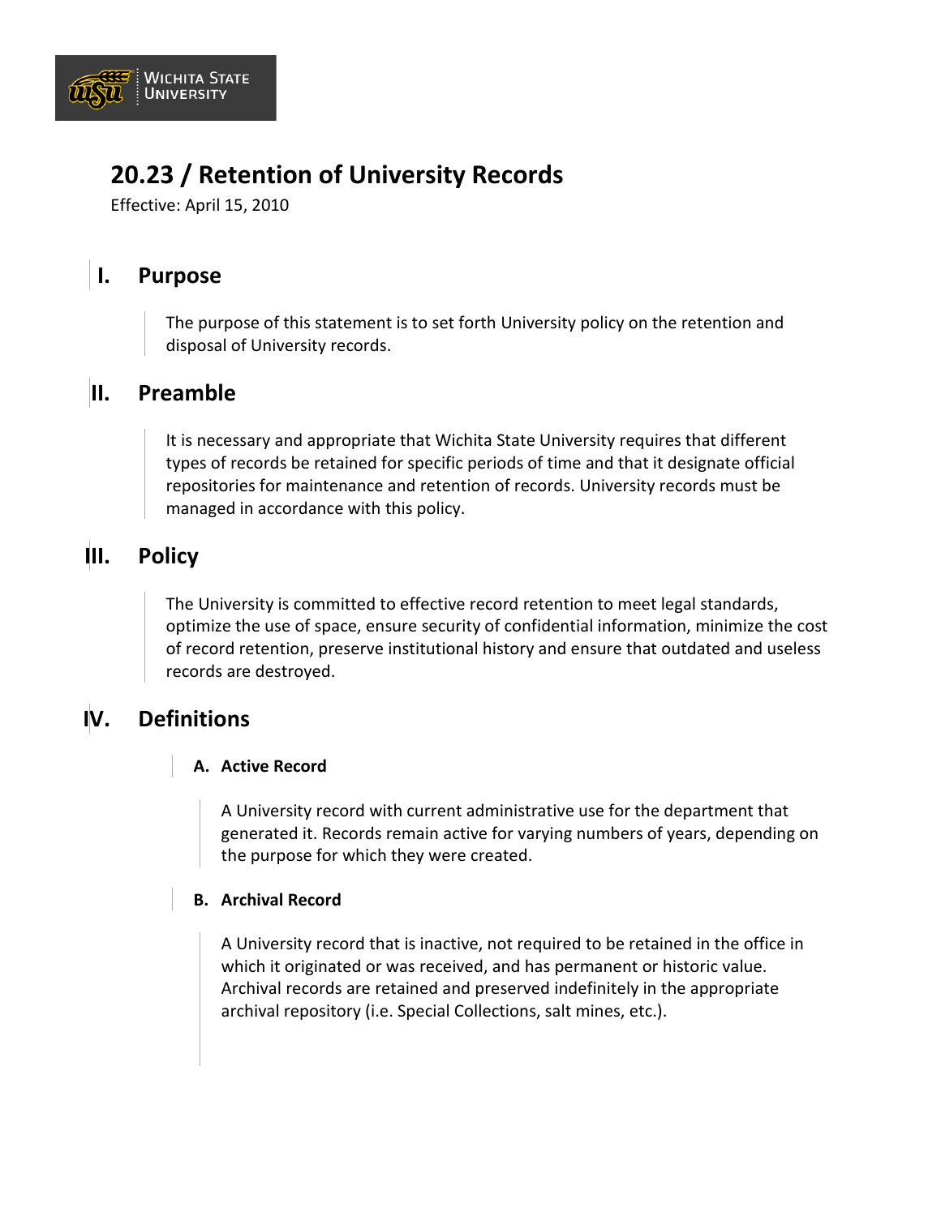# 20.23 / Retention of University Records

Effective: April 15, 2010

## I. Purpose

The purpose of this statement is to set forth University policy on the retention and disposal of University records.

## II. Preamble

It is necessary and appropriate that Wichita State University requires that different types of records be retained for specific periods of time and that it designate official repositories for maintenance and retention of records. University records must be managed in accordance with this policy.

## III. Policy

The University is committed to effective record retention to meet legal standards, optimize the use of space, ensure security of confidential information, minimize the cost of record retention, preserve institutional history and ensure that outdated and useless records are destroyed.

## IV. Definitions

### A. Active Record

A University record with current administrative use for the department that generated it. Records remain active for varying numbers of years, depending on the purpose for which they were created.

### B. Archival Record

A University record that is inactive, not required to be retained in the office in which it originated or was received, and has permanent or historic value. Archival records are retained and preserved indefinitely in the appropriate archival repository (i.e. Special Collections, salt mines, etc.).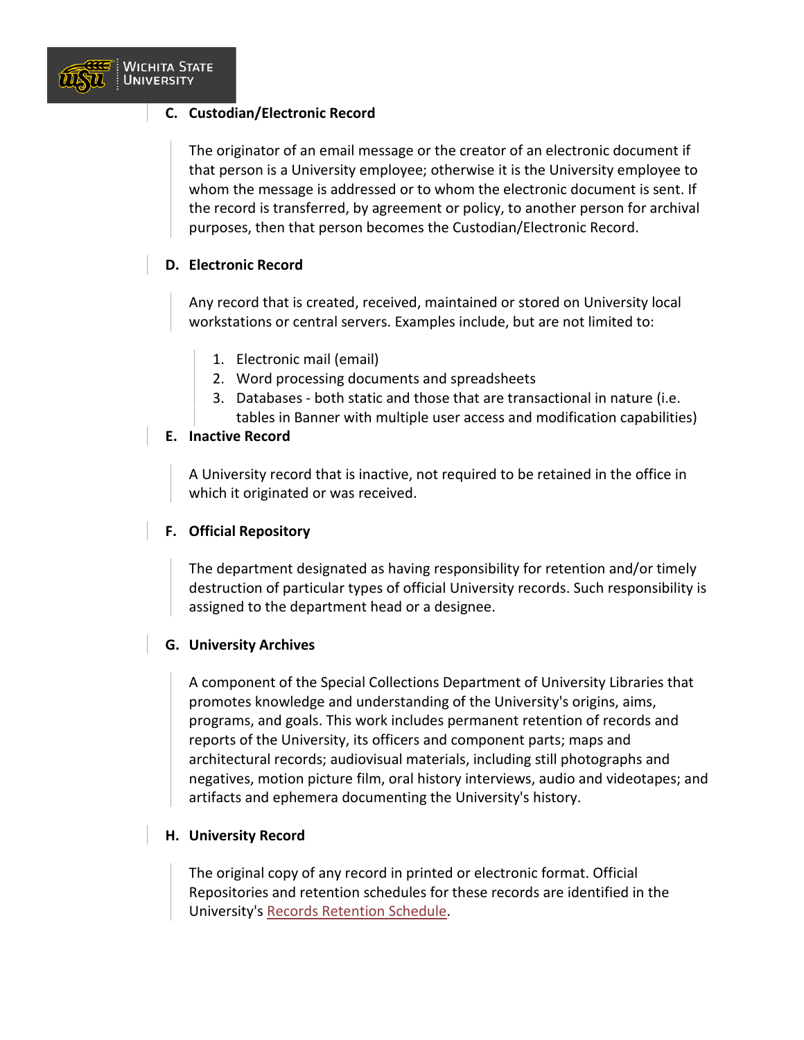**C. Custodian/Electronic Record**

The originator of an email message or the creator of an electronic document if that person is a University employee; otherwise it is the University employee to whom the message is addressed or to whom the electronic document is sent. If the record is transferred, by agreement or policy, to another person for archival purposes, then that person becomes the Custodian/Electronic Record.

**D. Electronic Record**

Any record that is created, received, maintained or stored on University local workstations or central servers. Examples include, but are not limited to:

1. Electronic mail (email)
2. Word processing documents and spreadsheets
3. Databases - both static and those that are transactional in nature (i.e. tables in Banner with multiple user access and modification capabilities)

**E. Inactive Record**

A University record that is inactive, not required to be retained in the office in which it originated or was received.

**F. Official Repository**

The department designated as having responsibility for retention and/or timely destruction of particular types of official University records. Such responsibility is assigned to the department head or a designee.

**G. University Archives**

A component of the Special Collections Department of University Libraries that promotes knowledge and understanding of the University's origins, aims, programs, and goals. This work includes permanent retention of records and reports of the University, its officers and component parts; maps and architectural records; audiovisual materials, including still photographs and negatives, motion picture film, oral history interviews, audio and videotapes; and artifacts and ephemera documenting the University's history.

**H. University Record**

The original copy of any record in printed or electronic format. Official Repositories and retention schedules for these records are identified in the University's Records Retention Schedule.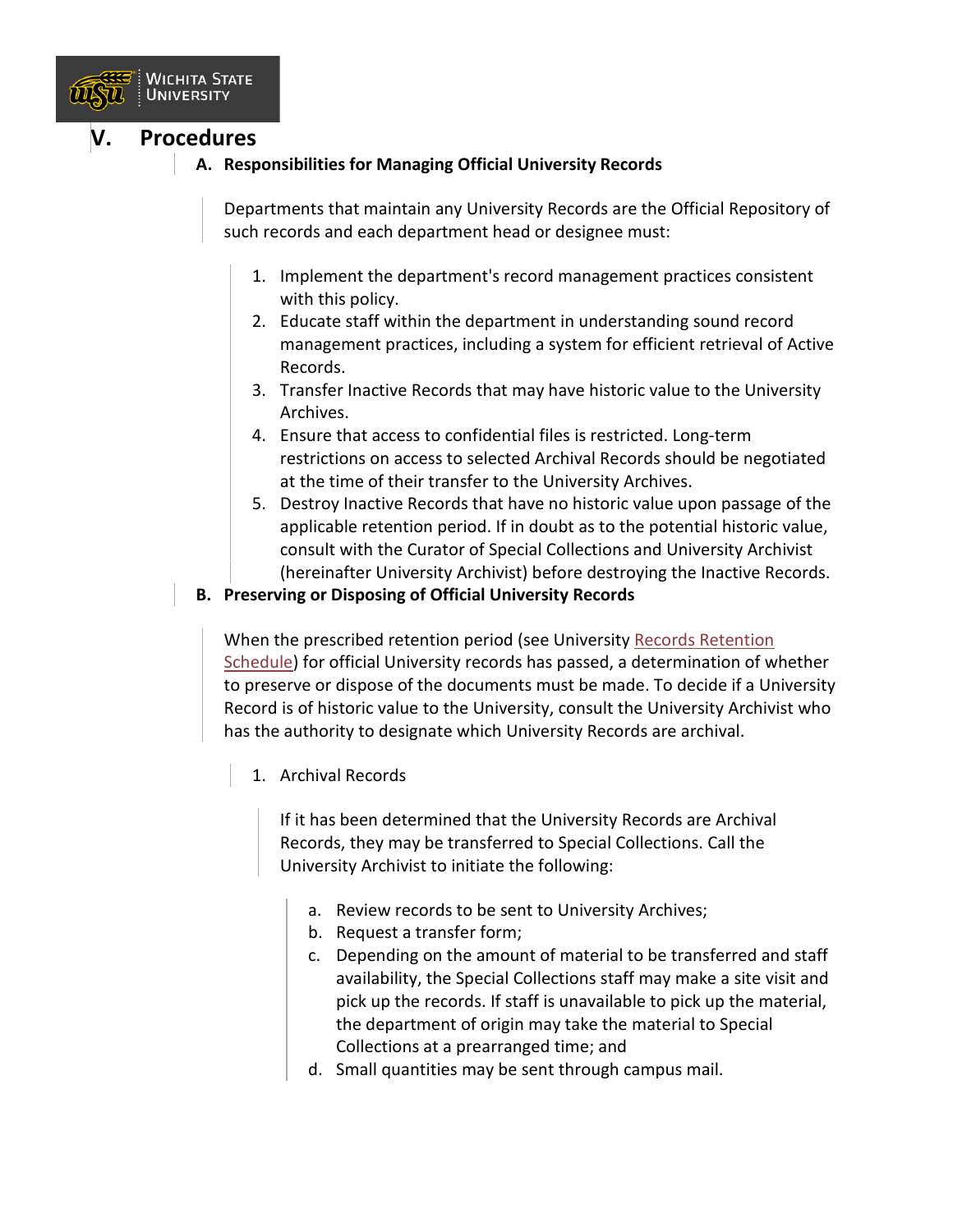## V. Procedures

### A. Responsibilities for Managing Official University Records

Departments that maintain any University Records are the Official Repository of such records and each department head or designee must:

1. Implement the department's record management practices consistent with this policy.
2. Educate staff within the department in understanding sound record management practices, including a system for efficient retrieval of Active Records.
3. Transfer Inactive Records that may have historic value to the University Archives.
4. Ensure that access to confidential files is restricted. Long-term restrictions on access to selected Archival Records should be negotiated at the time of their transfer to the University Archives.
5. Destroy Inactive Records that have no historic value upon passage of the applicable retention period. If in doubt as to the potential historic value, consult with the Curator of Special Collections and University Archivist (hereinafter University Archivist) before destroying the Inactive Records.

### B. Preserving or Disposing of Official University Records

When the prescribed retention period (see University Records Retention Schedule) for official University records has passed, a determination of whether to preserve or dispose of the documents must be made. To decide if a University Record is of historic value to the University, consult the University Archivist who has the authority to designate which University Records are archival.

1. Archival Records

   If it has been determined that the University Records are Archival Records, they may be transferred to Special Collections. Call the University Archivist to initiate the following:

   a. Review records to be sent to University Archives;
   b. Request a transfer form;
   c. Depending on the amount of material to be transferred and staff availability, the Special Collections staff may make a site visit and pick up the records. If staff is unavailable to pick up the material, the department of origin may take the material to Special Collections at a prearranged time; and
   d. Small quantities may be sent through campus mail.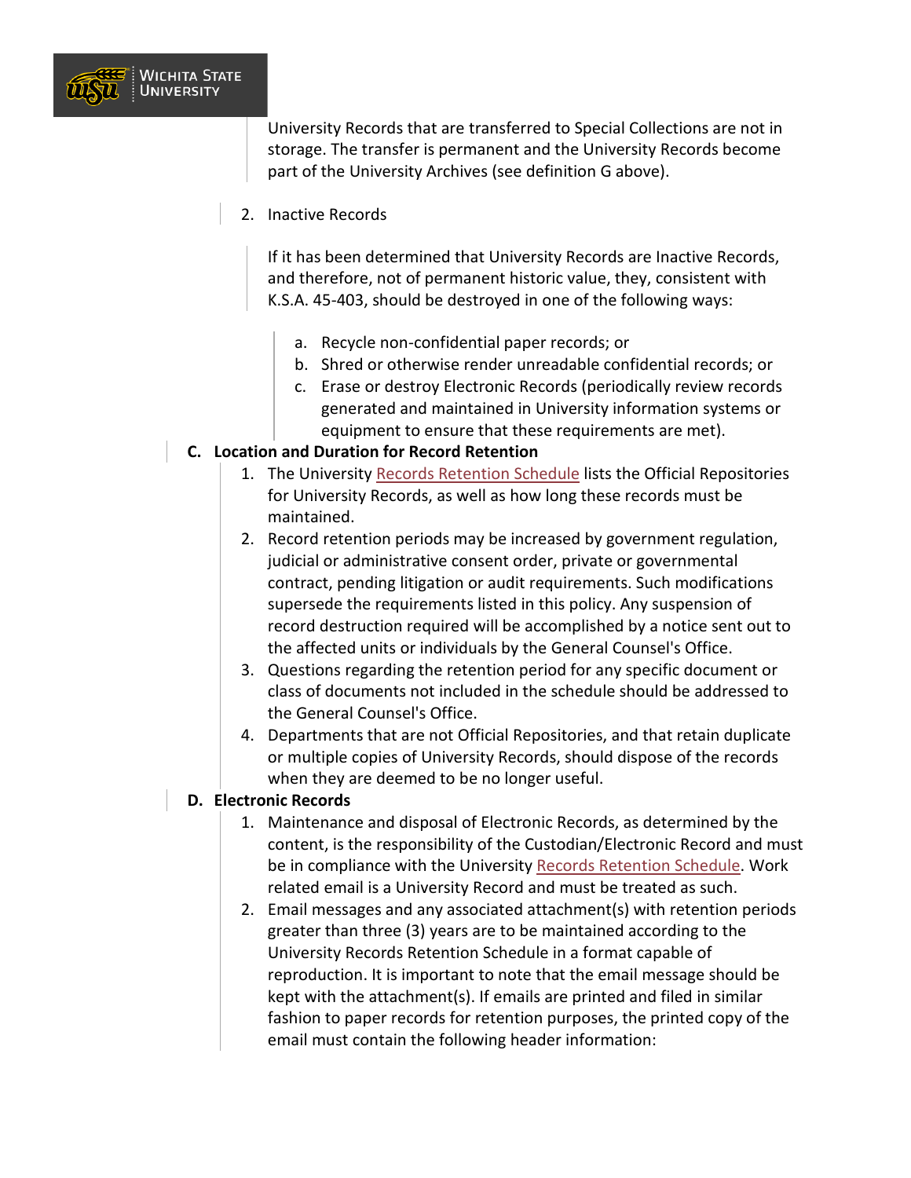University Records that are transferred to Special Collections are not in storage. The transfer is permanent and the University Records become part of the University Archives (see definition G above).

2. Inactive Records

   If it has been determined that University Records are Inactive Records, and therefore, not of permanent historic value, they, consistent with K.S.A. 45-403, should be destroyed in one of the following ways:

   a. Recycle non-confidential paper records; or
   b. Shred or otherwise render unreadable confidential records; or
   c. Erase or destroy Electronic Records (periodically review records generated and maintained in University information systems or equipment to ensure that these requirements are met).

**C. Location and Duration for Record Retention**

1. The University Records Retention Schedule lists the Official Repositories for University Records, as well as how long these records must be maintained.
2. Record retention periods may be increased by government regulation, judicial or administrative consent order, private or governmental contract, pending litigation or audit requirements. Such modifications supersede the requirements listed in this policy. Any suspension of record destruction required will be accomplished by a notice sent out to the affected units or individuals by the General Counsel's Office.
3. Questions regarding the retention period for any specific document or class of documents not included in the schedule should be addressed to the General Counsel's Office.
4. Departments that are not Official Repositories, and that retain duplicate or multiple copies of University Records, should dispose of the records when they are deemed to be no longer useful.

**D. Electronic Records**

1. Maintenance and disposal of Electronic Records, as determined by the content, is the responsibility of the Custodian/Electronic Record and must be in compliance with the University Records Retention Schedule. Work related email is a University Record and must be treated as such.
2. Email messages and any associated attachment(s) with retention periods greater than three (3) years are to be maintained according to the University Records Retention Schedule in a format capable of reproduction. It is important to note that the email message should be kept with the attachment(s). If emails are printed and filed in similar fashion to paper records for retention purposes, the printed copy of the email must contain the following header information: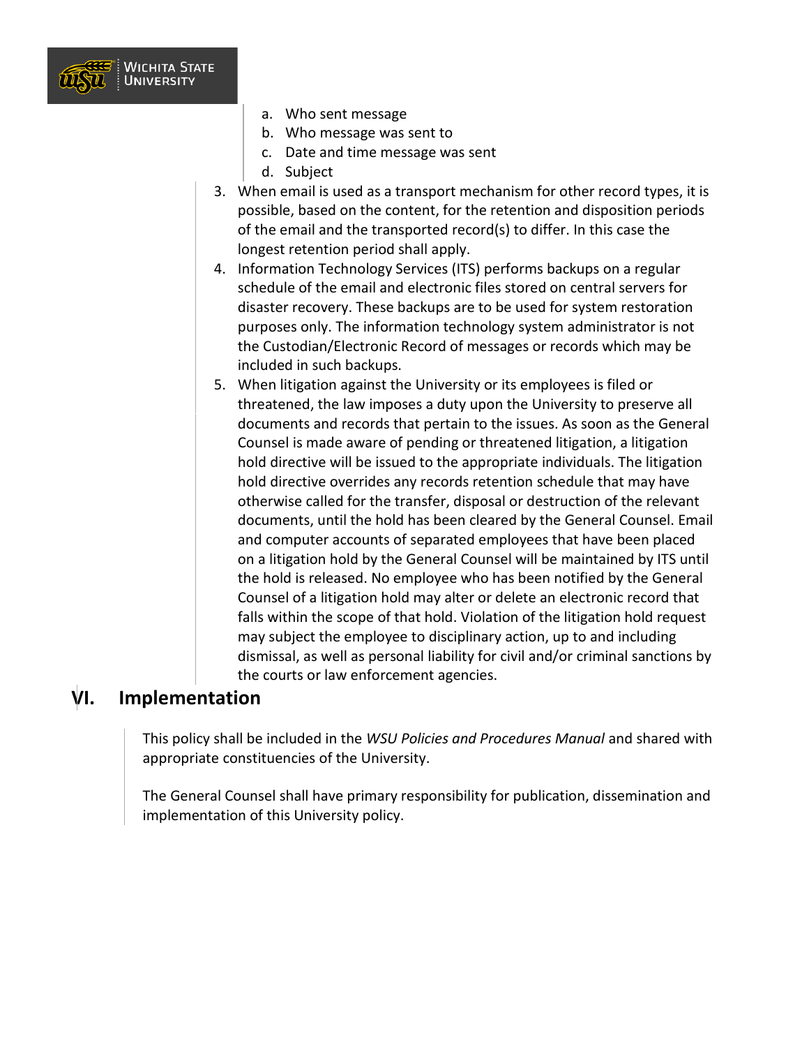a. Who sent message
   b. Who message was sent to
   c. Date and time message was sent
   d. Subject
3. When email is used as a transport mechanism for other record types, it is possible, based on the content, for the retention and disposition periods of the email and the transported record(s) to differ. In this case the longest retention period shall apply.
4. Information Technology Services (ITS) performs backups on a regular schedule of the email and electronic files stored on central servers for disaster recovery. These backups are to be used for system restoration purposes only. The information technology system administrator is not the Custodian/Electronic Record of messages or records which may be included in such backups.
5. When litigation against the University or its employees is filed or threatened, the law imposes a duty upon the University to preserve all documents and records that pertain to the issues. As soon as the General Counsel is made aware of pending or threatened litigation, a litigation hold directive will be issued to the appropriate individuals. The litigation hold directive overrides any records retention schedule that may have otherwise called for the transfer, disposal or destruction of the relevant documents, until the hold has been cleared by the General Counsel. Email and computer accounts of separated employees that have been placed on a litigation hold by the General Counsel will be maintained by ITS until the hold is released. No employee who has been notified by the General Counsel of a litigation hold may alter or delete an electronic record that falls within the scope of that hold. Violation of the litigation hold request may subject the employee to disciplinary action, up to and including dismissal, as well as personal liability for civil and/or criminal sanctions by the courts or law enforcement agencies.

## VI. Implementation

This policy shall be included in the *WSU Policies and Procedures Manual* and shared with appropriate constituencies of the University.

The General Counsel shall have primary responsibility for publication, dissemination and implementation of this University policy.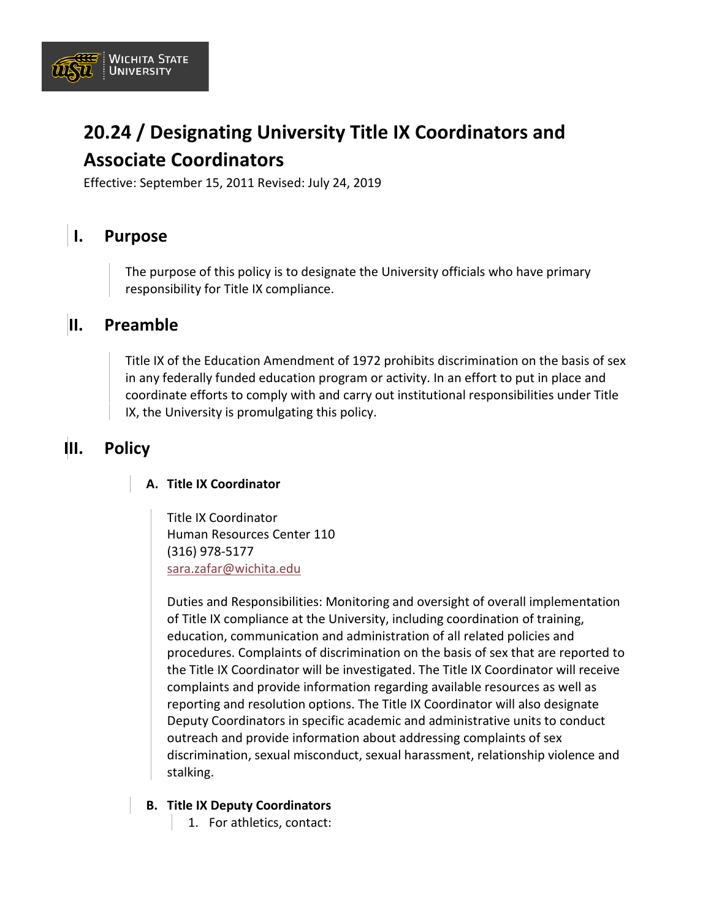# 20.24 / Designating University Title IX Coordinators and Associate Coordinators

Effective: September 15, 2011 Revised: July 24, 2019

## I. Purpose

The purpose of this policy is to designate the University officials who have primary responsibility for Title IX compliance.

## II. Preamble

Title IX of the Education Amendment of 1972 prohibits discrimination on the basis of sex in any federally funded education program or activity. In an effort to put in place and coordinate efforts to comply with and carry out institutional responsibilities under Title IX, the University is promulgating this policy.

## III. Policy

### A. Title IX Coordinator

Title IX Coordinator
Human Resources Center 110
(316) 978-5177
sara.zafar@wichita.edu

Duties and Responsibilities: Monitoring and oversight of overall implementation of Title IX compliance at the University, including coordination of training, education, communication and administration of all related policies and procedures. Complaints of discrimination on the basis of sex that are reported to the Title IX Coordinator will be investigated. The Title IX Coordinator will receive complaints and provide information regarding available resources as well as reporting and resolution options. The Title IX Coordinator will also designate Deputy Coordinators in specific academic and administrative units to conduct outreach and provide information about addressing complaints of sex discrimination, sexual misconduct, sexual harassment, relationship violence and stalking.

### B. Title IX Deputy Coordinators

1. For athletics, contact: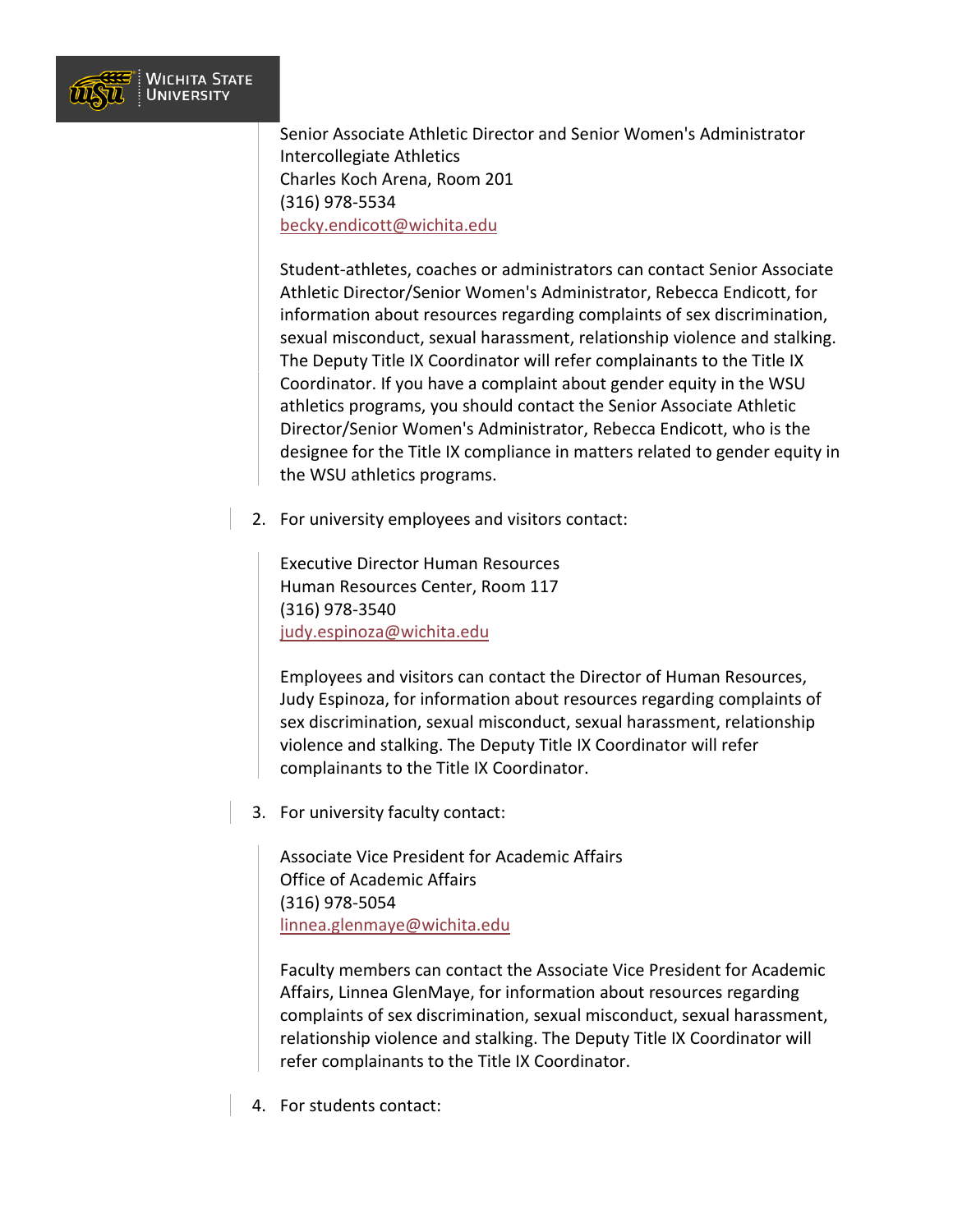Senior Associate Athletic Director and Senior Women's Administrator
Intercollegiate Athletics
Charles Koch Arena, Room 201
(316) 978-5534
becky.endicott@wichita.edu

Student-athletes, coaches or administrators can contact Senior Associate Athletic Director/Senior Women's Administrator, Rebecca Endicott, for information about resources regarding complaints of sex discrimination, sexual misconduct, sexual harassment, relationship violence and stalking. The Deputy Title IX Coordinator will refer complainants to the Title IX Coordinator. If you have a complaint about gender equity in the WSU athletics programs, you should contact the Senior Associate Athletic Director/Senior Women's Administrator, Rebecca Endicott, who is the designee for the Title IX compliance in matters related to gender equity in the WSU athletics programs.

2. For university employees and visitors contact:

   Executive Director Human Resources
   Human Resources Center, Room 117
   (316) 978-3540
   judy.espinoza@wichita.edu

   Employees and visitors can contact the Director of Human Resources, Judy Espinoza, for information about resources regarding complaints of sex discrimination, sexual misconduct, sexual harassment, relationship violence and stalking. The Deputy Title IX Coordinator will refer complainants to the Title IX Coordinator.

3. For university faculty contact:

   Associate Vice President for Academic Affairs
   Office of Academic Affairs
   (316) 978-5054
   linnea.glenmaye@wichita.edu

   Faculty members can contact the Associate Vice President for Academic Affairs, Linnea GlenMaye, for information about resources regarding complaints of sex discrimination, sexual misconduct, sexual harassment, relationship violence and stalking. The Deputy Title IX Coordinator will refer complainants to the Title IX Coordinator.

4. For students contact: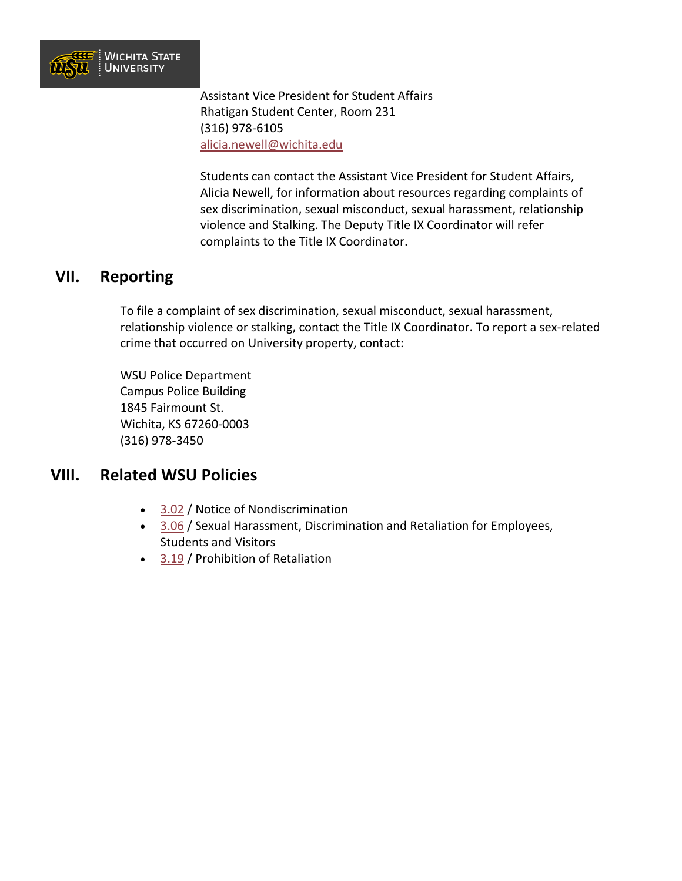Assistant Vice President for Student Affairs
Rhatigan Student Center, Room 231
(316) 978-6105
alicia.newell@wichita.edu

Students can contact the Assistant Vice President for Student Affairs, Alicia Newell, for information about resources regarding complaints of sex discrimination, sexual misconduct, sexual harassment, relationship violence and Stalking. The Deputy Title IX Coordinator will refer complaints to the Title IX Coordinator.

## VII. Reporting

To file a complaint of sex discrimination, sexual misconduct, sexual harassment, relationship violence or stalking, contact the Title IX Coordinator. To report a sex-related crime that occurred on University property, contact:

WSU Police Department
Campus Police Building
1845 Fairmount St.
Wichita, KS 67260-0003
(316) 978-3450

## VIII. Related WSU Policies

- 3.02 / Notice of Nondiscrimination
- 3.06 / Sexual Harassment, Discrimination and Retaliation for Employees, Students and Visitors
- 3.19 / Prohibition of Retaliation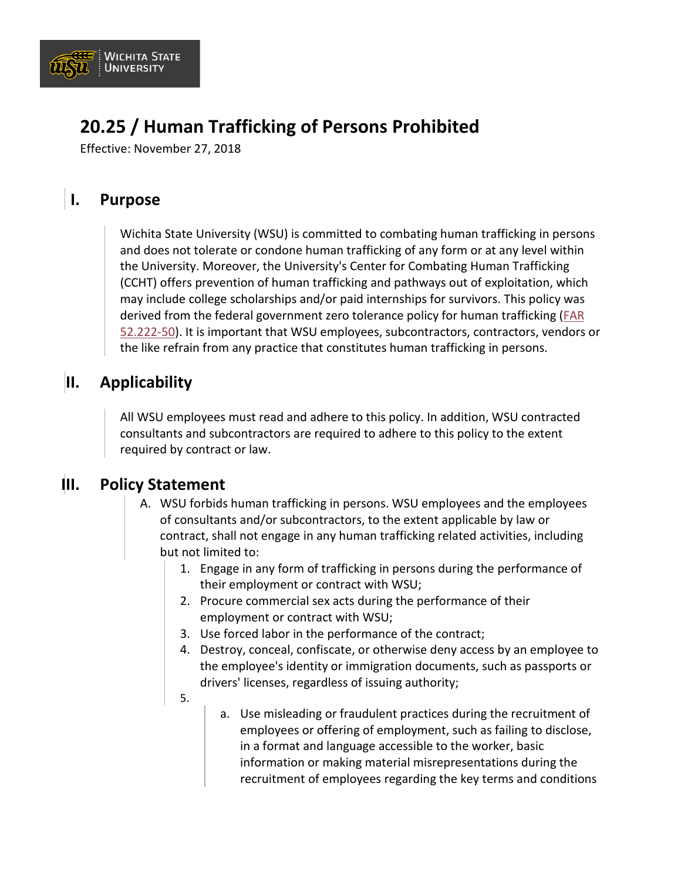# 20.25 / Human Trafficking of Persons Prohibited

Effective: November 27, 2018

## I. Purpose

Wichita State University (WSU) is committed to combating human trafficking in persons and does not tolerate or condone human trafficking of any form or at any level within the University. Moreover, the University's Center for Combating Human Trafficking (CCHT) offers prevention of human trafficking and pathways out of exploitation, which may include college scholarships and/or paid internships for survivors. This policy was derived from the federal government zero tolerance policy for human trafficking (FAR 52.222-50). It is important that WSU employees, subcontractors, contractors, vendors or the like refrain from any practice that constitutes human trafficking in persons.

## II. Applicability

All WSU employees must read and adhere to this policy. In addition, WSU contracted consultants and subcontractors are required to adhere to this policy to the extent required by contract or law.

## III. Policy Statement

A. WSU forbids human trafficking in persons. WSU employees and the employees of consultants and/or subcontractors, to the extent applicable by law or contract, shall not engage in any human trafficking related activities, including but not limited to:

1. Engage in any form of trafficking in persons during the performance of their employment or contract with WSU;
2. Procure commercial sex acts during the performance of their employment or contract with WSU;
3. Use forced labor in the performance of the contract;
4. Destroy, conceal, confiscate, or otherwise deny access by an employee to the employee's identity or immigration documents, such as passports or drivers' licenses, regardless of issuing authority;
5. 
    a. Use misleading or fraudulent practices during the recruitment of employees or offering of employment, such as failing to disclose, in a format and language accessible to the worker, basic information or making material misrepresentations during the recruitment of employees regarding the key terms and conditions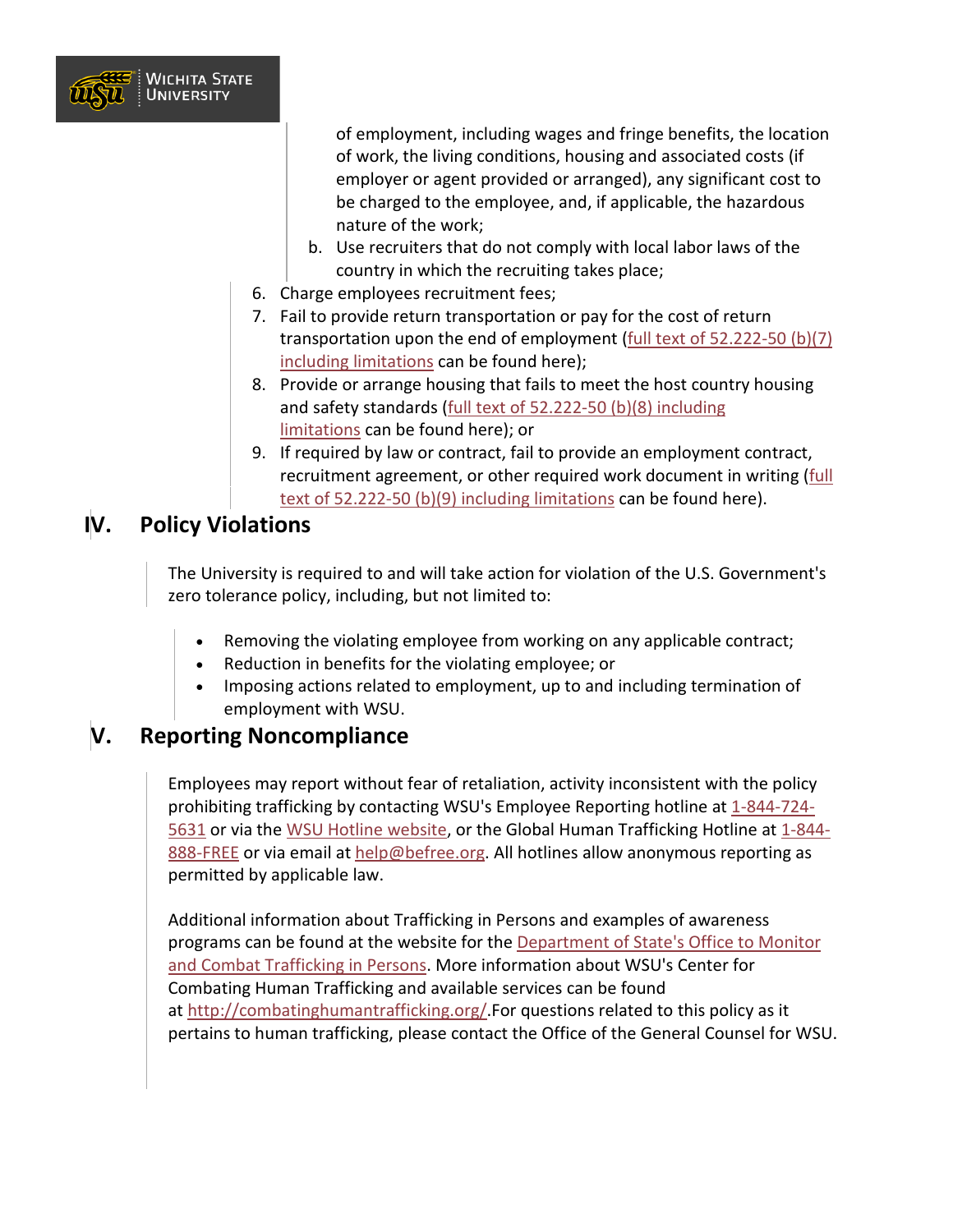of employment, including wages and fringe benefits, the location of work, the living conditions, housing and associated costs (if employer or agent provided or arranged), any significant cost to be charged to the employee, and, if applicable, the hazardous nature of the work;

   b. Use recruiters that do not comply with local labor laws of the country in which the recruiting takes place;

6. Charge employees recruitment fees;
7. Fail to provide return transportation or pay for the cost of return transportation upon the end of employment (full text of 52.222-50 (b)(7) including limitations can be found here);
8. Provide or arrange housing that fails to meet the host country housing and safety standards (full text of 52.222-50 (b)(8) including limitations can be found here); or
9. If required by law or contract, fail to provide an employment contract, recruitment agreement, or other required work document in writing (full text of 52.222-50 (b)(9) including limitations can be found here).

## IV. Policy Violations

The University is required to and will take action for violation of the U.S. Government's zero tolerance policy, including, but not limited to:

- Removing the violating employee from working on any applicable contract;
- Reduction in benefits for the violating employee; or
- Imposing actions related to employment, up to and including termination of employment with WSU.

## V. Reporting Noncompliance

Employees may report without fear of retaliation, activity inconsistent with the policy prohibiting trafficking by contacting WSU's Employee Reporting hotline at 1-844-724-5631 or via the WSU Hotline website, or the Global Human Trafficking Hotline at 1-844-888-FREE or via email at help@befree.org. All hotlines allow anonymous reporting as permitted by applicable law.

Additional information about Trafficking in Persons and examples of awareness programs can be found at the website for the Department of State's Office to Monitor and Combat Trafficking in Persons. More information about WSU's Center for Combating Human Trafficking and available services can be found at http://combatinghumantrafficking.org/.For questions related to this policy as it pertains to human trafficking, please contact the Office of the General Counsel for WSU.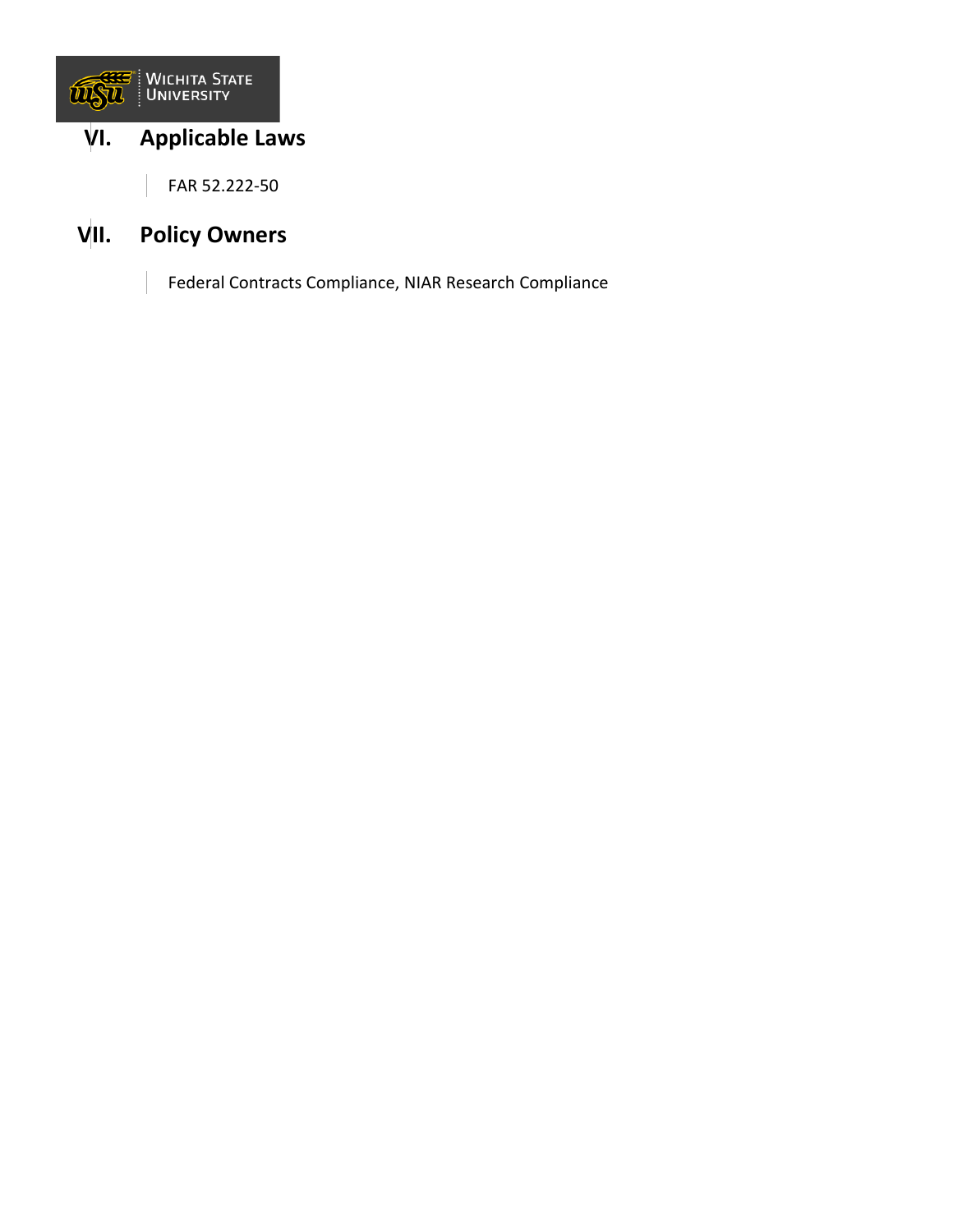## VI. Applicable Laws

FAR 52.222-50

## VII. Policy Owners

Federal Contracts Compliance, NIAR Research Compliance